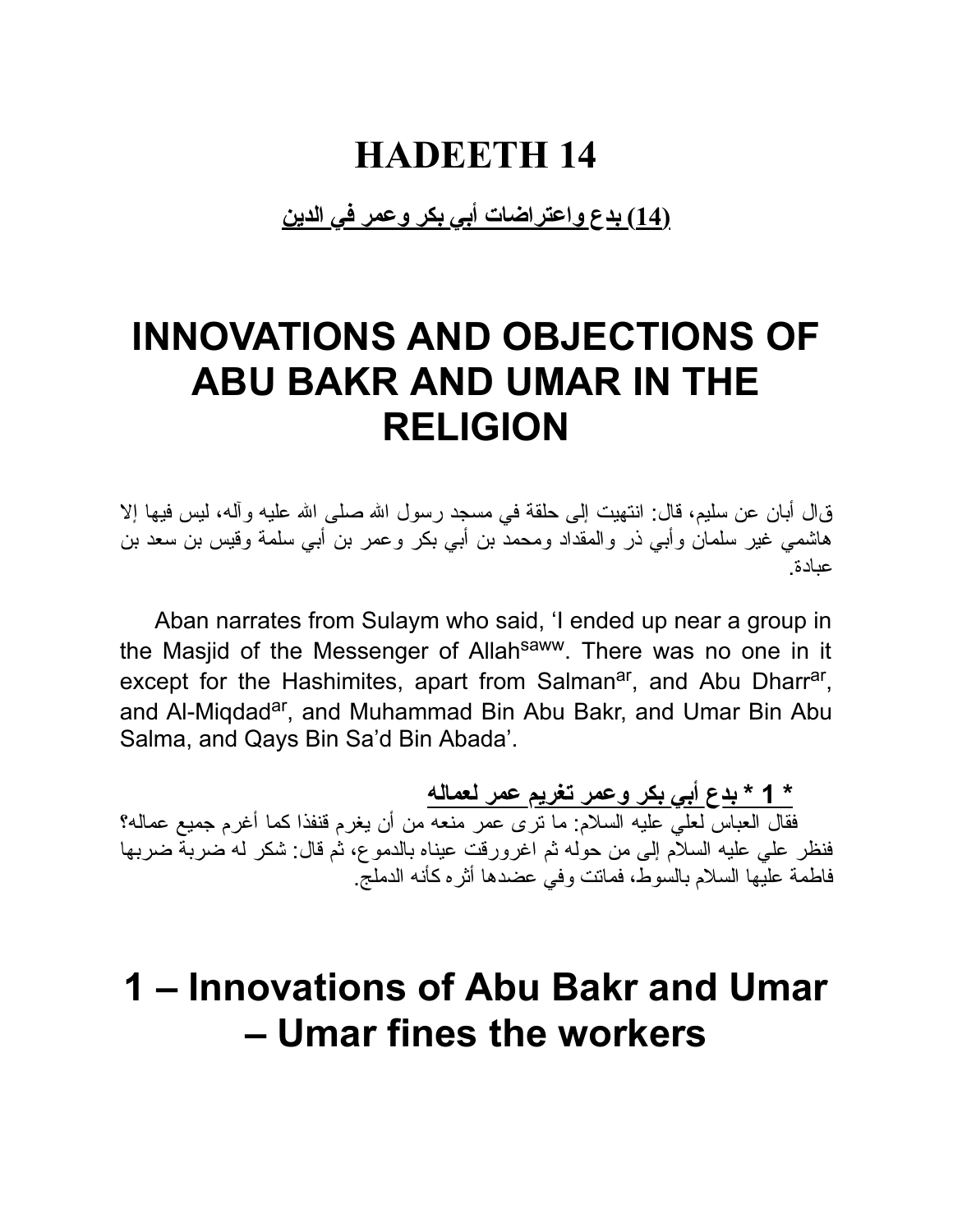# HADEETH 14

**(14) بدع واعتراضات أبي بكر وعمر في الدين**

# INNOVATIONS AND OBJECTIONS OF ABU BAKR AND UMAR IN THE RELIGION

قال أبان عن سليم، قال: انتهيت إلى حلقة في مسجد رسول الله صلى الله عليه وآله، ليس فيها إلا هاشمي غير سلمان وأبي ذر والمقداد ومحمد بن أبي بكر وعمر بن أبي سلمة وقيس بن سعد بن عبادة.

Aban narrates from Sulaym who said, 'I ended up near a group in the Masjid of the Messenger of Allah[saww]. There was no one in it except for the Hashimites, apart from Salman[ar], and Abu Dharr[ar], and Al-Miqdad[ar], and Muhammad Bin Abu Bakr, and Umar Bin Abu Salma, and Qays Bin Sa'd Bin Abada'.

**\* 1 \* بدع أبي بكر وعمر تغريم عمر لعماله**

فقال العباس لعلي عليه السلام: ما ترى عمر منعه من أن يغرم قنفذا كما أغرم جميع عماله؟ فنظر علي عليه السلام إلى من حوله ثم اغرورقت عيناه بالدموع، ثم قال: شكر له ضربة ضربها فاطمة عليها السلام بالسوط، فماتت وفي عضدها أثره كأنه الدملج.

# 1 – Innovations of Abu Bakr and Umar – Umar fines the workers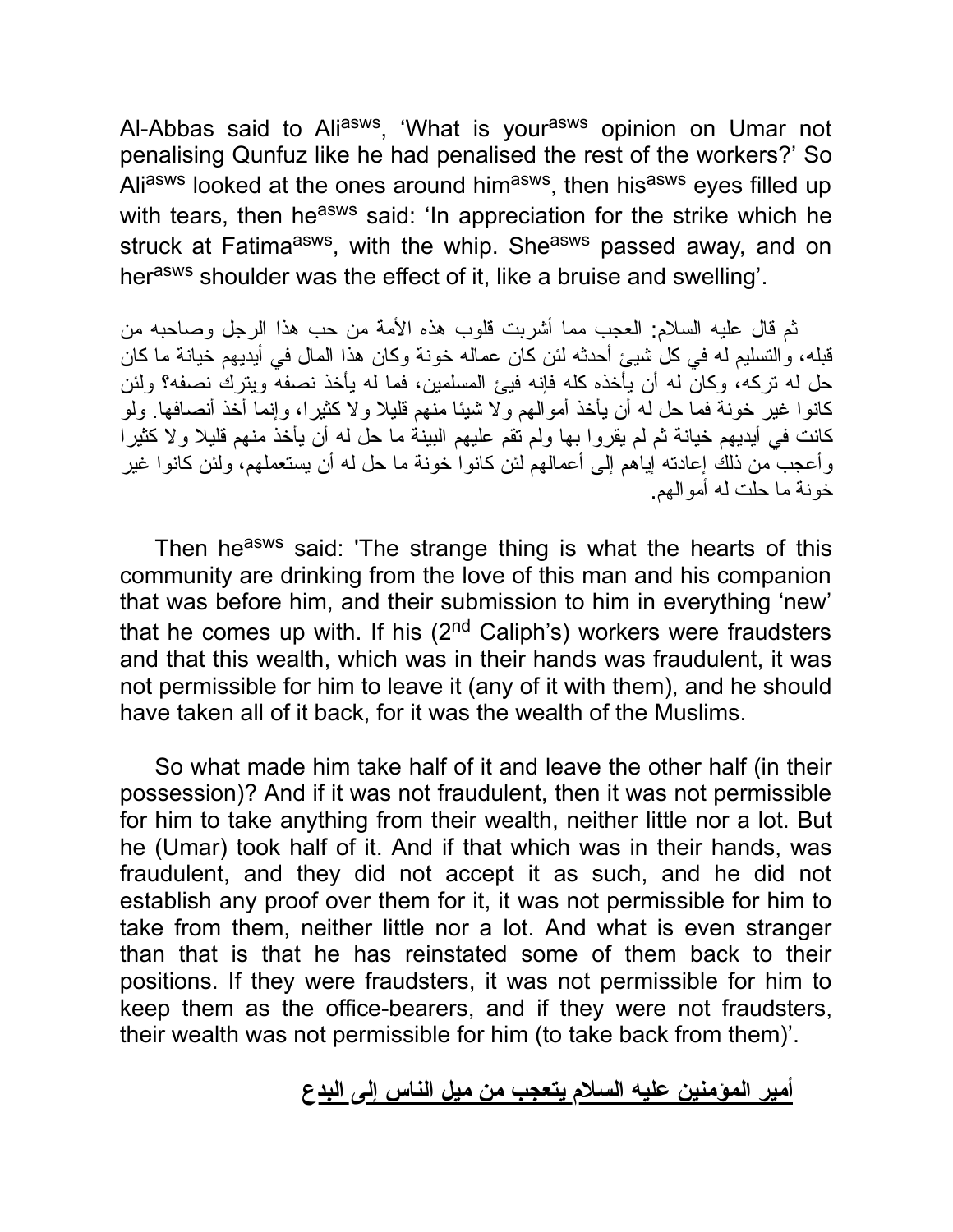Al-Abbas said to Ali[asws], 'What is your[asws] opinion on Umar not penalising Qunfuz like he had penalised the rest of the workers?' So Ali[asws] looked at the ones around him[asws], then his[asws] eyes filled up with tears, then he[asws] said: 'In appreciation for the strike which he struck at Fatima[asws], with the whip. She[asws] passed away, and on her[asws] shoulder was the effect of it, like a bruise and swelling'.

ثم قال عليه السلام: العجب مما أشربت قلوب هذه الأمة من حب هذا الرجل وصاحبه من قبله، والتسليم له في كل شيئ أحدثه لئن كان عماله خونة وكان هذا المال في أيديهم خيانة ما كان حل له تركه، وكان له أن يأخذه كله فإنه فيئ المسلمين، فما له يأخذ نصفه ويترك نصفه؟ ولئن كانوا غير خونة فما حل له أن يأخذ أموالهم ولا شيئا منهم قليلا ولا كثيرا، وإنما أخذ أنصافها. ولو كانت في أيديهم خيانة ثم لم يقروا بها ولم تقم عليهم البينة ما حل له أن يأخذ منهم قليلا ولا كثيرا وأعجب من ذلك إعادته إياهم إلى أعمالهم لئن كانوا خونة ما حل له أن يستعملهم، ولئن كانوا غير خونة ما حلت له أموالهم.

Then he[asws] said: 'The strange thing is what the hearts of this community are drinking from the love of this man and his companion that was before him, and their submission to him in everything 'new' that he comes up with. If his (2nd Caliph's) workers were fraudsters and that this wealth, which was in their hands was fraudulent, it was not permissible for him to leave it (any of it with them), and he should have taken all of it back, for it was the wealth of the Muslims.

So what made him take half of it and leave the other half (in their possession)? And if it was not fraudulent, then it was not permissible for him to take anything from their wealth, neither little nor a lot. But he (Umar) took half of it. And if that which was in their hands, was fraudulent, and they did not accept it as such, and he did not establish any proof over them for it, it was not permissible for him to take from them, neither little nor a lot. And what is even stranger than that is that he has reinstated some of them back to their positions. If they were fraudsters, it was not permissible for him to keep them as the office-bearers, and if they were not fraudsters, their wealth was not permissible for him (to take back from them)'.

## <u>أمير المؤمنين عليه السلام يتعجب من ميل الناس إلى البدع</u>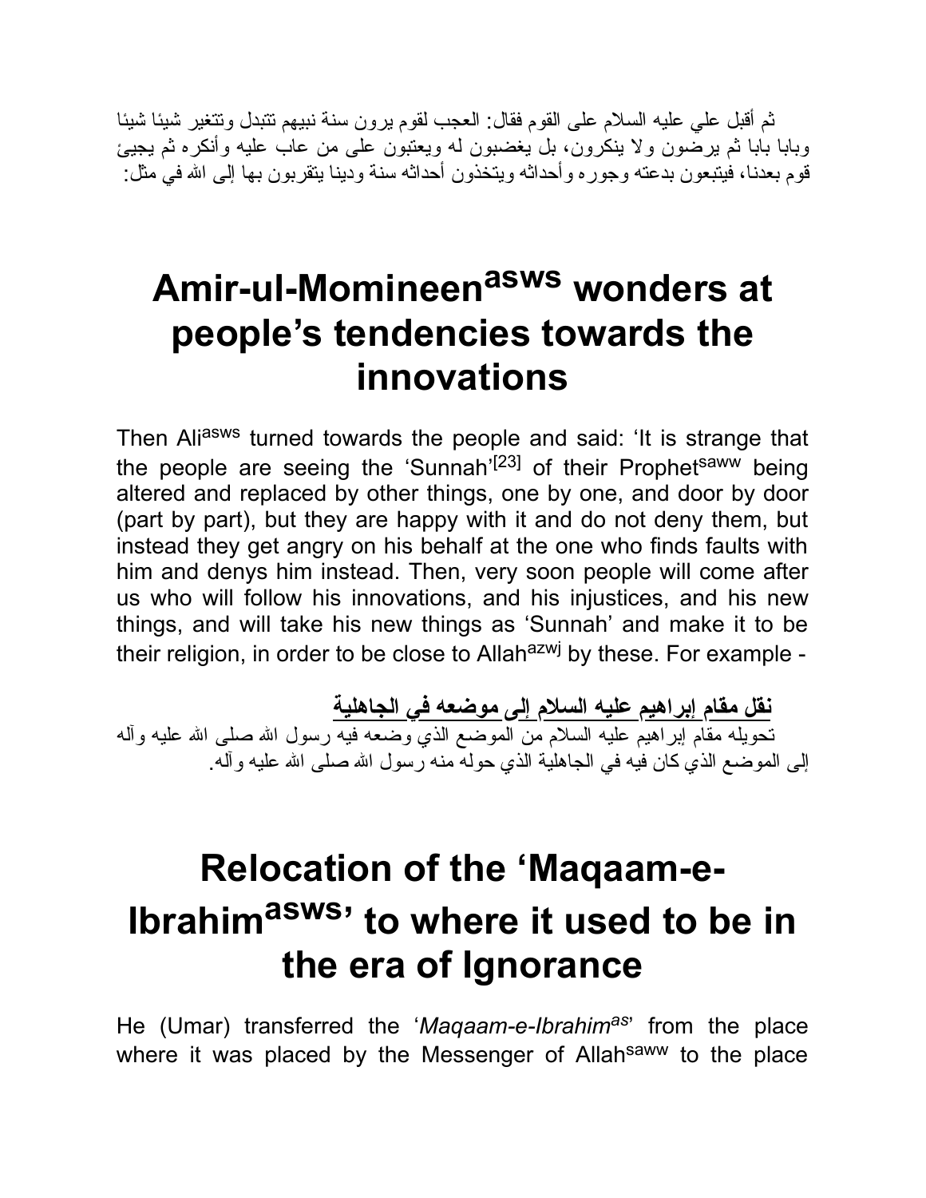ثم أقبل علي عليه السلام على القوم فقال: العجب لقوم يرون سنة نبيهم تتبدل وتتغير شيئا شيئا وبابا بابا ثم يرضون ولا ينكرون، بل يغضبون له ويعتبون على من عاب عليه وأنكره ثم يجيئ قوم بعدنا، فيتبعون بدعته وجوره وأحداثه ويتخذون أحداثه سنة ودينا يتقربون بها إلى الله في مثل:

# Amir-ul-Momineen^asws wonders at people's tendencies towards the innovations

Then Ali^asws turned towards the people and said: 'It is strange that the people are seeing the 'Sunnah'[23] of their Prophet^saww being altered and replaced by other things, one by one, and door by door (part by part), but they are happy with it and do not deny them, but instead they get angry on his behalf at the one who finds faults with him and denys him instead. Then, very soon people will come after us who will follow his innovations, and his injustices, and his new things, and will take his new things as 'Sunnah' and make it to be their religion, in order to be close to Allah^azwj by these. For example -

**<u>نقل مقام إبراهيم عليه السلام إلى موضعه في الجاهلية</u>**

تحويله مقام إبراهيم عليه السلام من الموضع الذي وضعه فيه رسول الله صلى الله عليه وآله إلى الموضع الذي كان فيه في الجاهلية الذي حوله منه رسول الله صلى الله عليه وآله.

# Relocation of the 'Maqaam-e-Ibrahim^asws' to where it used to be in the era of Ignorance

He (Umar) transferred the '*Maqaam-e-Ibrahim^as*' from the place where it was placed by the Messenger of Allah^saww to the place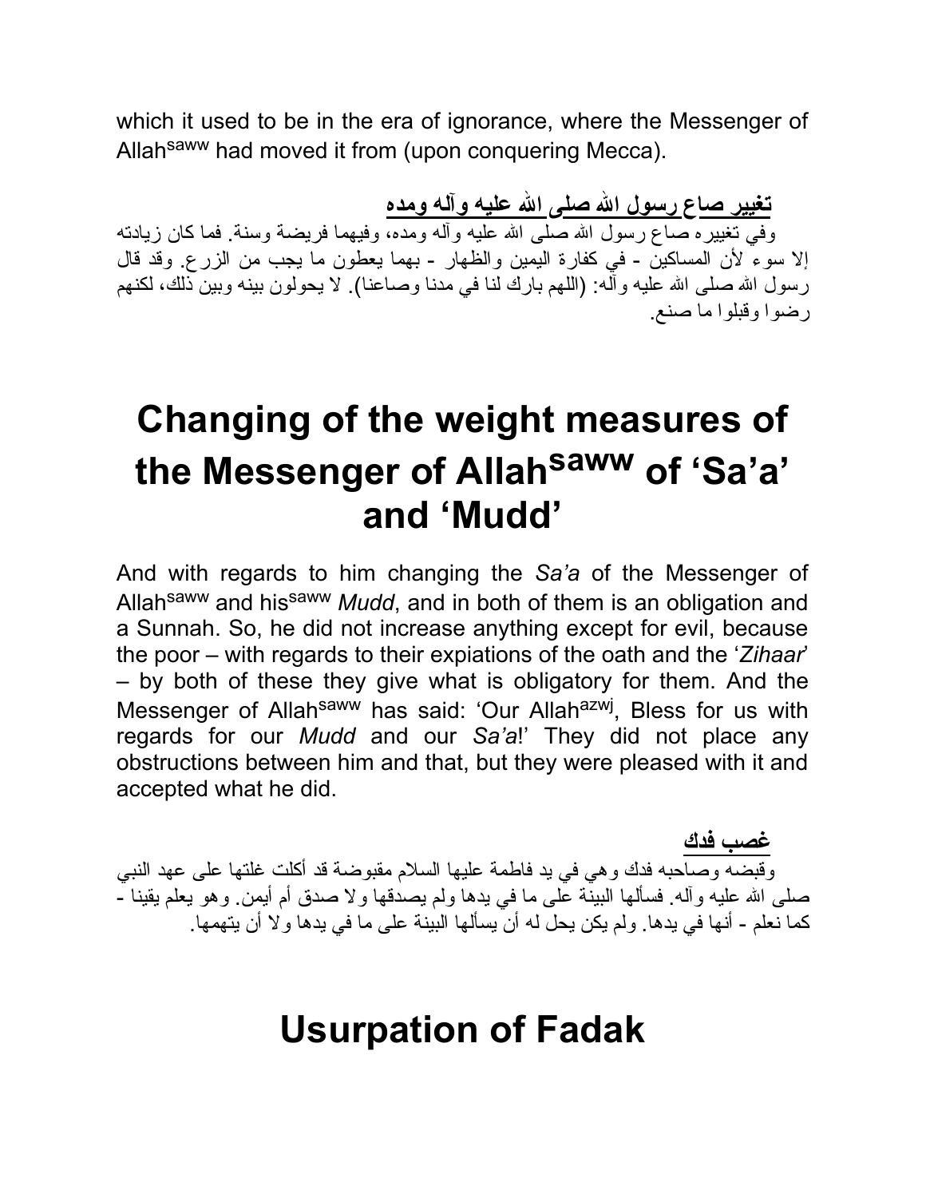which it used to be in the era of ignorance, where the Messenger of Allah[saww] had moved it from (upon conquering Mecca).

**تغيير صاع رسول الله صلى الله عليه وآله ومده**

وفي تغييره صاع رسول الله صلى الله عليه وآله ومده، وفيهما فريضة وسنة. فما كان زيادته إلا سوء لأن المساكين - في كفارة اليمين والظهار - بهما يعطون ما يجب من الزرع. وقد قال رسول الله صلى الله عليه وآله: (اللهم بارك لنا في مدنا وصاعنا). لا يحولون بينه وبين ذلك، لكنهم رضوا وقبلوا ما صنع.

# Changing of the weight measures of the Messenger of Allah[saww] of 'Sa'a' and 'Mudd'

And with regards to him changing the *Sa'a* of the Messenger of Allah[saww] and his[saww] *Mudd*, and in both of them is an obligation and a Sunnah. So, he did not increase anything except for evil, because the poor – with regards to their expiations of the oath and the '*Zihaar*' – by both of these they give what is obligatory for them. And the Messenger of Allah[saww] has said: 'Our Allah[azwj], Bless for us with regards for our *Mudd* and our *Sa'a*!' They did not place any obstructions between him and that, but they were pleased with it and accepted what he did.

**غصب فدك**

وقبضه وصاحبه فدك وهي في يد فاطمة عليها السلام مقبوضة قد أكلت غلتها على عهد النبي صلى الله عليه وآله. فسألها البينة على ما في يدها ولم يصدقها ولا صدق أم أيمن. وهو يعلم يقينا - كما نعلم - أنها في يدها. ولم يكن يحل له أن يسألها البينة على ما في يدها ولا أن يتهمها.

# Usurpation of Fadak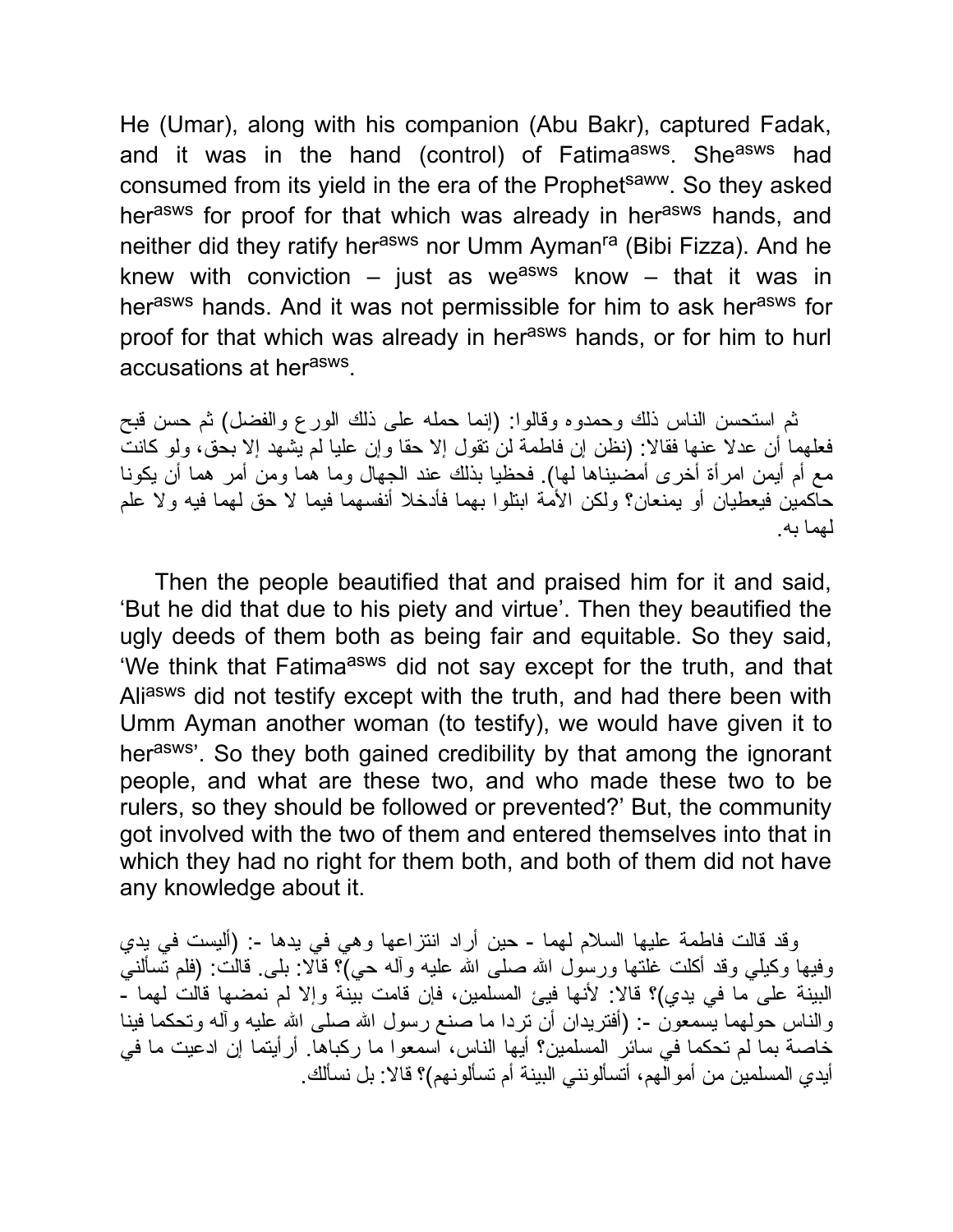He (Umar), along with his companion (Abu Bakr), captured Fadak, and it was in the hand (control) of Fatima[asws]. She[asws] had consumed from its yield in the era of the Prophet[saww]. So they asked her[asws] for proof for that which was already in her[asws] hands, and neither did they ratify her[asws] nor Umm Ayman[ra] (Bibi Fizza). And he knew with conviction – just as we[asws] know – that it was in her[asws] hands. And it was not permissible for him to ask her[asws] for proof for that which was already in her[asws] hands, or for him to hurl accusations at her[asws].

ثم استحسن الناس ذلك وحمدوه وقالوا: (إنما حمله على ذلك الورع والفضل) ثم حسن قبح فعلهما أن عدلا عنها فقالا: (نظن إن فاطمة لن تقول إلا حقا وإن عليا لم يشهد إلا بحق، ولو كانت مع أم أيمن امرأة أخرى أمضيناها لها). فحظيا بذلك عند الجهال وما هما ومن أمر هما أن يكونا حاكمين فيعطيان أو يمنعان؟ ولكن الأمة ابتلوا بهما فأدخلا أنفسهما فيما لا حق لهما فيه ولا علم لهما به.

Then the people beautified that and praised him for it and said, 'But he did that due to his piety and virtue'. Then they beautified the ugly deeds of them both as being fair and equitable. So they said, 'We think that Fatima[asws] did not say except for the truth, and that Ali[asws] did not testify except with the truth, and had there been with Umm Ayman another woman (to testify), we would have given it to her[asws]'. So they both gained credibility by that among the ignorant people, and what are these two, and who made these two to be rulers, so they should be followed or prevented?' But, the community got involved with the two of them and entered themselves into that in which they had no right for them both, and both of them did not have any knowledge about it.

وقد قالت فاطمة عليها السلام لهما - حين أراد انتزاعها وهي في يدها -: (أليست في يدي وفيها وكيلي وقد أكلت غلتها ورسول الله صلى الله عليه وآله حي)؟ قالا: بلى. قالت: (فلم تسألني البينة على ما في يدي)؟ قالا: لأنها فيئ المسلمين، فإن قامت بينة وإلا لم نمضها قالت لهما - والناس حولهما يسمعون -: (أفتريدان أن تردا ما صنع رسول الله صلى الله عليه وآله وتحكما فينا خاصة بما لم تحكما في سائر المسلمين؟ أيها الناس، اسمعوا ما ركباها. أرأيتما إن ادعيت ما في أيدي المسلمين من أموالهم، أتسألونني البينة أم تسألونهم)؟ قالا: بل نسألك.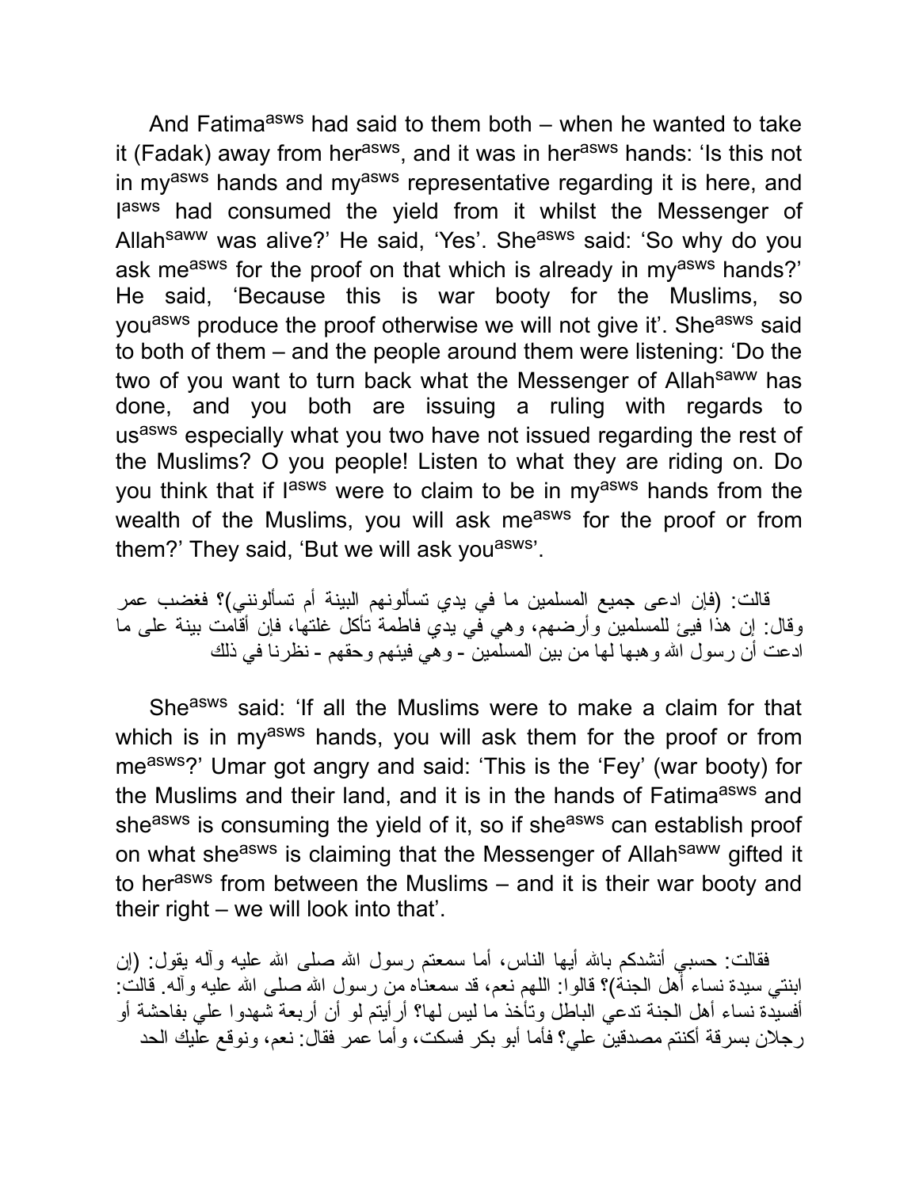And Fatima[asws] had said to them both – when he wanted to take it (Fadak) away from her[asws], and it was in her[asws] hands: 'Is this not in my[asws] hands and my[asws] representative regarding it is here, and I[asws] had consumed the yield from it whilst the Messenger of Allah[saww] was alive?' He said, 'Yes'. She[asws] said: 'So why do you ask me[asws] for the proof on that which is already in my[asws] hands?' He said, 'Because this is war booty for the Muslims, so you[asws] produce the proof otherwise we will not give it'. She[asws] said to both of them – and the people around them were listening: 'Do the two of you want to turn back what the Messenger of Allah[saww] has done, and you both are issuing a ruling with regards to us[asws] especially what you two have not issued regarding the rest of the Muslims? O you people! Listen to what they are riding on. Do you think that if I[asws] were to claim to be in my[asws] hands from the wealth of the Muslims, you will ask me[asws] for the proof or from them?' They said, 'But we will ask you[asws]'.

قالت: (فإن ادعى جميع المسلمين ما في يدي تسألونهم البينة أم تسألونني)؟ فغضب عمر وقال: إن هذا فيئ للمسلمين وأرضهم، وهي في يدي فاطمة تأكل غلتها، فإن أقامت بينة على ما ادعت أن رسول الله وهبها لها من بين المسلمين - وهي فيئهم وحقهم - نظرنا في ذلك

She[asws] said: 'If all the Muslims were to make a claim for that which is in my[asws] hands, you will ask them for the proof or from me[asws]?' Umar got angry and said: 'This is the 'Fey' (war booty) for the Muslims and their land, and it is in the hands of Fatima[asws] and she[asws] is consuming the yield of it, so if she[asws] can establish proof on what she[asws] is claiming that the Messenger of Allah[saww] gifted it to her[asws] from between the Muslims – and it is their war booty and their right – we will look into that'.

فقالت: حسبي أنشدكم بالله أيها الناس، أما سمعتم رسول الله صلى الله عليه وآله يقول: (إن ابنتي سيدة نساء أهل الجنة)؟ قالوا: اللهم نعم، قد سمعناه من رسول الله صلى الله عليه وآله. قالت: أفسيدة نساء أهل الجنة تدعي الباطل وتأخذ ما ليس لها؟ أرأيتم لو أن أربعة شهدوا علي بفاحشة أو رجلان بسرقة أكنتم مصدقين علي؟ فأما أبو بكر فسكت، وأما عمر فقال: نعم، ونوقع عليك الحد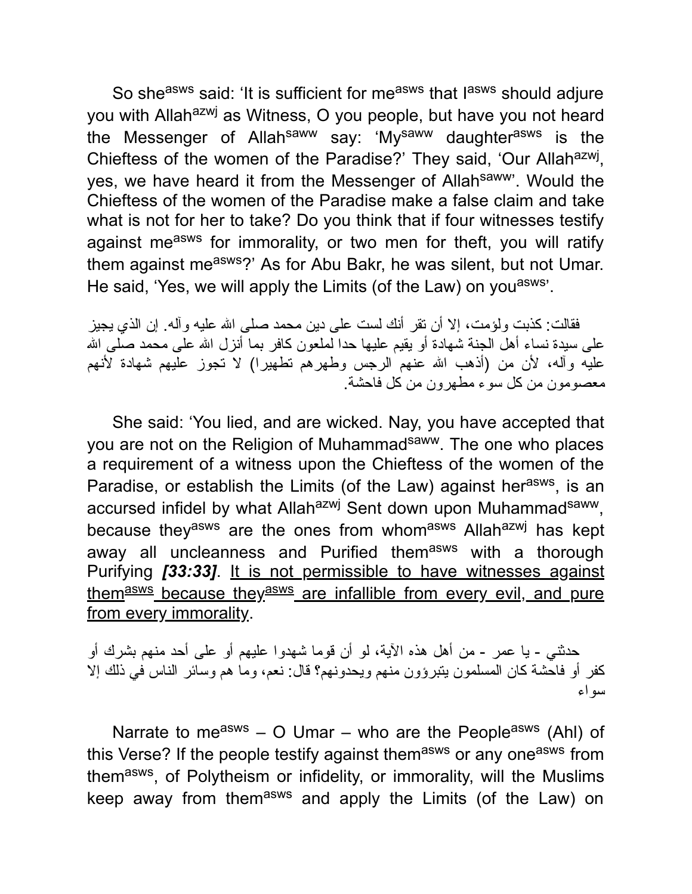So she[asws] said: 'It is sufficient for me[asws] that I[asws] should adjure you with Allah[azwj] as Witness, O you people, but have you not heard the Messenger of Allah[saww] say: 'My[saww] daughter[asws] is the Chieftess of the women of the Paradise?' They said, 'Our Allah[azwj], yes, we have heard it from the Messenger of Allah[saww]'. Would the Chieftess of the women of the Paradise make a false claim and take what is not for her to take? Do you think that if four witnesses testify against me[asws] for immorality, or two men for theft, you will ratify them against me[asws]?' As for Abu Bakr, he was silent, but not Umar. He said, 'Yes, we will apply the Limits (of the Law) on you[asws]'.

فقالت: كذبت ولؤمت، إلا أن تقر أنك لست على دين محمد صلى الله عليه وآله. إن الذي يجيز على سيدة نساء أهل الجنة شهادة أو يقيم عليها حدا لملعون كافر بما أنزل الله على محمد صلى الله عليه وآله، لأن من (أذهب الله عنهم الرجس وطهرهم تطهيرا) لا تجوز عليهم شهادة لأنهم معصومون من كل سوء مطهرون من كل فاحشة.

She said: 'You lied, and are wicked. Nay, you have accepted that you are not on the Religion of Muhammad[saww]. The one who places a requirement of a witness upon the Chieftess of the women of the Paradise, or establish the Limits (of the Law) against her[asws], is an accursed infidel by what Allah[azwj] Sent down upon Muhammad[saww], because they[asws] are the ones from whom[asws] Allah[azwj] has kept away all uncleanness and Purified them[asws] with a thorough Purifying ***[33:33]***. <u>It is not permissible to have witnesses against them[asws] because they[asws] are infallible from every evil, and pure from every immorality</u>.

حدثني - يا عمر - من أهل هذه الآية، لو أن قوما شهدوا عليهم أو على أحد منهم بشرك أو كفر أو فاحشة كان المسلمون يتبرؤون منهم ويحدونهم؟ قال: نعم، وما هم وسائر الناس في ذلك إلا سواء

Narrate to me[asws] – O Umar – who are the People[asws] (Ahl) of this Verse? If the people testify against them[asws] or any one[asws] from them[asws], of Polytheism or infidelity, or immorality, will the Muslims keep away from them[asws] and apply the Limits (of the Law) on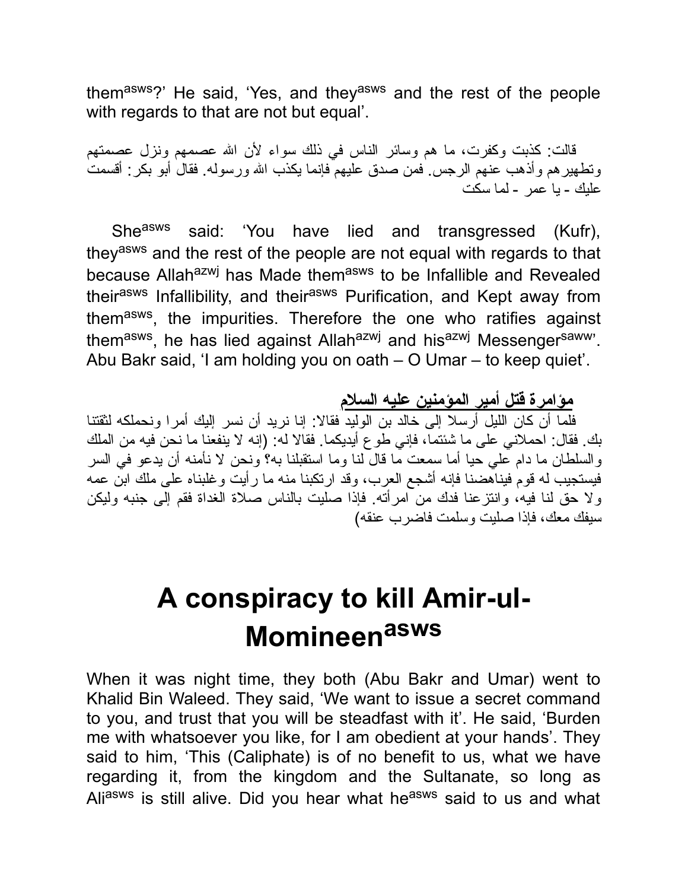them[asws]?' He said, 'Yes, and they[asws] and the rest of the people with regards to that are not but equal'.

قالت: كذبت وكفرت، ما هم وسائر الناس في ذلك سواء لأن الله عصمهم ونزل عصمتهم وتطهيرهم وأذهب عنهم الرجس. فمن صدق عليهم فإنما يكذب الله ورسوله. فقال أبو بكر: أقسمت عليك - يا عمر - لما سكت

She[asws] said: 'You have lied and transgressed (Kufr), they[asws] and the rest of the people are not equal with regards to that because Allah[azwj] has Made them[asws] to be Infallible and Revealed their[asws] Infallibility, and their[asws] Purification, and Kept away from them[asws], the impurities. Therefore the one who ratifies against them[asws], he has lied against Allah[azwj] and his[azwj] Messenger[saww]'. Abu Bakr said, 'I am holding you on oath – O Umar – to keep quiet'.

**مؤامرة قتل أمير المؤمنين عليه السلام**

فلما أن كان الليل أرسلا إلى خالد بن الوليد فقالا: إنا نريد أن نسر إليك أمرا ونحملكه لثقتنا بك. فقال: احملاني على ما شئتما، فإني طوع أيديكما. فقالا له: (إنه لا ينفعنا ما نحن فيه من الملك والسلطان ما دام علي حيا أما سمعت ما قال لنا وما استقبلنا به؟ ونحن لا نأمنه أن يدعو في السر فيستجيب له قوم فيناهضنا فإنه أشجع العرب، وقد ارتكبنا منه ما رأيت وغلبناه على ملك ابن عمه ولا حق لنا فيه، وانتزعنا فدك من امرأته. فإذا صليت بالناس صلاة الغداة فقم إلى جنبه وليكن سيفك معك، فإذا صليت وسلمت فاضرب عنقه)

# A conspiracy to kill Amir-ul-Momineen[asws]

When it was night time, they both (Abu Bakr and Umar) went to Khalid Bin Waleed. They said, 'We want to issue a secret command to you, and trust that you will be steadfast with it'. He said, 'Burden me with whatsoever you like, for I am obedient at your hands'. They said to him, 'This (Caliphate) is of no benefit to us, what we have regarding it, from the kingdom and the Sultanate, so long as Ali[asws] is still alive. Did you hear what he[asws] said to us and what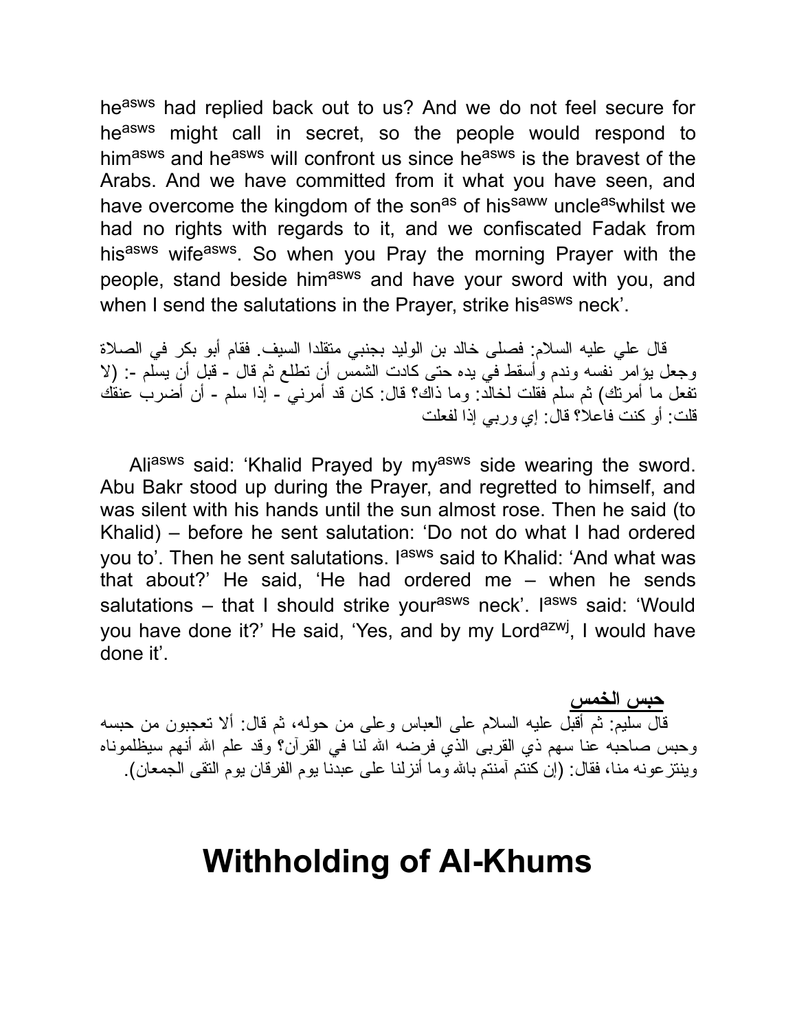he[asws] had replied back out to us? And we do not feel secure for he[asws] might call in secret, so the people would respond to him[asws] and he[asws] will confront us since he[asws] is the bravest of the Arabs. And we have committed from it what you have seen, and have overcome the kingdom of the son[as] of his[saww] uncle[as]whilst we had no rights with regards to it, and we confiscated Fadak from his[asws] wife[asws]. So when you Pray the morning Prayer with the people, stand beside him[asws] and have your sword with you, and when I send the salutations in the Prayer, strike his[asws] neck'.

قال علي عليه السلام: فصلى خالد بن الوليد بجنبي متقلدا السيف. فقام أبو بكر في الصلاة وجعل يؤامر نفسه وندم وأسقط في يده حتى كادت الشمس أن تطلع ثم قال - قبل أن يسلم -: (لا تفعل ما أمرتك) ثم سلم فقلت لخالد: وما ذاك؟ قال: كان قد أمرني - إذا سلم - أن أضرب عنقك قلت: أو كنت فاعلا؟ قال: إي وربي إذا لفعلت

Ali[asws] said: 'Khalid Prayed by my[asws] side wearing the sword. Abu Bakr stood up during the Prayer, and regretted to himself, and was silent with his hands until the sun almost rose. Then he said (to Khalid) – before he sent salutation: 'Do not do what I had ordered you to'. Then he sent salutations. I[asws] said to Khalid: 'And what was that about?' He said, 'He had ordered me – when he sends salutations – that I should strike your[asws] neck'. I[asws] said: 'Would you have done it?' He said, 'Yes, and by my Lord[azwj], I would have done it'.

**حبس الخمس**

قال سليم: ثم أقبل عليه السلام على العباس وعلى من حوله، ثم قال: ألا تعجبون من حبسه وحبس صاحبه عنا سهم ذي القربى الذي فرضه الله لنا في القرآن؟ وقد علم الله أنهم سيظلموناه وينتزعونه منا، فقال: (إن كنتم آمنتم بالله وما أنزلنا على عبدنا يوم الفرقان يوم التقى الجمعان).

# Withholding of Al-Khums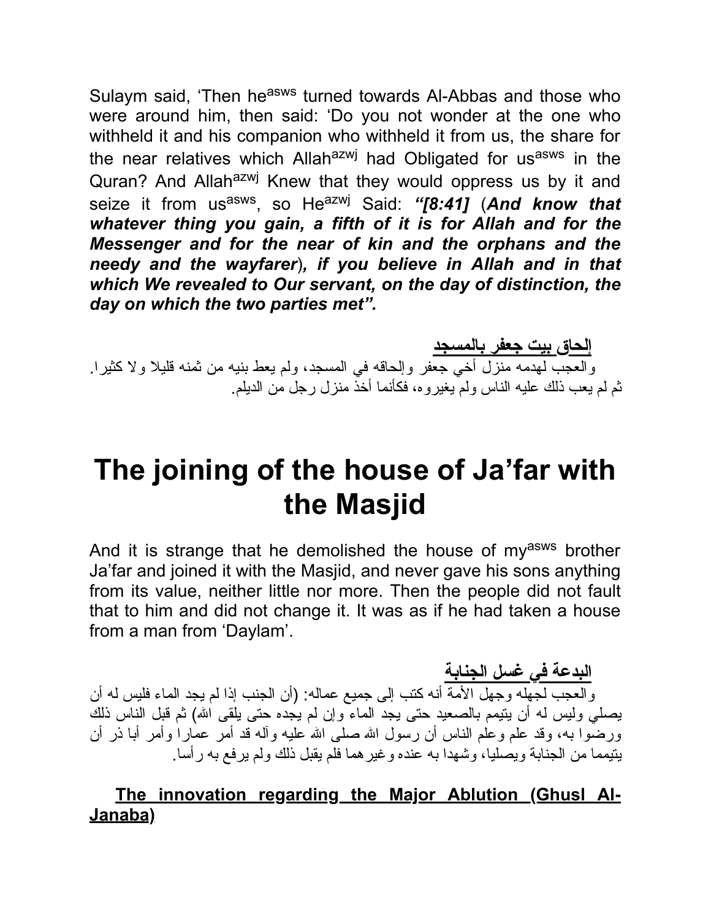Sulaym said, 'Then he[asws] turned towards Al-Abbas and those who were around him, then said: 'Do you not wonder at the one who withheld it and his companion who withheld it from us, the share for the near relatives which Allah[azwj] had Obligated for us[asws] in the Quran? And Allah[azwj] Knew that they would oppress us by it and seize it from us[asws], so He[azwj] Said: ***"[8:41]*** (***And know that whatever thing you gain, a fifth of it is for Allah and for the Messenger and for the near of kin and the orphans and the needy and the wayfarer***)***, if you believe in Allah and in that which We revealed to Our servant, on the day of distinction, the day on which the two parties met".***

**<u>إلحاق بيت جعفر بالمسجد</u>**

والعجب لهدمه منزل أخي جعفر وإلحاقه في المسجد، ولم يعط بنيه من ثمنه قليلا ولا كثيرا. ثم لم يعب ذلك عليه الناس ولم يغيروه، فكأنما أخذ منزل رجل من الديلم.

# The joining of the house of Ja'far with the Masjid

And it is strange that he demolished the house of my[asws] brother Ja'far and joined it with the Masjid, and never gave his sons anything from its value, neither little nor more. Then the people did not fault that to him and did not change it. It was as if he had taken a house from a man from 'Daylam'.

**<u>البدعة في غسل الجنابة</u>**

والعجب لجهله وجهل الأمة أنه كتب إلى جميع عماله: (أن الجنب إذا لم يجد الماء فليس له أن يصلي وليس له أن يتيمم بالصعيد حتى يجد الماء وإن لم يجده حتى يلقى الله) ثم قبل الناس ذلك ورضوا به، وقد علم وعلم الناس أن رسول الله صلى الله عليه وآله قد أمر عمارا وأمر أبا ذر أن يتيمما من الجنابة ويصليا، وشهدا به عنده وغيرهما فلم يقبل ذلك ولم يرفع به رأسا.

**<u>The innovation regarding the Major Ablution (Ghusl Al-Janaba)</u>**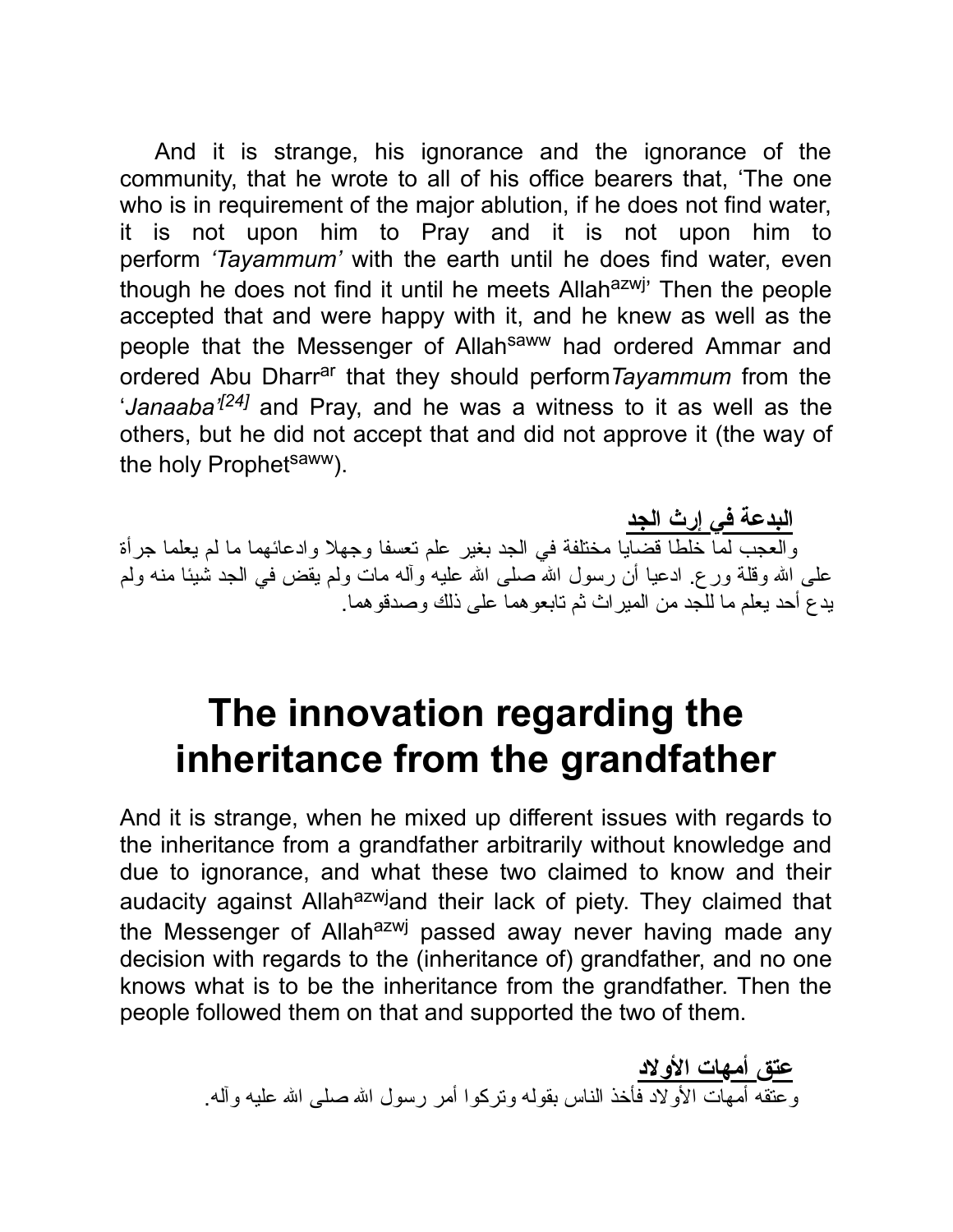And it is strange, his ignorance and the ignorance of the community, that he wrote to all of his office bearers that, 'The one who is in requirement of the major ablution, if he does not find water, it is not upon him to Pray and it is not upon him to perform *'Tayammum'* with the earth until he does find water, even though he does not find it until he meets Allah[azwj]' Then the people accepted that and were happy with it, and he knew as well as the people that the Messenger of Allah[saww] had ordered Ammar and ordered Abu Dharr[ar] that they should perform *Tayammum* from the '*Janaaba'*[24] and Pray, and he was a witness to it as well as the others, but he did not accept that and did not approve it (the way of the holy Prophet[saww]).

**البدعة في إرث الجد**

والعجب لما خلطا قضايا مختلفة في الجد بغير علم تعسفا وجهلا وادعائهما ما لم يعلما جرأة على الله وقلة ورع. ادعيا أن رسول الله صلى الله عليه وآله مات ولم يقض في الجد شيئا منه ولم يدع أحد يعلم ما للجد من الميراث ثم تابعوهما على ذلك وصدقوهما.

# The innovation regarding the inheritance from the grandfather

And it is strange, when he mixed up different issues with regards to the inheritance from a grandfather arbitrarily without knowledge and due to ignorance, and what these two claimed to know and their audacity against Allah[azwj] and their lack of piety. They claimed that the Messenger of Allah[azwj] passed away never having made any decision with regards to the (inheritance of) grandfather, and no one knows what is to be the inheritance from the grandfather. Then the people followed them on that and supported the two of them.

**عتق أمهات الأولاد**

وعتقه أمهات الأولاد فأخذ الناس بقوله وتركوا أمر رسول الله صلى الله عليه وآله.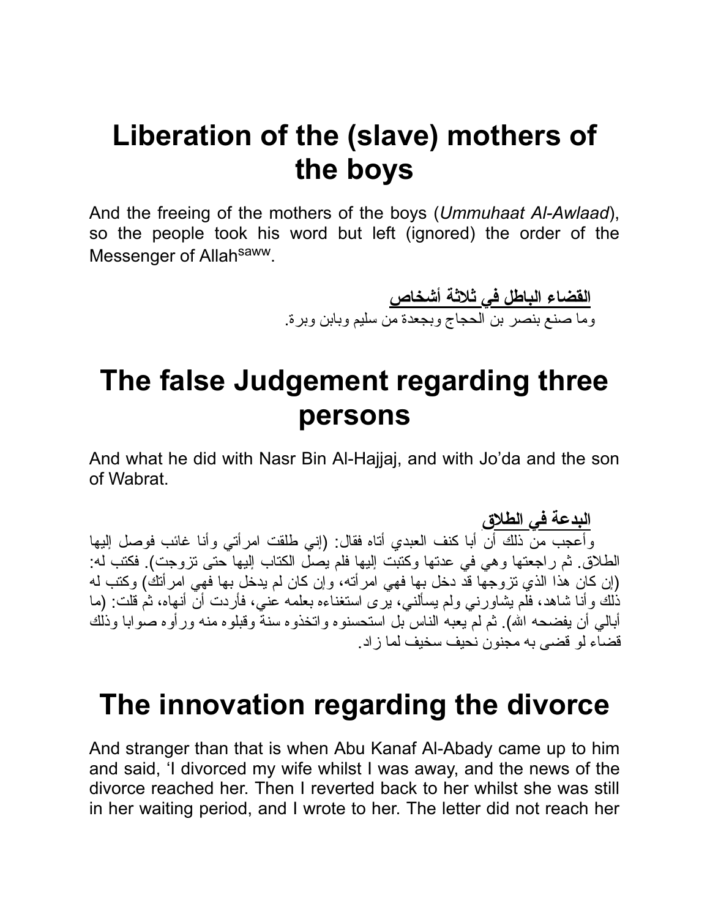# Liberation of the (slave) mothers of the boys

And the freeing of the mothers of the boys (*Ummuhaat Al-Awlaad*), so the people took his word but left (ignored) the order of the Messenger of Allah[saww].

**القضاء الباطل في ثلاثة أشخاص**

وما صنع بنصر بن الحجاج وبجعدة من سليم وبابن وبرة.

# The false Judgement regarding three persons

And what he did with Nasr Bin Al-Hajjaj, and with Jo'da and the son of Wabrat.

**البدعة في الطلاق**

وأعجب من ذلك أن أبا كنف العبدي أتاه فقال: (إني طلقت امرأتي وأنا غائب فوصل إليها الطلاق. ثم راجعتها وهي في عدتها وكتبت إليها فلم يصل الكتاب إليها حتى تزوجت). فكتب له: (إن كان هذا الذي تزوجها قد دخل بها فهي امرأته، وإن كان لم يدخل بها فهي امرأتك) وكتب له ذلك وأنا شاهد، فلم يشاورني ولم يسألني، يرى استغناءه بعلمه عني، فأردت أن أنهاه، ثم قلت: (ما أبالي أن يفضحه الله). ثم لم يعبه الناس بل استحسنوه واتخذوه سنة وقبلوه منه ورأوه صوابا وذلك قضاء لو قضى به مجنون نحيف سخيف لما زاد.

# The innovation regarding the divorce

And stranger than that is when Abu Kanaf Al-Abady came up to him and said, 'I divorced my wife whilst I was away, and the news of the divorce reached her. Then I reverted back to her whilst she was still in her waiting period, and I wrote to her. The letter did not reach her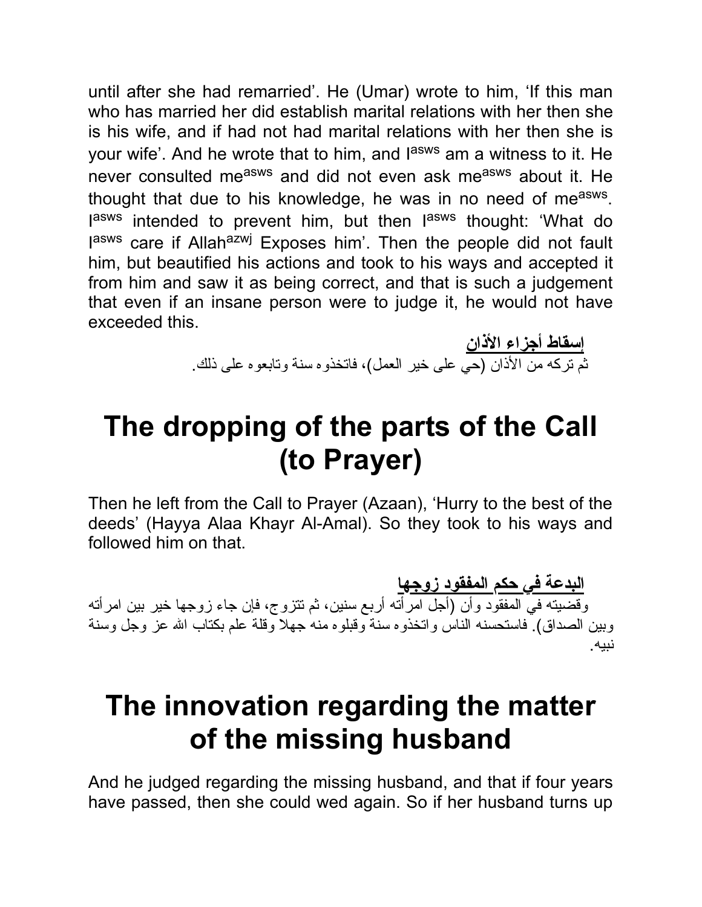until after she had remarried'. He (Umar) wrote to him, 'If this man who has married her did establish marital relations with her then she is his wife, and if had not had marital relations with her then she is your wife'. And he wrote that to him, and I[asws] am a witness to it. He never consulted me[asws] and did not even ask me[asws] about it. He thought that due to his knowledge, he was in no need of me[asws]. I[asws] intended to prevent him, but then I[asws] thought: 'What do I[asws] care if Allah[azwj] Exposes him'. Then the people did not fault him, but beautified his actions and took to his ways and accepted it from him and saw it as being correct, and that is such a judgement that even if an insane person were to judge it, he would not have exceeded this.

**إسقاط أجزاء الأذان**

ثم تركه من الأذان (حي على خير العمل)، فاتخذوه سنة وتابعوه على ذلك.

# The dropping of the parts of the Call (to Prayer)

Then he left from the Call to Prayer (Azaan), 'Hurry to the best of the deeds' (Hayya Alaa Khayr Al-Amal). So they took to his ways and followed him on that.

**البدعة في حكم المفقود زوجها**

وقضيته في المفقود وأن (أجل امرأته أربع سنين، ثم تتزوج، فإن جاء زوجها خير بين امرأته وبين الصداق). فاستحسنه الناس واتخذوه سنة وقبلوه منه جهلا وقلة علم بكتاب الله عز وجل وسنة نبيه.

# The innovation regarding the matter of the missing husband

And he judged regarding the missing husband, and that if four years have passed, then she could wed again. So if her husband turns up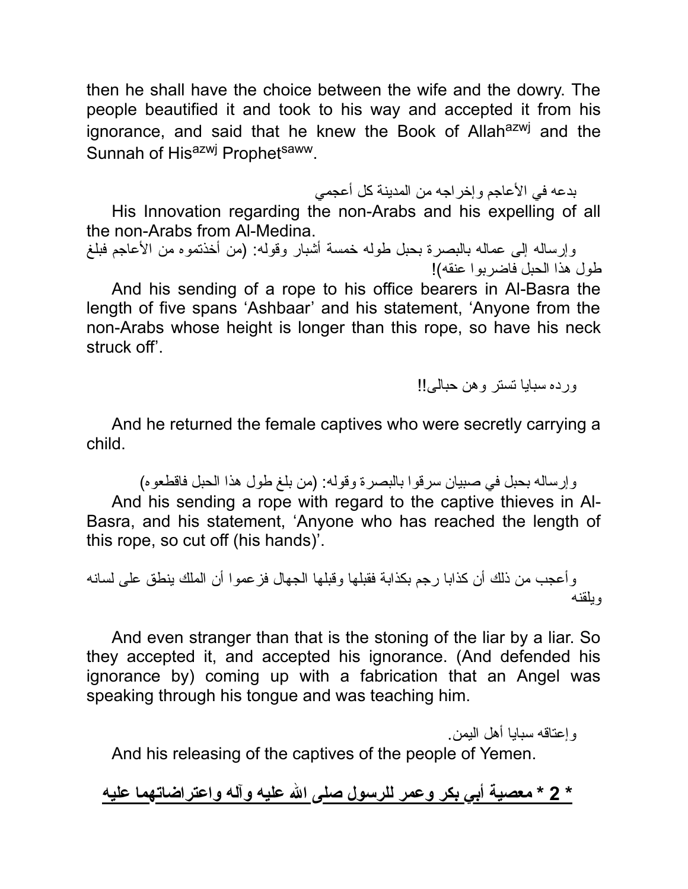then he shall have the choice between the wife and the dowry. The people beautified it and took to his way and accepted it from his ignorance, and said that he knew the Book of Allah[azwj] and the Sunnah of His[azwj] Prophet[saww].

بدعه في الأعاجم وإخراجه من المدينة كل أعجمي

His Innovation regarding the non-Arabs and his expelling of all the non-Arabs from Al-Medina.

وإرساله إلى عماله بالبصرة بحبل طوله خمسة أشبار وقوله: (من أخذتموه من الأعاجم فبلغ طول هذا الحبل فاضربوا عنقه)!

And his sending of a rope to his office bearers in Al-Basra the length of five spans 'Ashbaar' and his statement, 'Anyone from the non-Arabs whose height is longer than this rope, so have his neck struck off'.

ورده سبايا تستر وهن حبالى!!

And he returned the female captives who were secretly carrying a child.

وإرساله بحبل في صبيان سرقوا بالبصرة وقوله: (من بلغ طول هذا الحبل فاقطعوه)

And his sending a rope with regard to the captive thieves in Al-Basra, and his statement, 'Anyone who has reached the length of this rope, so cut off (his hands)'.

وأعجب من ذلك أن كذابا رجم بكذابة فقبلها وقبلها الجهال فزعموا أن الملك ينطق على لسانه ويلقنه

And even stranger than that is the stoning of the liar by a liar. So they accepted it, and accepted his ignorance. (And defended his ignorance by) coming up with a fabrication that an Angel was speaking through his tongue and was teaching him.

وإعتاقه سبايا أهل اليمن.

And his releasing of the captives of the people of Yemen.

**<u>* 2 * معصية أبي بكر وعمر للرسول صلى الله عليه وآله واعتراضاتهما عليه</u>**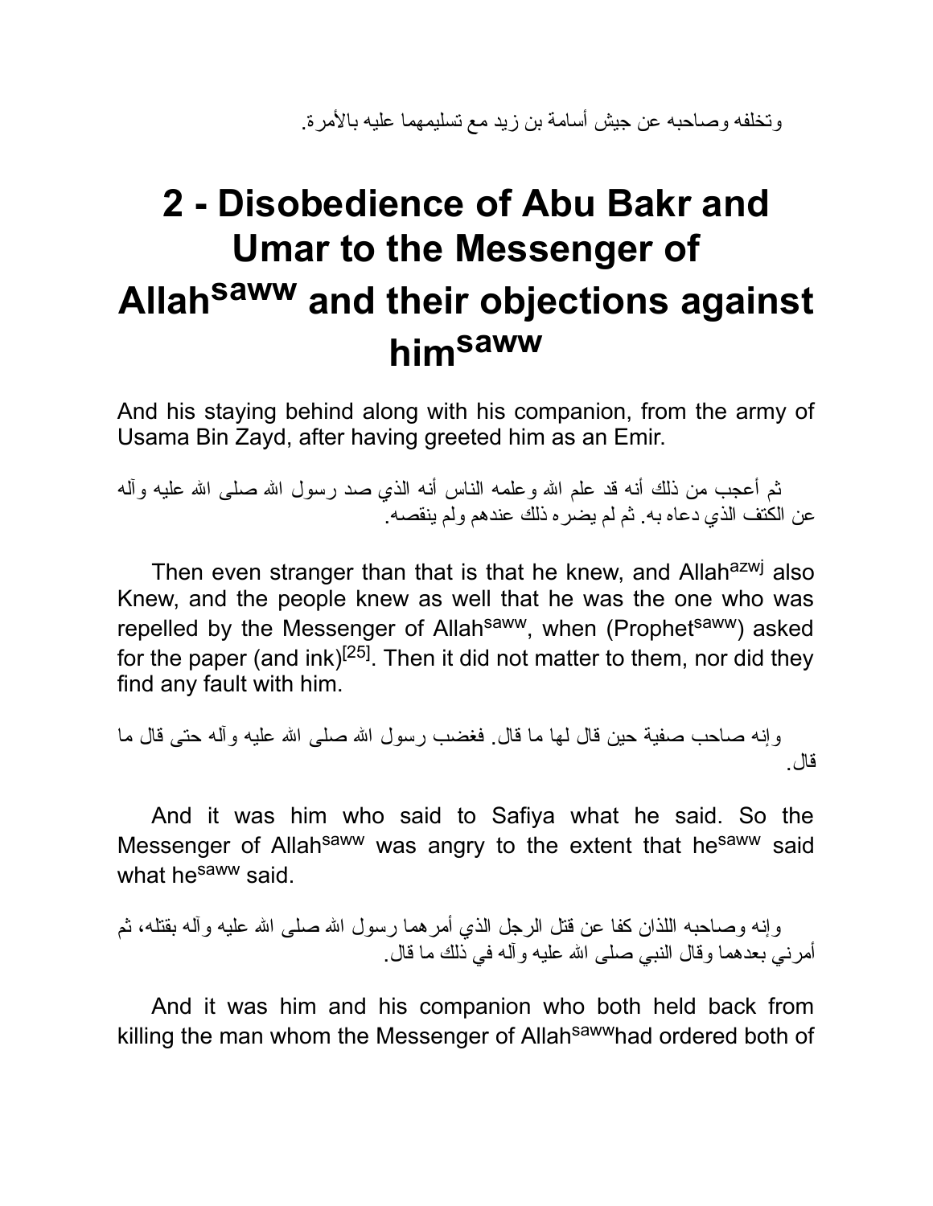وتخلفه وصاحبه عن جيش أسامة بن زيد مع تسليمهما عليه بالأمرة.

# 2 - Disobedience of Abu Bakr and Umar to the Messenger of Allah[saww] and their objections against him[saww]

And his staying behind along with his companion, from the army of Usama Bin Zayd, after having greeted him as an Emir.

ثم أعجب من ذلك أنه قد علم الله وعلمه الناس أنه الذي صد رسول الله صلى الله عليه وآله عن الكتف الذي دعاه به. ثم لم يضره ذلك عندهم ولم ينقصه.

Then even stranger than that is that he knew, and Allah[azwj] also Knew, and the people knew as well that he was the one who was repelled by the Messenger of Allah[saww], when (Prophet[saww]) asked for the paper (and ink)[25]. Then it did not matter to them, nor did they find any fault with him.

وإنه صاحب صفية حين قال لها ما قال. فغضب رسول الله صلى الله عليه وآله حتى قال ما قال.

And it was him who said to Safiya what he said. So the Messenger of Allah[saww] was angry to the extent that he[saww] said what he[saww] said.

وإنه وصاحبه اللذان كفا عن قتل الرجل الذي أمرهما رسول الله صلى الله عليه وآله بقتله، ثم أمرني بعدهما وقال النبي صلى الله عليه وآله في ذلك ما قال.

And it was him and his companion who both held back from killing the man whom the Messenger of Allah[saww]had ordered both of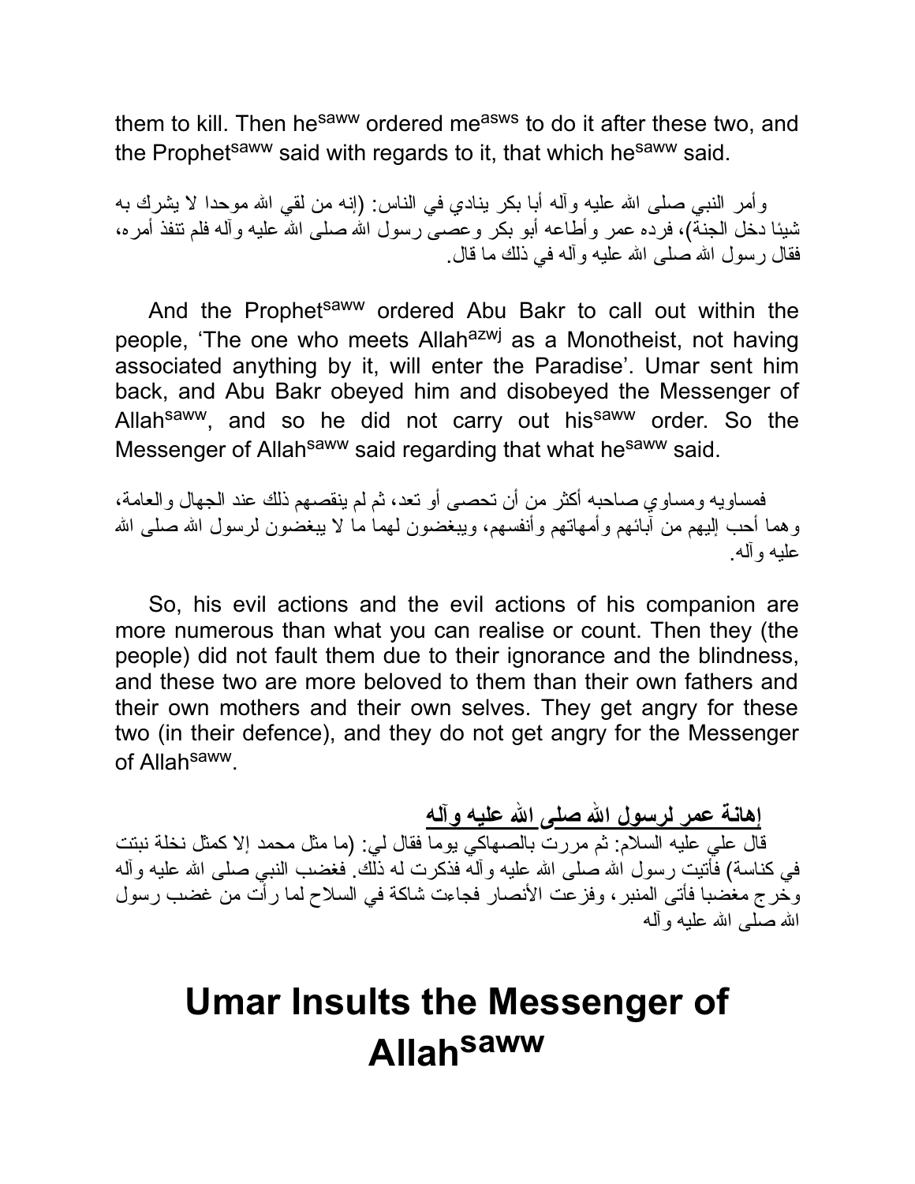them to kill. Then he[saww] ordered me[asws] to do it after these two, and the Prophet[saww] said with regards to it, that which he[saww] said.

وأمر النبي صلى الله عليه وآله أبا بكر ينادي في الناس: (إنه من لقي الله موحدا لا يشرك به شيئا دخل الجنة)، فرده عمر وأطاعه أبو بكر وعصى رسول الله صلى الله عليه وآله فلم تنفذ أمره، فقال رسول الله صلى الله عليه وآله في ذلك ما قال.

And the Prophet[saww] ordered Abu Bakr to call out within the people, 'The one who meets Allah[azwj] as a Monotheist, not having associated anything by it, will enter the Paradise'. Umar sent him back, and Abu Bakr obeyed him and disobeyed the Messenger of Allah[saww], and so he did not carry out his[saww] order. So the Messenger of Allah[saww] said regarding that what he[saww] said.

فمساويه ومساوي صاحبه أكثر من أن تحصى أو تعد، ثم لم ينقصهم ذلك عند الجهال والعامة، وهما أحب إليهم من آبائهم وأمهاتهم وأنفسهم، ويبغضون لهما ما لا يبغضون لرسول الله صلى الله عليه وآله.

So, his evil actions and the evil actions of his companion are more numerous than what you can realise or count. Then they (the people) did not fault them due to their ignorance and the blindness, and these two are more beloved to them than their own fathers and their own mothers and their own selves. They get angry for these two (in their defence), and they do not get angry for the Messenger of Allah[saww].

**إهانة عمر لرسول الله صلى الله عليه وآله**

قال علي عليه السلام: ثم مررت بالصهاكي يوما فقال لي: (ما مثل محمد إلا كمثل نخلة نبتت في كناسة) فأتيت رسول الله صلى الله عليه وآله فذكرت له ذلك. فغضب النبي صلى الله عليه وآله وخرج مغضبا فأتى المنبر، وفزعت الأنصار فجاءت شاكة في السلاح لما رأت من غضب رسول الله صلى الله عليه وآله

# Umar Insults the Messenger of Allah[saww]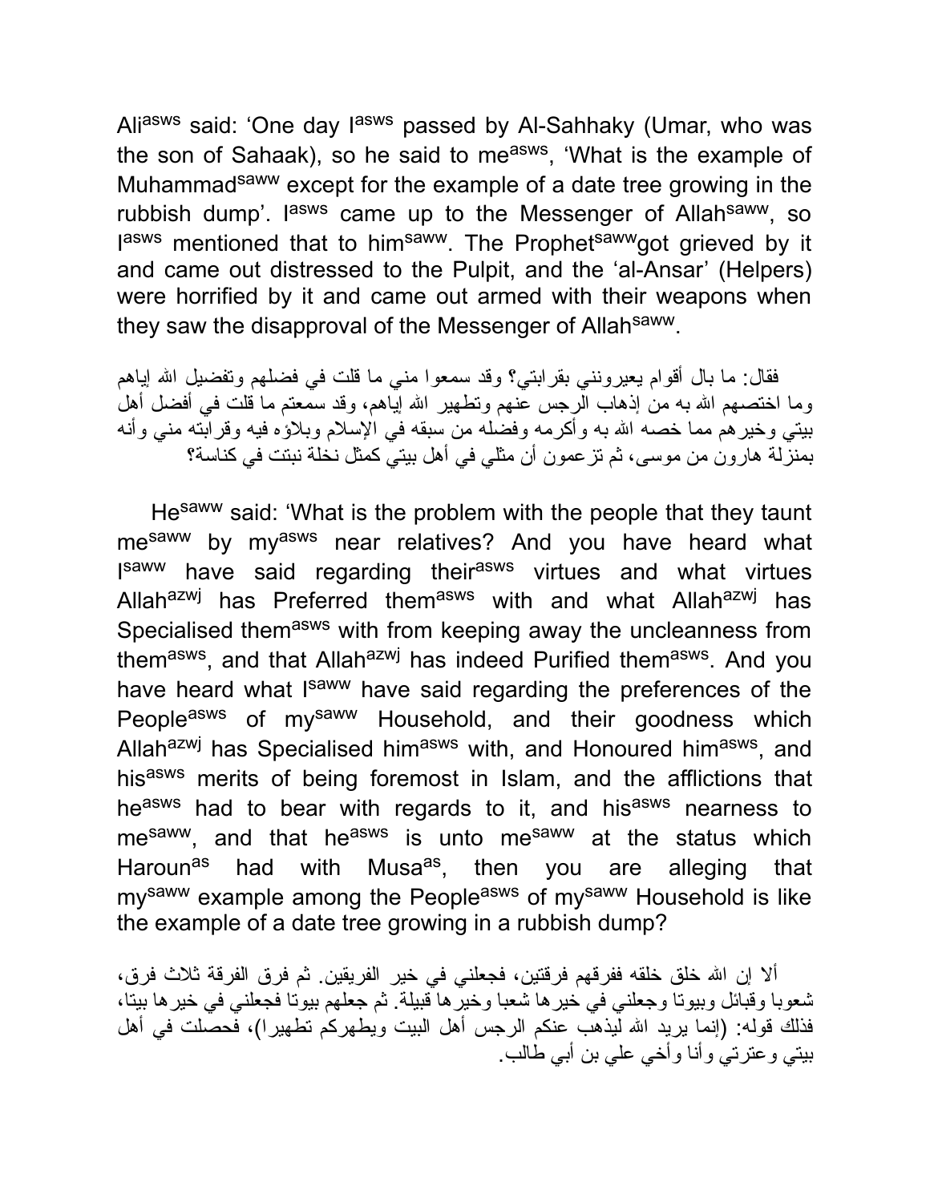Ali[asws] said: 'One day I[asws] passed by Al-Sahhaky (Umar, who was the son of Sahaak), so he said to me[asws], 'What is the example of Muhammad[saww] except for the example of a date tree growing in the rubbish dump'. I[asws] came up to the Messenger of Allah[saww], so I[asws] mentioned that to him[saww]. The Prophet[saww]got grieved by it and came out distressed to the Pulpit, and the 'al-Ansar' (Helpers) were horrified by it and came out armed with their weapons when they saw the disapproval of the Messenger of Allah[saww].

فقال: ما بال أقوام يعيرونني بقرابتي؟ وقد سمعوا مني ما قلت في فضلهم وتفضيل الله إياهم وما اختصهم الله به من إذهاب الرجس عنهم وتطهير الله إياهم، وقد سمعتم ما قلت في أفضل أهل بيتي وخيرهم مما خصه الله به وأكرمه وفضله من سبقه في الإسلام وبلاؤه فيه وقرابته مني وأنه بمنزلة هارون من موسى، ثم تزعمون أن مثلي في أهل بيتي كمثل نخلة نبتت في كناسة؟

He[saww] said: 'What is the problem with the people that they taunt me[saww] by my[asws] near relatives? And you have heard what I[saww] have said regarding their[asws] virtues and what virtues Allah[azwj] has Preferred them[asws] with and what Allah[azwj] has Specialised them[asws] with from keeping away the uncleanness from them[asws], and that Allah[azwj] has indeed Purified them[asws]. And you have heard what I[saww] have said regarding the preferences of the People[asws] of my[saww] Household, and their goodness which Allah[azwj] has Specialised him[asws] with, and Honoured him[asws], and his[asws] merits of being foremost in Islam, and the afflictions that he[asws] had to bear with regards to it, and his[asws] nearness to me[saww], and that he[asws] is unto me[saww] at the status which Haroun[as] had with Musa[as], then you are alleging that my[saww] example among the People[asws] of my[saww] Household is like the example of a date tree growing in a rubbish dump?

ألا إن الله خلق خلقه ففرقهم فرقتين، فجعلني في خير الفريقين. ثم فرق الفرقة ثلاث فرق، شعوبا وقبائل وبيوتا وجعلني في خيرها شعبا وخيرها قبيلة. ثم جعلهم بيوتا فجعلني في خيرها بيتا، فذلك قوله: (إنما يريد الله ليذهب عنكم الرجس أهل البيت ويطهركم تطهيرا)، فحصلت في أهل بيتي وعترتي وأنا وأخي علي بن أبي طالب.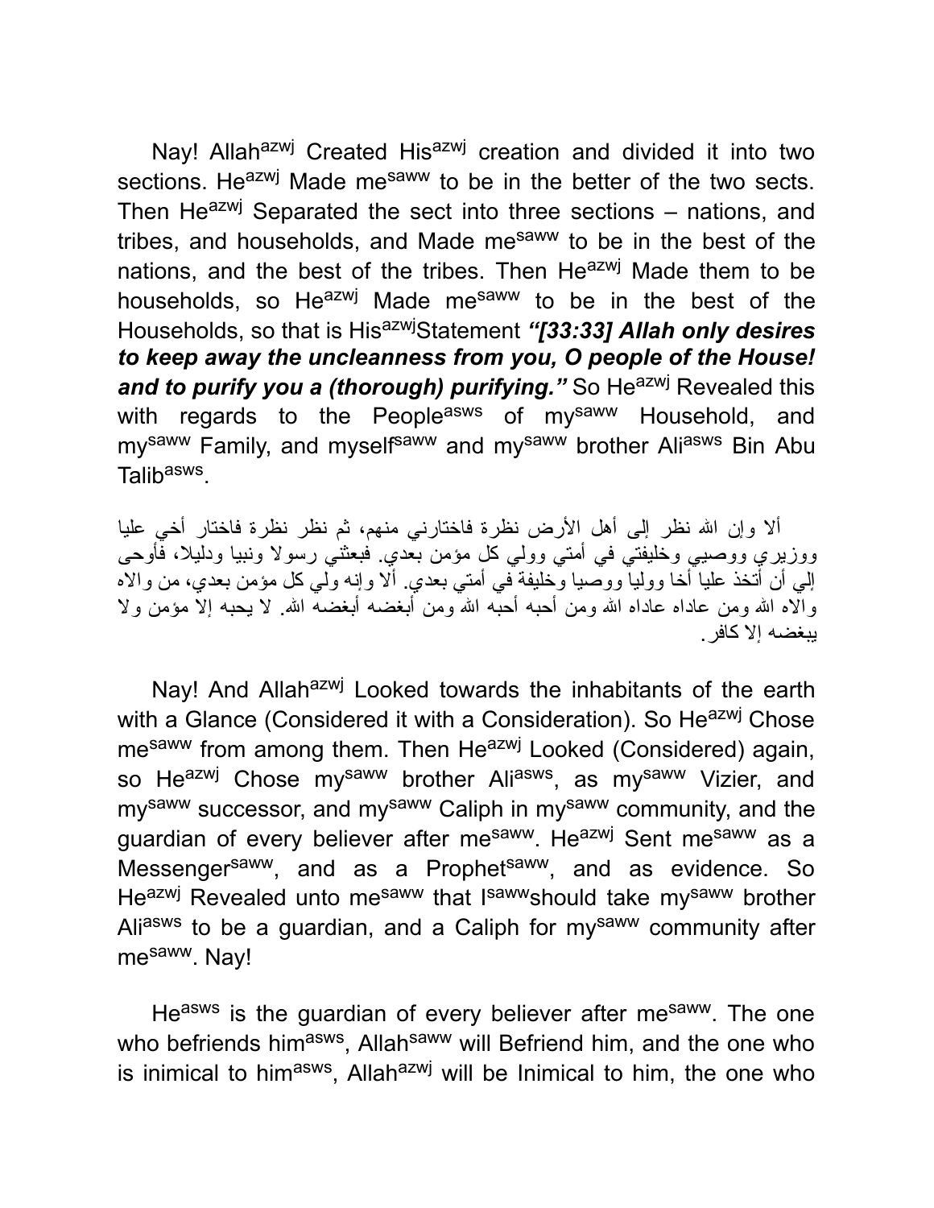Nay! Allah[azwj] Created His[azwj] creation and divided it into two sections. He[azwj] Made me[saww] to be in the better of the two sects. Then He[azwj] Separated the sect into three sections – nations, and tribes, and households, and Made me[saww] to be in the best of the nations, and the best of the tribes. Then He[azwj] Made them to be households, so He[azwj] Made me[saww] to be in the best of the Households, so that is His[azwj]Statement ***"[33:33] Allah only desires to keep away the uncleanness from you, O people of the House! and to purify you a (thorough) purifying."*** So He[azwj] Revealed this with regards to the People[asws] of my[saww] Household, and my[saww] Family, and myself[saww] and my[saww] brother Ali[asws] Bin Abu Talib[asws].

ألا وإن الله نظر إلى أهل الأرض نظرة فاختارني منهم، ثم نظر نظرة فاختار أخي عليا ووزيري ووصيي وخليفتي في أمتي وولي كل مؤمن بعدي. فبعثني رسولا ونبيا ودليلا، فأوحى إلي أن أتخذ عليا أخا ووليا ووصيا وخليفة في أمتي بعدي. ألا وإنه ولي كل مؤمن بعدي، من والاه والاه الله ومن عاداه عاداه الله ومن أحبه أحبه الله ومن أبغضه أبغضه الله. لا يحبه إلا مؤمن ولا يبغضه إلا كافر.

Nay! And Allah[azwj] Looked towards the inhabitants of the earth with a Glance (Considered it with a Consideration). So He[azwj] Chose me[saww] from among them. Then He[azwj] Looked (Considered) again, so He[azwj] Chose my[saww] brother Ali[asws], as my[saww] Vizier, and my[saww] successor, and my[saww] Caliph in my[saww] community, and the guardian of every believer after me[saww]. He[azwj] Sent me[saww] as a Messenger[saww], and as a Prophet[saww], and as evidence. So He[azwj] Revealed unto me[saww] that I[saww]should take my[saww] brother Ali[asws] to be a guardian, and a Caliph for my[saww] community after me[saww]. Nay!

He[asws] is the guardian of every believer after me[saww]. The one who befriends him[asws], Allah[saww] will Befriend him, and the one who is inimical to him[asws], Allah[azwj] will be Inimical to him, the one who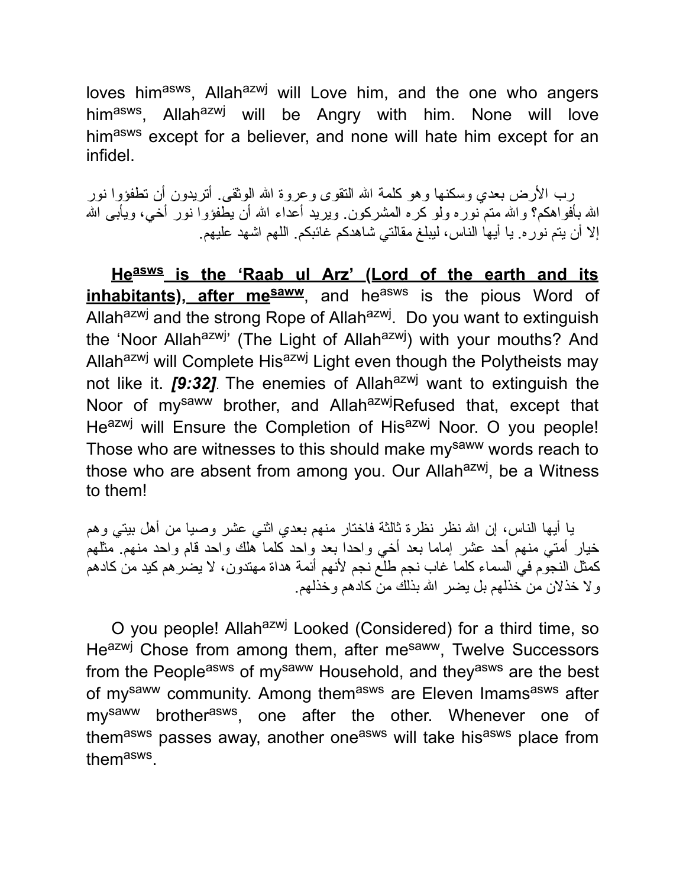loves him[asws], Allah[azwj] will Love him, and the one who angers him[asws], Allah[azwj] will be Angry with him. None will love him[asws] except for a believer, and none will hate him except for an infidel.

رب الأرض بعدي وسكنها وهو كلمة الله التقوى وعروة الله الوثقى. أتريدون أن تطفؤوا نور الله بأفواهكم؟ والله متم نوره ولو كره المشركون. ويريد أعداء الله أن يطفؤوا نور أخي، ويأبى الله إلا أن يتم نوره. يا أيها الناس، ليبلغ مقالتي شاهدكم غائبكم. اللهم اشهد عليهم.

**He[asws] is the 'Raab ul Arz' (Lord of the earth and its inhabitants), after me[saww]**, and he[asws] is the pious Word of Allah[azwj] and the strong Rope of Allah[azwj]. Do you want to extinguish the 'Noor Allah[azwj]' (The Light of Allah[azwj]) with your mouths? And Allah[azwj] will Complete His[azwj] Light even though the Polytheists may not like it. ***[9:32]***. The enemies of Allah[azwj] want to extinguish the Noor of my[saww] brother, and Allah[azwj]Refused that, except that He[azwj] will Ensure the Completion of His[azwj] Noor. O you people! Those who are witnesses to this should make my[saww] words reach to those who are absent from among you. Our Allah[azwj], be a Witness to them!

يا أيها الناس، إن الله نظر نظرة ثالثة فاختار منهم بعدي اثني عشر وصيا من أهل بيتي وهم خيار أمتي منهم أحد عشر إماما بعد أخي واحدا بعد واحد كلما هلك واحد قام واحد منهم. مثلهم كمثل النجوم في السماء كلما غاب نجم طلع نجم لأنهم أئمة هداة مهتدون، لا يضرهم كيد من كادهم ولا خذلان من خذلهم بل يضر الله بذلك من كادهم وخذلهم.

O you people! Allah[azwj] Looked (Considered) for a third time, so He[azwj] Chose from among them, after me[saww], Twelve Successors from the People[asws] of my[saww] Household, and they[asws] are the best of my[saww] community. Among them[asws] are Eleven Imams[asws] after my[saww] brother[asws], one after the other. Whenever one of them[asws] passes away, another one[asws] will take his[asws] place from them[asws].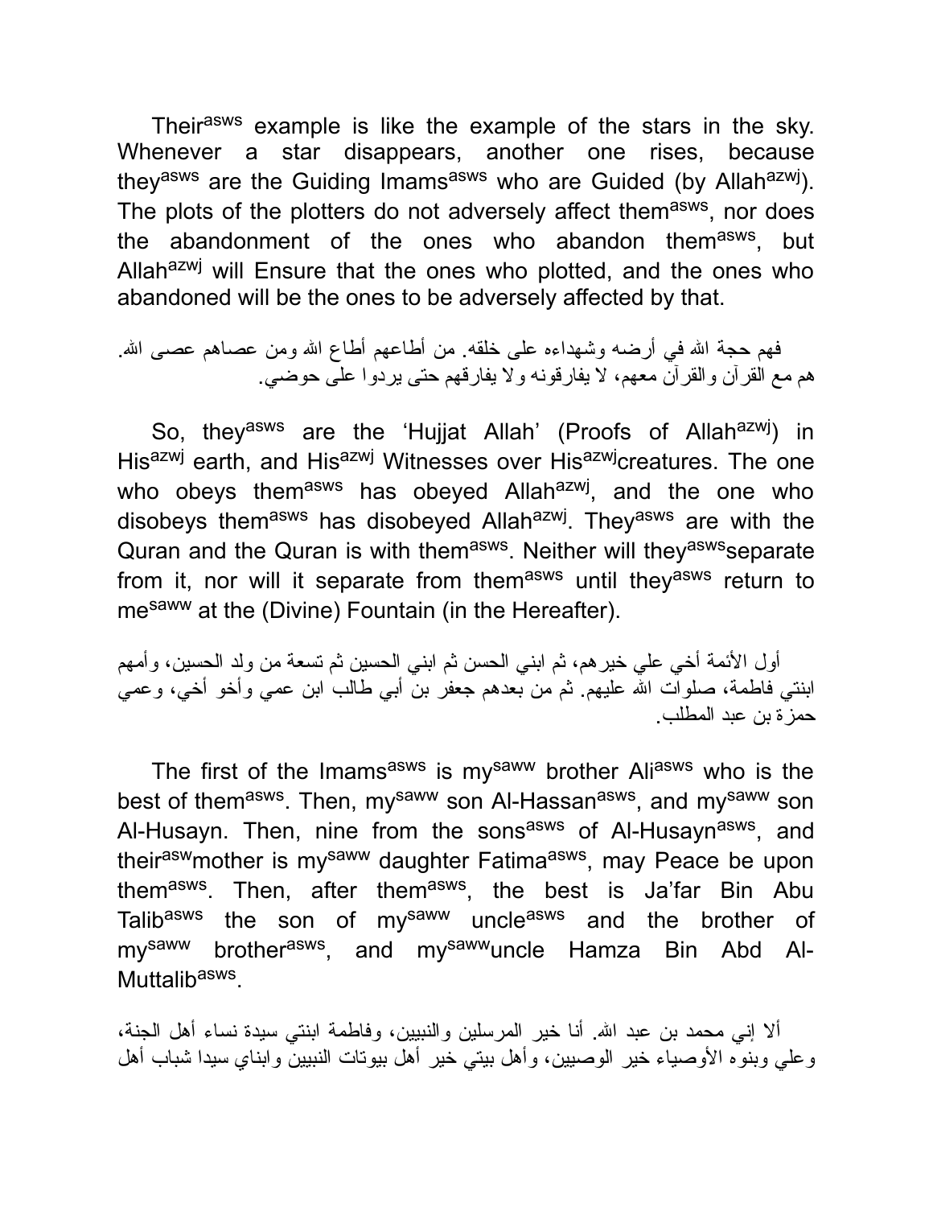Their[asws] example is like the example of the stars in the sky. Whenever a star disappears, another one rises, because they[asws] are the Guiding Imams[asws] who are Guided (by Allah[azwj]). The plots of the plotters do not adversely affect them[asws], nor does the abandonment of the ones who abandon them[asws], but Allah[azwj] will Ensure that the ones who plotted, and the ones who abandoned will be the ones to be adversely affected by that.

فهم حجة الله في أرضه وشهداءه على خلقه. من أطاعهم أطاع الله ومن عصاهم عصى الله. هم مع القرآن والقرآن معهم، لا يفارقونه ولا يفارقهم حتى يردوا على حوضي.

So, they[asws] are the 'Hujjat Allah' (Proofs of Allah[azwj]) in His[azwj] earth, and His[azwj] Witnesses over His[azwj]creatures. The one who obeys them[asws] has obeyed Allah[azwj], and the one who disobeys them[asws] has disobeyed Allah[azwj]. They[asws] are with the Quran and the Quran is with them[asws]. Neither will they[asws]separate from it, nor will it separate from them[asws] until they[asws] return to me[saww] at the (Divine) Fountain (in the Hereafter).

أول الأئمة أخي علي خيرهم، ثم ابني الحسن ثم ابني الحسين ثم تسعة من ولد الحسين، وأمهم ابنتي فاطمة، صلوات الله عليهم. ثم من بعدهم جعفر بن أبي طالب ابن عمي وأخو أخي، وعمي حمزة بن عبد المطلب.

The first of the Imams[asws] is my[saww] brother Ali[asws] who is the best of them[asws]. Then, my[saww] son Al-Hassan[asws], and my[saww] son Al-Husayn. Then, nine from the sons[asws] of Al-Husayn[asws], and their[asw]mother is my[saww] daughter Fatima[asws], may Peace be upon them[asws]. Then, after them[asws], the best is Ja'far Bin Abu Talib[asws] the son of my[saww] uncle[asws] and the brother of my[saww] brother[asws], and my[saww]uncle Hamza Bin Abd Al-Muttalib[asws].

ألا إني محمد بن عبد الله. أنا خير المرسلين والنبيين، وفاطمة ابنتي سيدة نساء أهل الجنة، وعلي وبنوه الأوصياء خير الوصيين، وأهل بيتي خير أهل بيوتات النبيين وابناي سيدا شباب أهل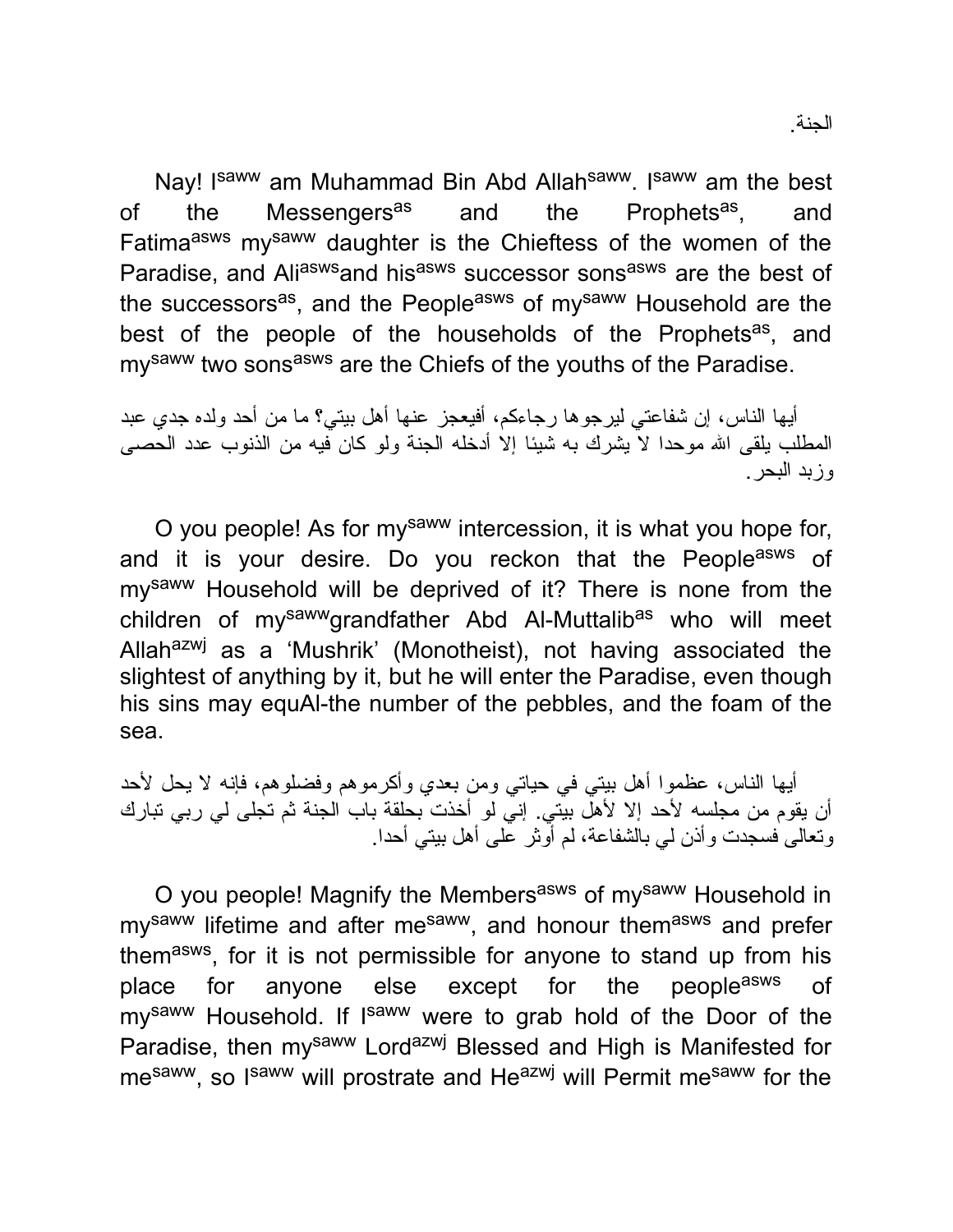الجنة.

Nay! I[saww] am Muhammad Bin Abd Allah[saww]. I[saww] am the best of the Messengers[as] and the Prophets[as], and Fatima[asws] my[saww] daughter is the Chieftess of the women of the Paradise, and Ali[asws]and his[asws] successor sons[asws] are the best of the successors[as], and the People[asws] of my[saww] Household are the best of the people of the households of the Prophets[as], and my[saww] two sons[asws] are the Chiefs of the youths of the Paradise.

أيها الناس، إن شفاعتي ليرجوها رجاءكم، أفيعجز عنها أهل بيتي؟ ما من أحد ولده جدي عبد المطلب يلقى الله موحدا لا يشرك به شيئا إلا أدخله الجنة ولو كان فيه من الذنوب عدد الحصى وزبد البحر.

O you people! As for my[saww] intercession, it is what you hope for, and it is your desire. Do you reckon that the People[asws] of my[saww] Household will be deprived of it? There is none from the children of my[saww]grandfather Abd Al-Muttalib[as] who will meet Allah[azwj] as a 'Mushrik' (Monotheist), not having associated the slightest of anything by it, but he will enter the Paradise, even though his sins may equAl-the number of the pebbles, and the foam of the sea.

أيها الناس، عظموا أهل بيتي في حياتي ومن بعدي وأكرموهم وفضلوهم، فإنه لا يحل لأحد أن يقوم من مجلسه لأحد إلا لأهل بيتي. إني لو أخذت بحلقة باب الجنة ثم تجلى لي ربي تبارك وتعالى فسجدت وأذن لي بالشفاعة، لم أوثر على أهل بيتي أحدا.

O you people! Magnify the Members[asws] of my[saww] Household in my[saww] lifetime and after me[saww], and honour them[asws] and prefer them[asws], for it is not permissible for anyone to stand up from his place for anyone else except for the people[asws] of my[saww] Household. If I[saww] were to grab hold of the Door of the Paradise, then my[saww] Lord[azwj] Blessed and High is Manifested for me[saww], so I[saww] will prostrate and He[azwj] will Permit me[saww] for the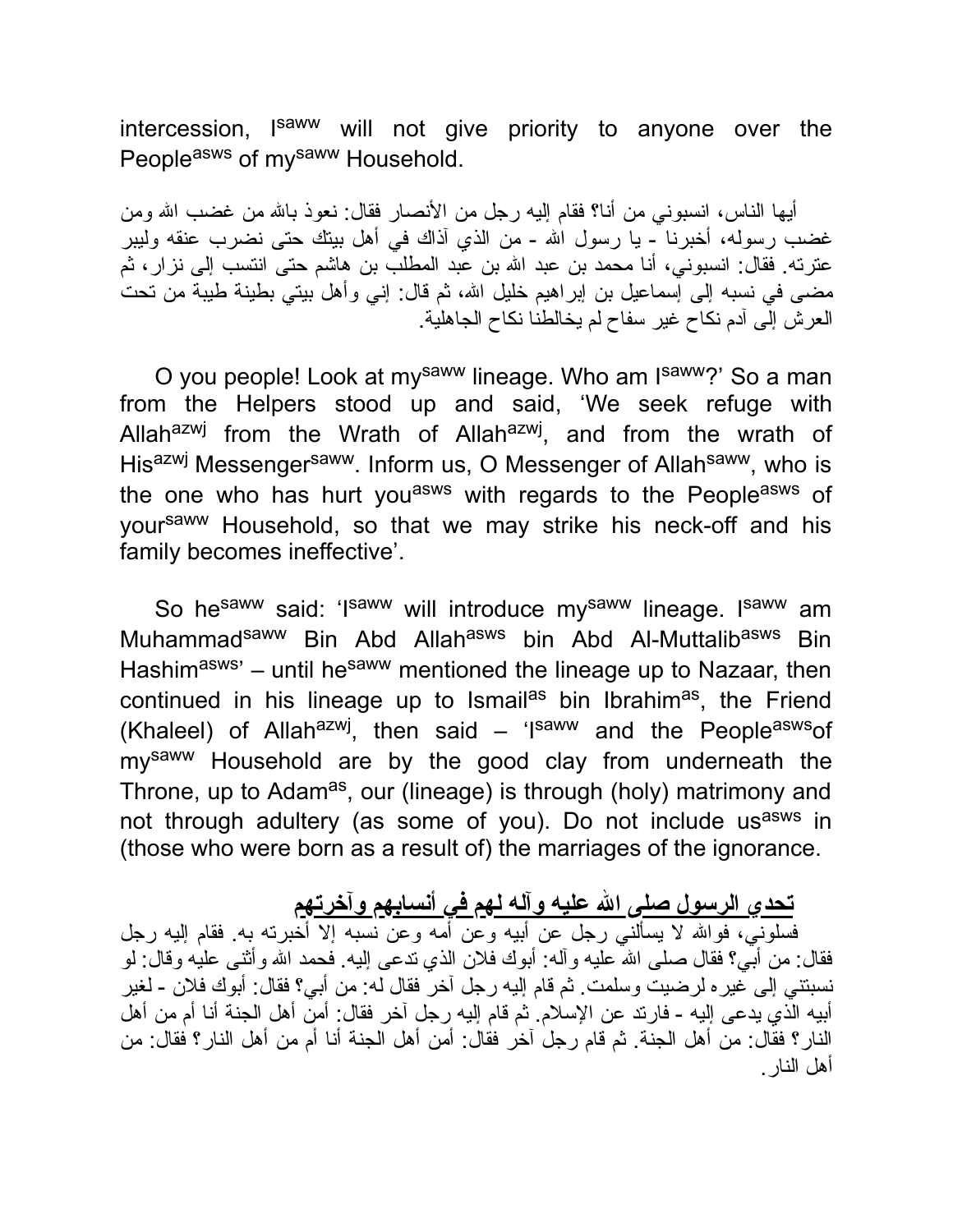intercession, I[saww] will not give priority to anyone over the People[asws] of my[saww] Household.

أيها الناس، انسبوني من أنا؟ فقام إليه رجل من الأنصار فقال: نعوذ بالله من غضب الله ومن غضب رسوله، أخبرنا - يا رسول الله - من الذي آذاك في أهل بيتك حتى نضرب عنقه وليبر عترته. فقال: انسبوني، أنا محمد بن عبد الله بن عبد المطلب بن هاشم حتى انتسب إلى نزار، ثم مضى في نسبه إلى إسماعيل بن إبراهيم خليل الله، ثم قال: إني وأهل بيتي بطينة طيبة من تحت العرش إلى آدم نكاح غير سفاح لم يخالطنا نكاح الجاهلية.

O you people! Look at my[saww] lineage. Who am I[saww]?' So a man from the Helpers stood up and said, 'We seek refuge with Allah[azwj] from the Wrath of Allah[azwj], and from the wrath of His[azwj] Messenger[saww]. Inform us, O Messenger of Allah[saww], who is the one who has hurt you[asws] with regards to the People[asws] of your[saww] Household, so that we may strike his neck-off and his family becomes ineffective'.

So he[saww] said: 'I[saww] will introduce my[saww] lineage. I[saww] am Muhammad[saww] Bin Abd Allah[asws] bin Abd Al-Muttalib[asws] Bin Hashim[asws]' – until he[saww] mentioned the lineage up to Nazaar, then continued in his lineage up to Ismail[as] bin Ibrahim[as], the Friend (Khaleel) of Allah[azwj], then said – 'I[saww] and the People[asws] of my[saww] Household are by the good clay from underneath the Throne, up to Adam[as], our (lineage) is through (holy) matrimony and not through adultery (as some of you). Do not include us[asws] in (those who were born as a result of) the marriages of the ignorance.

**تحدي الرسول صلى الله عليه وآله لهم في أنسابهم وآخرتهم**

فسلوني، فوالله لا يسألني رجل عن أبيه وعن أمه وعن نسبه إلا أخبرته به. فقام إليه رجل فقال: من أبي؟ فقال صلى الله عليه وآله: أبوك فلان الذي تدعى إليه. فحمد الله وأثنى عليه وقال: لو نسبتني إلى غيره لرضيت وسلمت. ثم قام إليه رجل آخر فقال له: من أبي؟ فقال: أبوك فلان - لغير أبيه الذي يدعى إليه - فارتد عن الإسلام. ثم قام إليه رجل آخر فقال: أمن أهل الجنة أنا أم من أهل النار؟ فقال: من أهل الجنة. ثم قام رجل آخر فقال: أمن أهل الجنة أنا أم من أهل النار؟ فقال: من أهل النار.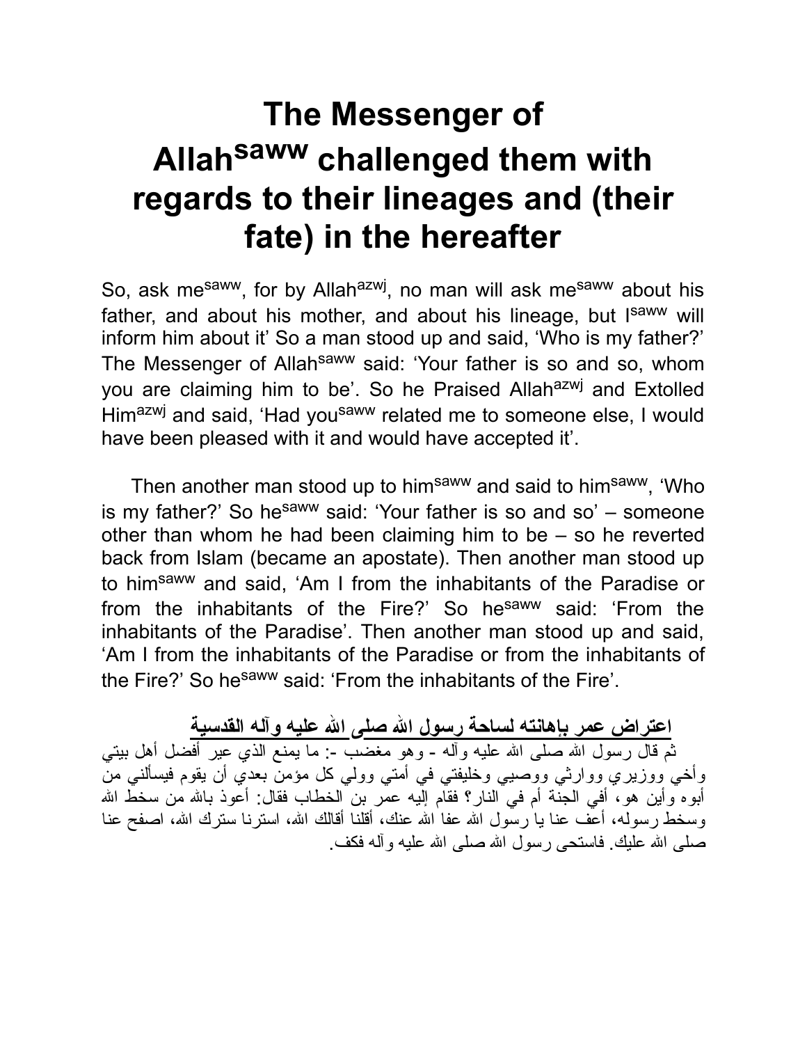# The Messenger of Allah[saww] challenged them with regards to their lineages and (their fate) in the hereafter

So, ask me[saww], for by Allah[azwj], no man will ask me[saww] about his father, and about his mother, and about his lineage, but I[saww] will inform him about it' So a man stood up and said, 'Who is my father?' The Messenger of Allah[saww] said: 'Your father is so and so, whom you are claiming him to be'. So he Praised Allah[azwj] and Extolled Him[azwj] and said, 'Had you[saww] related me to someone else, I would have been pleased with it and would have accepted it'.

Then another man stood up to him[saww] and said to him[saww], 'Who is my father?' So he[saww] said: 'Your father is so and so' – someone other than whom he had been claiming him to be – so he reverted back from Islam (became an apostate). Then another man stood up to him[saww] and said, 'Am I from the inhabitants of the Paradise or from the inhabitants of the Fire?' So he[saww] said: 'From the inhabitants of the Paradise'. Then another man stood up and said, 'Am I from the inhabitants of the Paradise or from the inhabitants of the Fire?' So he[saww] said: 'From the inhabitants of the Fire'.

**اعتراض عمر بإهانته لساحة رسول الله صلى الله عليه وآله القدسية**

ثم قال رسول الله صلى الله عليه وآله - وهو مغضب -: ما يمنع الذي عير أفضل أهل بيتي وأخي ووزيري ووارثي ووصيي وخليفتي في أمتي وولي كل مؤمن بعدي أن يقوم فيسألني من أبوه وأين هو، أفي الجنة أم في النار؟ فقام إليه عمر بن الخطاب فقال: أعوذ بالله من سخط الله وسخط رسوله، أعف عنا يا رسول الله عفا الله عنك، أقلنا أقالك الله، استرنا سترك الله، اصفح عنا صلى الله عليك. فاستحى رسول الله صلى الله عليه وآله فكف.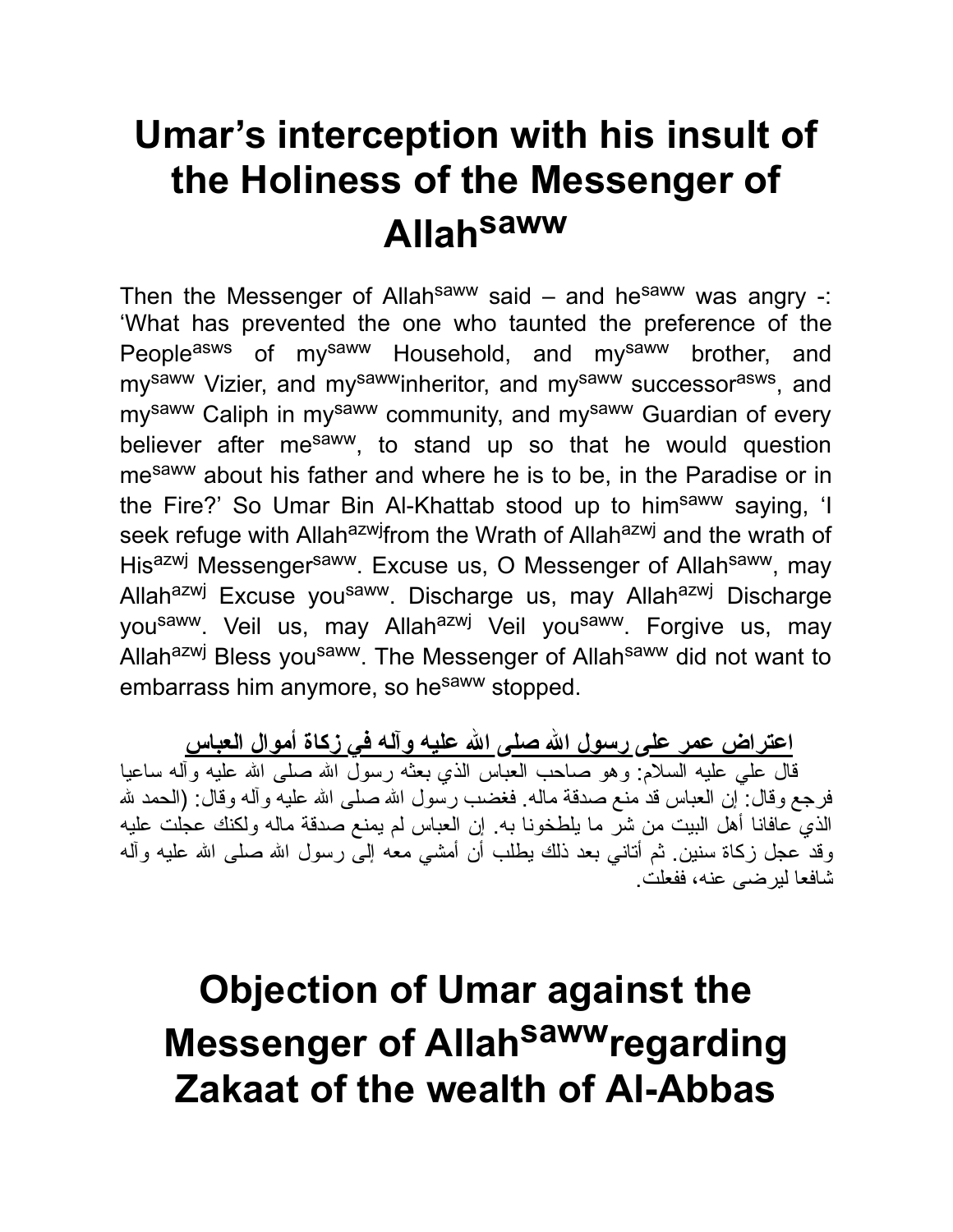# Umar's interception with his insult of the Holiness of the Messenger of Allah[saww]

Then the Messenger of Allah[saww] said – and he[saww] was angry -: 'What has prevented the one who taunted the preference of the People[asws] of my[saww] Household, and my[saww] brother, and my[saww] Vizier, and my[saww]inheritor, and my[saww] successor[asws], and my[saww] Caliph in my[saww] community, and my[saww] Guardian of every believer after me[saww], to stand up so that he would question me[saww] about his father and where he is to be, in the Paradise or in the Fire?' So Umar Bin Al-Khattab stood up to him[saww] saying, 'I seek refuge with Allah[azwj]from the Wrath of Allah[azwj] and the wrath of His[azwj] Messenger[saww]. Excuse us, O Messenger of Allah[saww], may Allah[azwj] Excuse you[saww]. Discharge us, may Allah[azwj] Discharge you[saww]. Veil us, may Allah[azwj] Veil you[saww]. Forgive us, may Allah[azwj] Bless you[saww]. The Messenger of Allah[saww] did not want to embarrass him anymore, so he[saww] stopped.

**اعتراض عمر على رسول الله صلى الله عليه وآله في زكاة أموال العباس**

قال علي عليه السلام: وهو صاحب العباس الذي بعثه رسول الله صلى الله عليه وآله ساعيا فرجع وقال: إن العباس قد منع صدقة ماله. فغضب رسول الله صلى الله عليه وآله وقال: (الحمد لله الذي عافانا أهل البيت من شر ما يلطخونا به. إن العباس لم يمنع صدقة ماله ولكنك عجلت عليه وقد عجل زكاة سنين. ثم أتاني بعد ذلك يطلب أن أمشي معه إلى رسول الله صلى الله عليه وآله شافعا ليرضى عنه، ففعلت.

# Objection of Umar against the Messenger of Allah[saww]regarding Zakaat of the wealth of Al-Abbas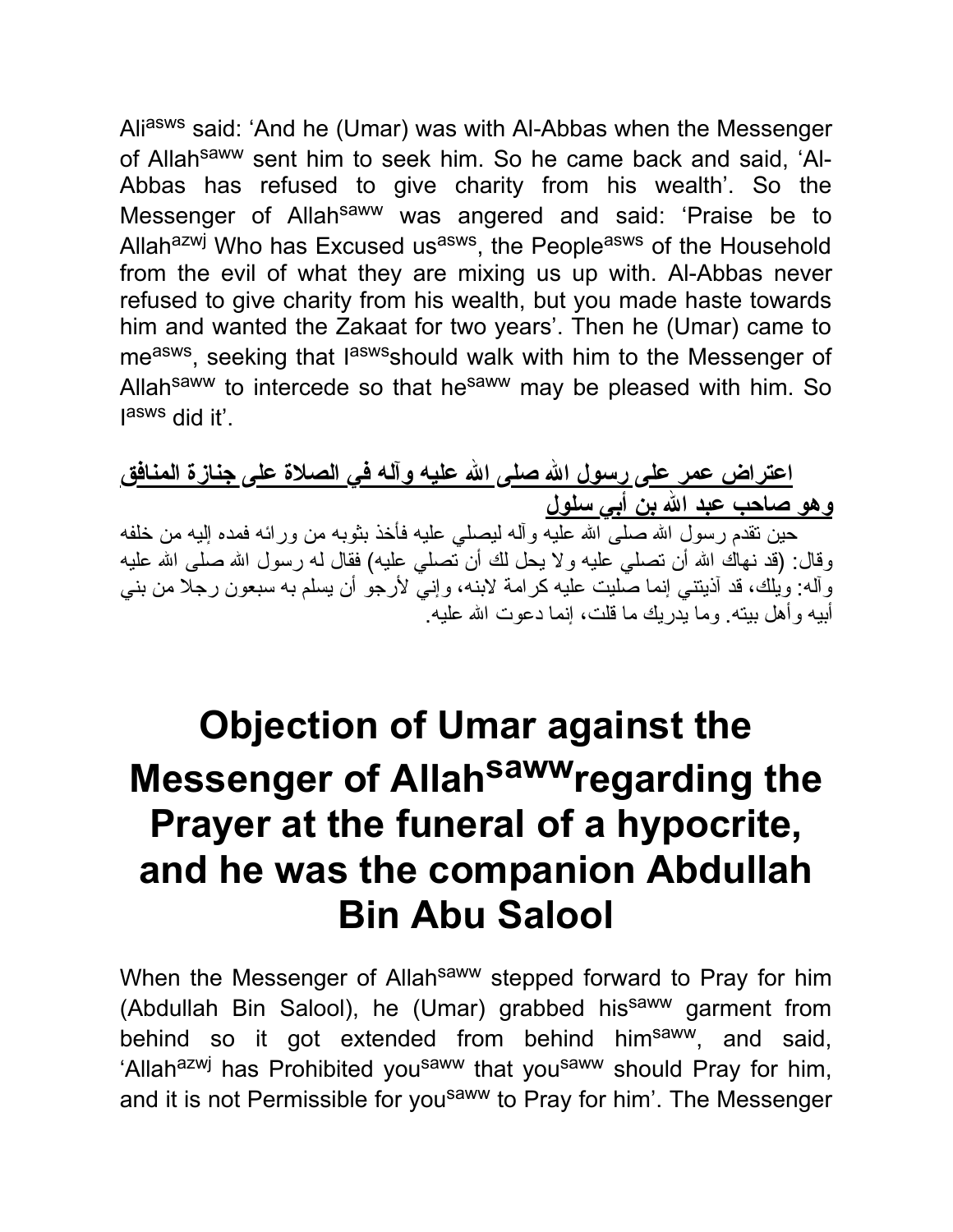Ali[asws] said: 'And he (Umar) was with Al-Abbas when the Messenger of Allah[saww] sent him to seek him. So he came back and said, 'Al-Abbas has refused to give charity from his wealth'. So the Messenger of Allah[saww] was angered and said: 'Praise be to Allah[azwj] Who has Excused us[asws], the People[asws] of the Household from the evil of what they are mixing us up with. Al-Abbas never refused to give charity from his wealth, but you made haste towards him and wanted the Zakaat for two years'. Then he (Umar) came to me[asws], seeking that I[asws]should walk with him to the Messenger of Allah[saww] to intercede so that he[saww] may be pleased with him. So I[asws] did it'.

**اعتراض عمر على رسول الله صلى الله عليه وآله في الصلاة على جنازة المنافق وهو صاحب عبد الله بن أبي سلول**

حين تقدم رسول الله صلى الله عليه وآله ليصلي عليه فأخذ بثوبه من ورائه فمده إليه من خلفه وقال: (قد نهاك الله أن تصلي عليه ولا يحل لك أن تصلي عليه) فقال له رسول الله صلى الله عليه وآله: ويلك، قد آذيتني إنما صليت عليه كرامة لابنه، وإني لأرجو أن يسلم به سبعون رجلا من بني أبيه وأهل بيته. وما يدريك ما قلت، إنما دعوت الله عليه.

# Objection of Umar against the Messenger of Allah[saww]regarding the Prayer at the funeral of a hypocrite, and he was the companion Abdullah Bin Abu Salool

When the Messenger of Allah[saww] stepped forward to Pray for him (Abdullah Bin Salool), he (Umar) grabbed his[saww] garment from behind so it got extended from behind him[saww], and said, 'Allah[azwj] has Prohibited you[saww] that you[saww] should Pray for him, and it is not Permissible for you[saww] to Pray for him'. The Messenger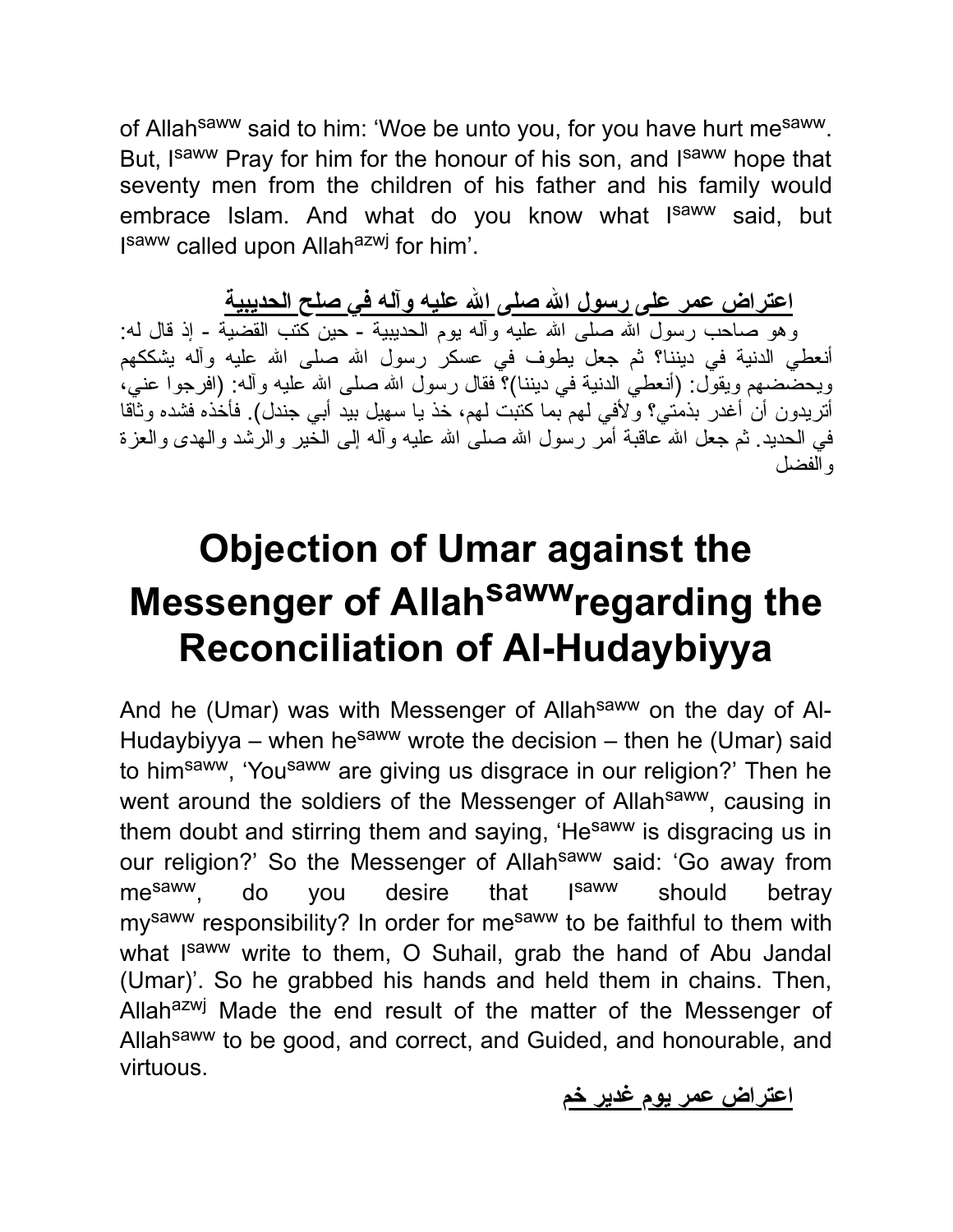of Allah[saww] said to him: 'Woe be unto you, for you have hurt me[saww]. But, I[saww] Pray for him for the honour of his son, and I[saww] hope that seventy men from the children of his father and his family would embrace Islam. And what do you know what I[saww] said, but I[saww] called upon Allah[azwj] for him'.

**اعتراض عمر على رسول الله صلى الله عليه وآله في صلح الحديبية**

وهو صاحب رسول الله صلى الله عليه وآله يوم الحديبية - حين كتب القضية - إذ قال له: أنعطي الدنية في ديننا؟ ثم جعل يطوف في عسكر رسول الله صلى الله عليه وآله يشككهم ويحضضهم ويقول: (أنعطي الدنية في ديننا)؟ فقال رسول الله صلى الله عليه وآله: (افرجوا عني، أتريدون أن أغدر بذمتي؟ ولأفي لهم بما كتبت لهم، خذ يا سهيل بيد أبي جندل). فأخذه فشده وثاقا في الحديد. ثم جعل الله عاقبة أمر رسول الله صلى الله عليه وآله إلى الخير والرشد والهدى والعزة والفضل

# Objection of Umar against the Messenger of Allah[saww] regarding the Reconciliation of Al-Hudaybiyya

And he (Umar) was with Messenger of Allah[saww] on the day of Al-Hudaybiyya – when he[saww] wrote the decision – then he (Umar) said to him[saww], 'You[saww] are giving us disgrace in our religion?' Then he went around the soldiers of the Messenger of Allah[saww], causing in them doubt and stirring them and saying, 'He[saww] is disgracing us in our religion?' So the Messenger of Allah[saww] said: 'Go away from me[saww], do you desire that I[saww] should betray my[saww] responsibility? In order for me[saww] to be faithful to them with what I[saww] write to them, O Suhail, grab the hand of Abu Jandal (Umar)'. So he grabbed his hands and held them in chains. Then, Allah[azwj] Made the end result of the matter of the Messenger of Allah[saww] to be good, and correct, and Guided, and honourable, and virtuous.

**اعتراض عمر يوم غدير خم**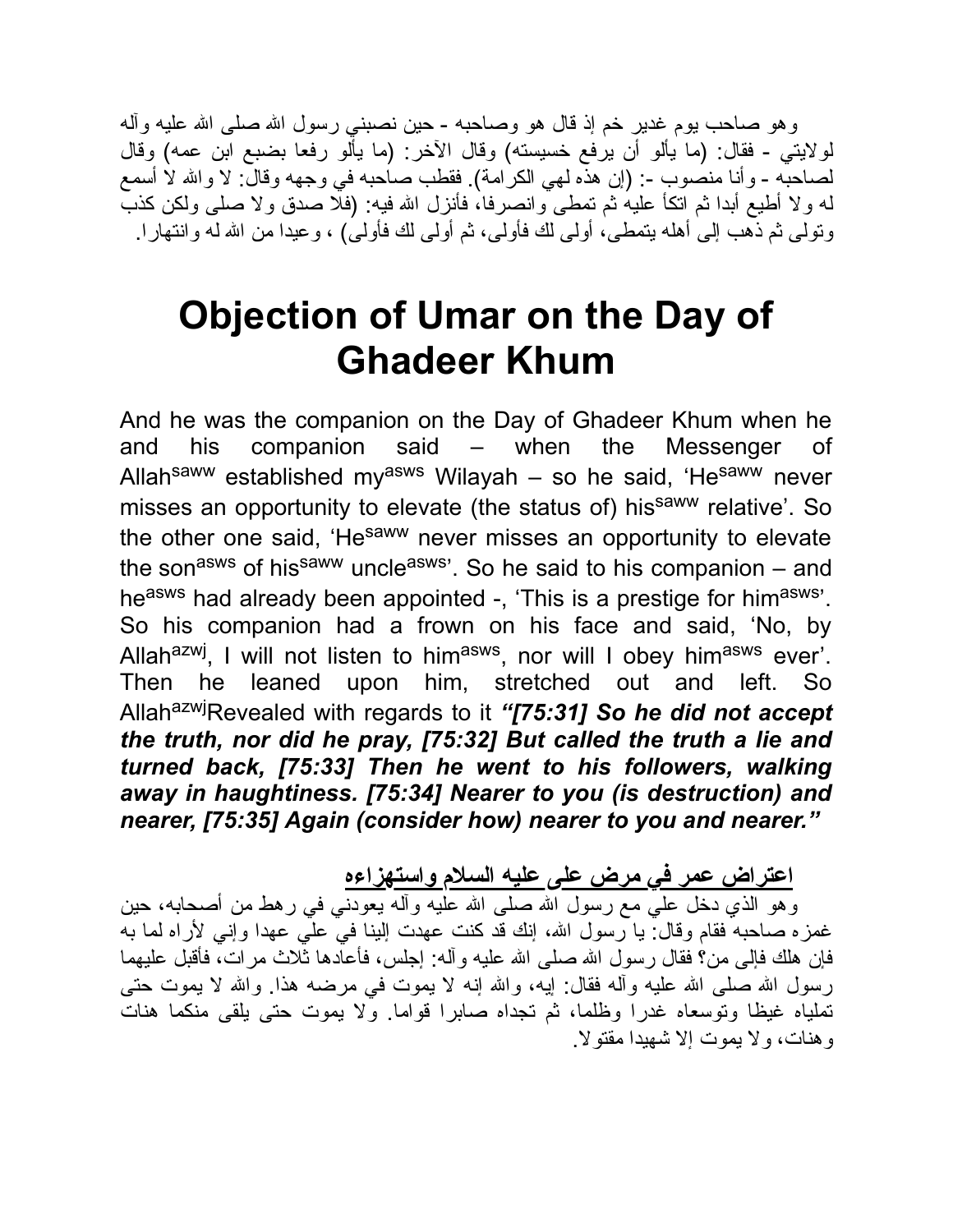وهو صاحب يوم غدير خم إذ قال هو وصاحبه - حين نصبني رسول الله صلى الله عليه وآله لولايتي - فقال: (ما يألو أن يرفع خسيسته) وقال الآخر: (ما يألو رفعا بضبع ابن عمه) وقال لصاحبه - وأنا منصوب -: (إن هذه لهي الكرامة). فقطب صاحبه في وجهه وقال: لا والله لا أسمع له ولا أطيع أبدا ثم اتكأ عليه ثم تمطى وانصرفا، فأنزل الله فيه: (فلا صدق ولا صلى ولكن كذب وتولى ثم ذهب إلى أهله يتمطى، أولى لك فأولى، ثم أولى لك فأولى) ، وعيدا من الله له وانتهارا.

# Objection of Umar on the Day of Ghadeer Khum

And he was the companion on the Day of Ghadeer Khum when he and his companion said – when the Messenger of Allah[saww] established my[asws] Wilayah – so he said, 'He[saww] never misses an opportunity to elevate (the status of) his[saww] relative'. So the other one said, 'He[saww] never misses an opportunity to elevate the son[asws] of his[saww] uncle[asws]'. So he said to his companion – and he[asws] had already been appointed -, 'This is a prestige for him[asws]'. So his companion had a frown on his face and said, 'No, by Allah[azwj], I will not listen to him[asws], nor will I obey him[asws] ever'. Then he leaned upon him, stretched out and left. So Allah[azwj]Revealed with regards to it ***"[75:31] So he did not accept the truth, nor did he pray, [75:32] But called the truth a lie and turned back, [75:33] Then he went to his followers, walking away in haughtiness. [75:34] Nearer to you (is destruction) and nearer, [75:35] Again (consider how) nearer to you and nearer."***

## اعتراض عمر في مرض علي عليه السلام واستهزاءه

وهو الذي دخل علي مع رسول الله صلى الله عليه وآله يعودني في رهط من أصحابه، حين غمزه صاحبه فقام وقال: يا رسول الله، إنك قد كنت عهدت إلينا في علي عهدا وإني لأراه لما به فإن هلك فإلى من؟ فقال رسول الله صلى الله عليه وآله: إجلس، فأعادها ثلاث مرات، فأقبل عليهما رسول الله صلى الله عليه وآله فقال: إيه، والله إنه لا يموت في مرضه هذا. والله لا يموت حتى تمليانه غيظا وتوسعاه غدرا وظلما، ثم تجداه صابرا قواما. ولا يموت حتى يلقى منكما هنات وهنات، ولا يموت إلا شهيدا مقتولا.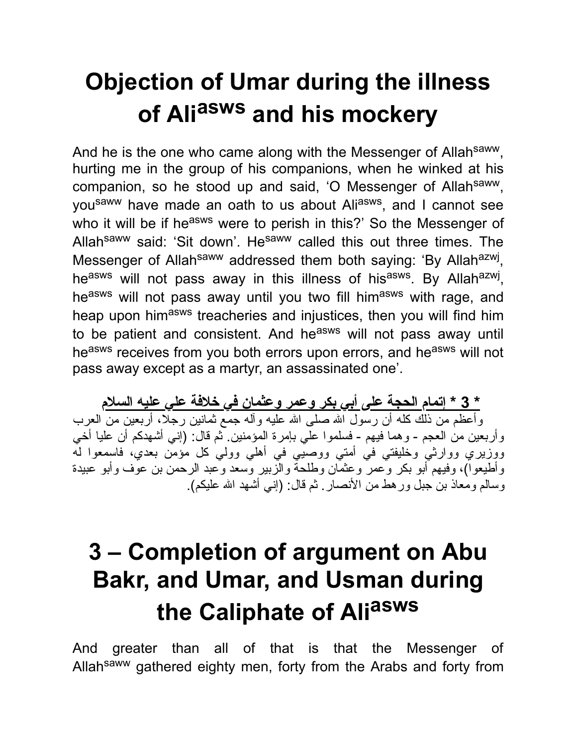# Objection of Umar during the illness of Ali[asws] and his mockery

And he is the one who came along with the Messenger of Allah[saww], hurting me in the group of his companions, when he winked at his companion, so he stood up and said, 'O Messenger of Allah[saww], you[saww] have made an oath to us about Ali[asws], and I cannot see who it will be if he[asws] were to perish in this?' So the Messenger of Allah[saww] said: 'Sit down'. He[saww] called this out three times. The Messenger of Allah[saww] addressed them both saying: 'By Allah[azwj], he[asws] will not pass away in this illness of his[asws]. By Allah[azwj], he[asws] will not pass away until you two fill him[asws] with rage, and heap upon him[asws] treacheries and injustices, then you will find him to be patient and consistent. And he[asws] will not pass away until he[asws] receives from you both errors upon errors, and he[asws] will not pass away except as a martyr, an assassinated one'.

**\* 3 \* إتمام الحجة على أبي بكر وعمر وعثمان في خلافة علي عليه السلام**

وأعظم من ذلك كله أن رسول الله صلى الله عليه وآله جمع ثمانين رجلا، أربعين من العرب وأربعين من العجم - وهما فيهم - فسلموا علي بإمرة المؤمنين. ثم قال: (إني أشهدكم أن عليا أخي ووزيري ووارثي وخليفتي في أمتي ووصيي في أهلي وولي كل مؤمن بعدي، فاسمعوا له وأطيعوا)، وفيهم أبو بكر وعمر وعثمان وطلحة والزبير وسعد وعبد الرحمن بن عوف وأبو عبيدة وسالم ومعاذ بن جبل ورهط من الأنصار. ثم قال: (إني أشهد الله عليكم).

# 3 – Completion of argument on Abu Bakr, and Umar, and Usman during the Caliphate of Ali[asws]

And greater than all of that is that the Messenger of Allah[saww] gathered eighty men, forty from the Arabs and forty from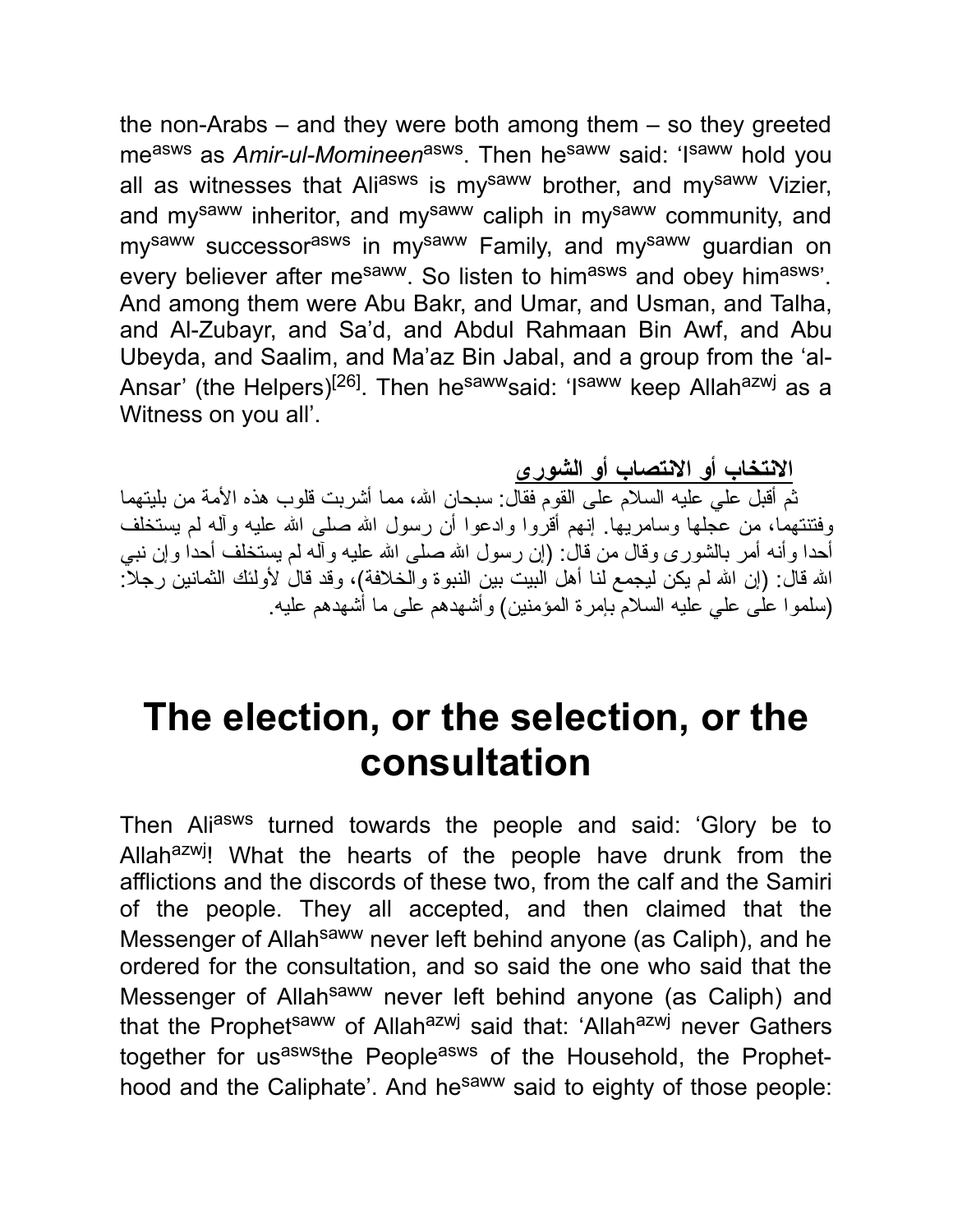the non-Arabs – and they were both among them – so they greeted me[asws] as *Amir-ul-Momineen*[asws]. Then he[saww] said: 'I[saww] hold you all as witnesses that Ali[asws] is my[saww] brother, and my[saww] Vizier, and my[saww] inheritor, and my[saww] caliph in my[saww] community, and my[saww] successor[asws] in my[saww] Family, and my[saww] guardian on every believer after me[saww]. So listen to him[asws] and obey him[asws]'. And among them were Abu Bakr, and Umar, and Usman, and Talha, and Al-Zubayr, and Sa'd, and Abdul Rahmaan Bin Awf, and Abu Ubeyda, and Saalim, and Ma'az Bin Jabal, and a group from the 'al-Ansar' (the Helpers)[26]. Then he[saww]said: 'I[saww] keep Allah[azwj] as a Witness on you all'.

**الانتخاب أو الانتصاب أو الشورى**

ثم أقبل علي عليه السلام على القوم فقال: سبحان الله، مما أشربت قلوب هذه الأمة من بليتهما وفتنتهما، من عجلها وسامريها. إنهم أقروا وادعوا أن رسول الله صلى الله عليه وآله لم يستخلف أحدا وأنه أمر بالشورى وقال من قال: (إن رسول الله صلى الله عليه وآله لم يستخلف أحدا وإن نبي الله قال: (إن الله لم يكن ليجمع لنا أهل البيت بين النبوة والخلافة)، وقد قال لأولئك الثمانين رجلا: (سلموا على علي عليه السلام بإمرة المؤمنين) وأشهدهم على ما أشهدهم عليه.

# The election, or the selection, or the consultation

Then Ali[asws] turned towards the people and said: 'Glory be to Allah[azwj]! What the hearts of the people have drunk from the afflictions and the discords of these two, from the calf and the Samiri of the people. They all accepted, and then claimed that the Messenger of Allah[saww] never left behind anyone (as Caliph), and he ordered for the consultation, and so said the one who said that the Messenger of Allah[saww] never left behind anyone (as Caliph) and that the Prophet[saww] of Allah[azwj] said that: 'Allah[azwj] never Gathers together for us[asws]the People[asws] of the Household, the Prophet-hood and the Caliphate'. And he[saww] said to eighty of those people: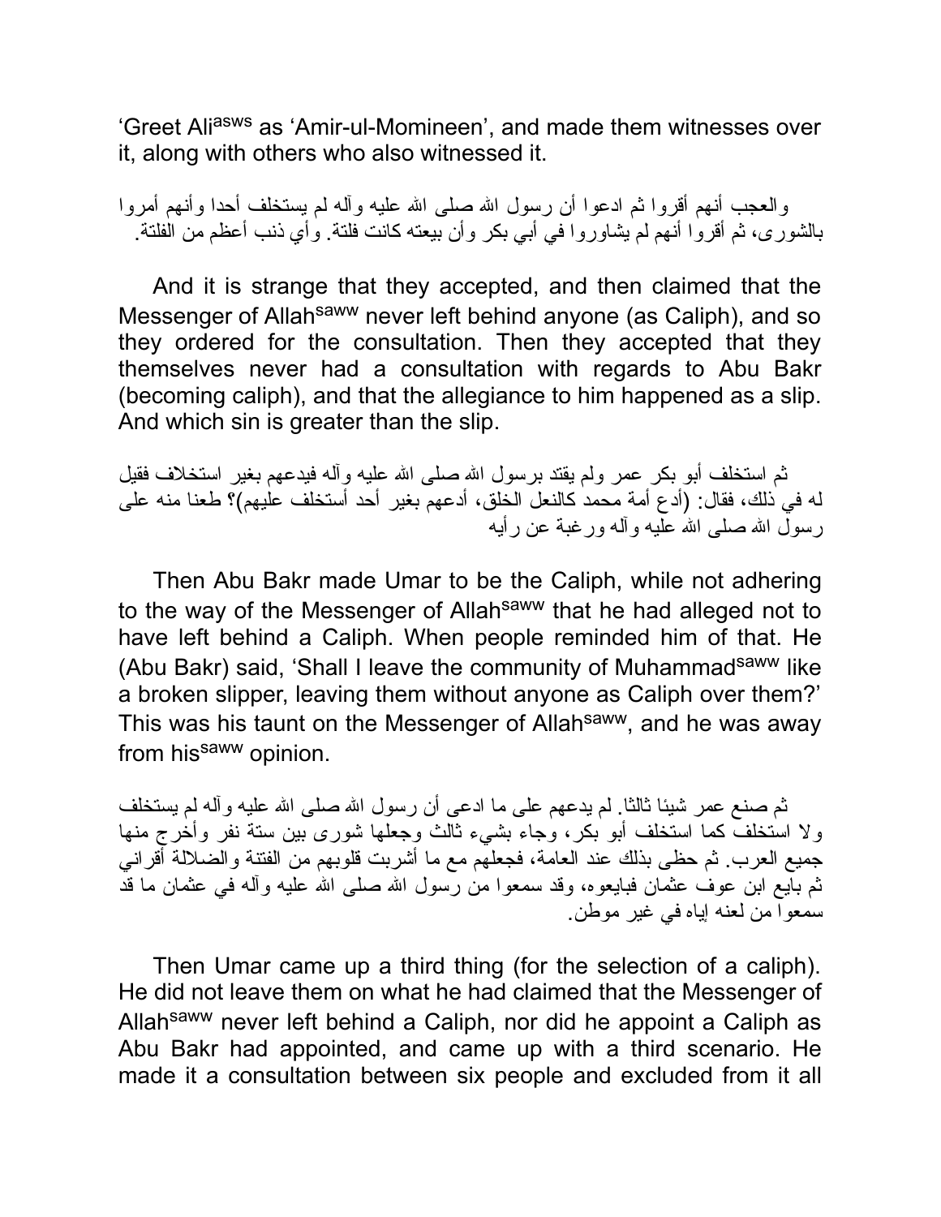'Greet Ali[asws] as 'Amir-ul-Momineen', and made them witnesses over it, along with others who also witnessed it.

والعجب أنهم أقروا ثم ادعوا أن رسول الله صلى الله عليه وآله لم يستخلف أحدا وأنهم أمروا بالشورى، ثم أقروا أنهم لم يشاوروا في أبي بكر وأن بيعته كانت فلتة. وأي ذنب أعظم من الفلتة.

And it is strange that they accepted, and then claimed that the Messenger of Allah[saww] never left behind anyone (as Caliph), and so they ordered for the consultation. Then they accepted that they themselves never had a consultation with regards to Abu Bakr (becoming caliph), and that the allegiance to him happened as a slip. And which sin is greater than the slip.

ثم استخلف أبو بكر عمر ولم يقتد برسول الله صلى الله عليه وآله فيدعهم بغير استخلاف فقيل له في ذلك، فقال: (أدع أمة محمد كالنعل الخلق، أدعهم بغير أحد أستخلف عليهم)؟ طعنا منه على رسول الله صلى الله عليه وآله ورغبة عن رأيه

Then Abu Bakr made Umar to be the Caliph, while not adhering to the way of the Messenger of Allah[saww] that he had alleged not to have left behind a Caliph. When people reminded him of that. He (Abu Bakr) said, 'Shall I leave the community of Muhammad[saww] like a broken slipper, leaving them without anyone as Caliph over them?' This was his taunt on the Messenger of Allah[saww], and he was away from his[saww] opinion.

ثم صنع عمر شيئا ثالثا. لم يدعهم على ما ادعى أن رسول الله صلى الله عليه وآله لم يستخلف ولا استخلف كما استخلف أبو بكر، وجاء بشيء ثالث وجعلها شورى بين ستة نفر وأخرج منها جميع العرب. ثم حظى بذلك عند العامة، فجعلهم مع ما أشربت قلوبهم من الفتنة والضلالة أقراني ثم بايع ابن عوف عثمان فبايعوه، وقد سمعوا من رسول الله صلى الله عليه وآله في عثمان ما قد سمعوا من لعنه إياه في غير موطن.

Then Umar came up a third thing (for the selection of a caliph). He did not leave them on what he had claimed that the Messenger of Allah[saww] never left behind a Caliph, nor did he appoint a Caliph as Abu Bakr had appointed, and came up with a third scenario. He made it a consultation between six people and excluded from it all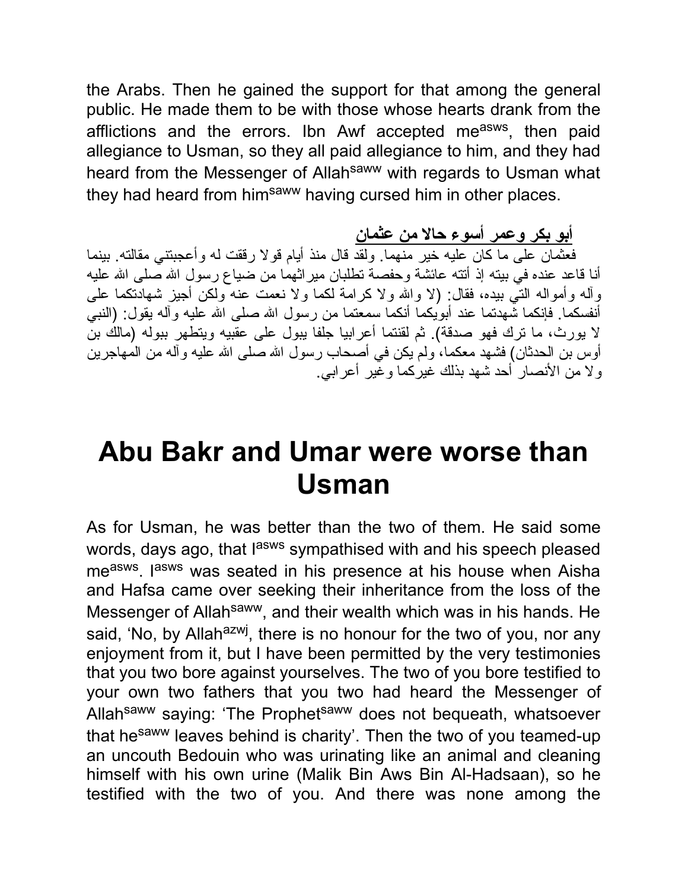the Arabs. Then he gained the support for that among the general public. He made them to be with those whose hearts drank from the afflictions and the errors. Ibn Awf accepted me[asws], then paid allegiance to Usman, so they all paid allegiance to him, and they had heard from the Messenger of Allah[saww] with regards to Usman what they had heard from him[saww] having cursed him in other places.

**أبو بكر وعمر أسوء حالا من عثمان**

فعثمان على ما كان عليه خير منهما. ولقد قال منذ أيام قولا رققت له وأعجبتني مقالته. بينما أنا قاعد عنده في بيته إذ أتته عائشة وحفصة تطلبان ميراثهما من ضياع رسول الله صلى الله عليه وآله وأمواله التي بيده، فقال: (لا والله ولا كرامة لكما ولا نعمت عنه ولكن أجيز شهادتكما على أنفسكما. فإنكما شهدتما عند أبويكما أنكما سمعتما من رسول الله صلى الله عليه وآله يقول: (النبي لا يورث، ما ترك فهو صدقة). ثم لقنتما أعرابيا جلفا يبول على عقبيه ويتطهر ببوله (مالك بن أوس بن الحدثان) فشهد معكما، ولم يكن في أصحاب رسول الله صلى الله عليه وآله من المهاجرين ولا من الأنصار أحد شهد بذلك غيركما وغير أعرابي.

# Abu Bakr and Umar were worse than Usman

As for Usman, he was better than the two of them. He said some words, days ago, that I[asws] sympathised with and his speech pleased me[asws]. I[asws] was seated in his presence at his house when Aisha and Hafsa came over seeking their inheritance from the loss of the Messenger of Allah[saww], and their wealth which was in his hands. He said, 'No, by Allah[azwj], there is no honour for the two of you, nor any enjoyment from it, but I have been permitted by the very testimonies that you two bore against yourselves. The two of you bore testified to your own two fathers that you two had heard the Messenger of Allah[saww] saying: 'The Prophet[saww] does not bequeath, whatsoever that he[saww] leaves behind is charity'. Then the two of you teamed-up an uncouth Bedouin who was urinating like an animal and cleaning himself with his own urine (Malik Bin Aws Bin Al-Hadsaan), so he testified with the two of you. And there was none among the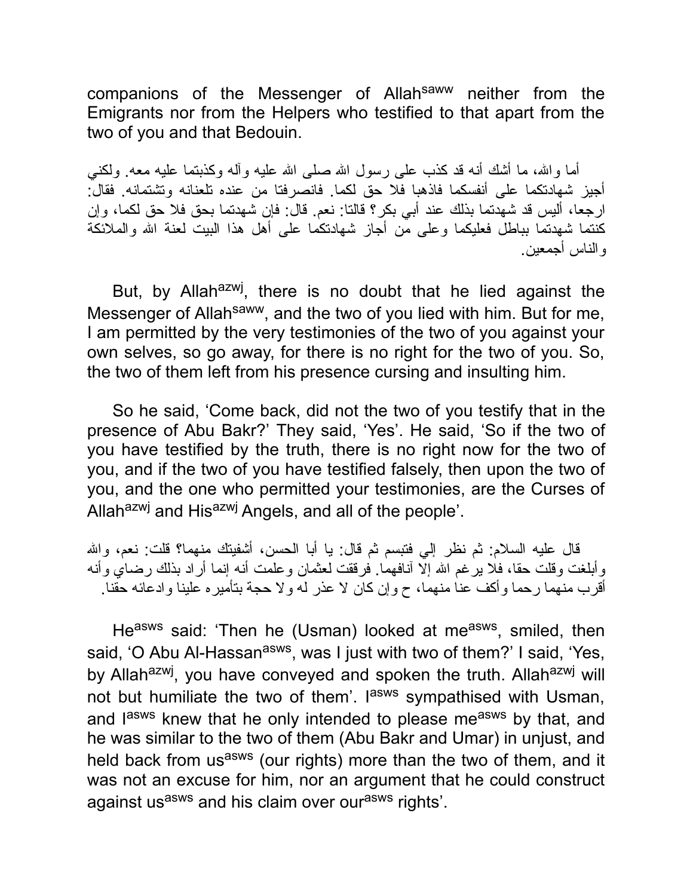companions of the Messenger of Allah[saww] neither from the Emigrants nor from the Helpers who testified to that apart from the two of you and that Bedouin.

أما والله، ما أشك أنه قد كذب على رسول الله صلى الله عليه وآله وكذبتما عليه معه. ولكني أجيز شهادتكما على أنفسكما فاذهبا فلا حق لكما. فانصرفتا من عنده تلعنانه وتشتمانه. فقال: ارجعا، أليس قد شهدتما بذلك عند أبي بكر؟ قالتا: نعم. قال: فإن شهدتما بحق فلا حق لكما، وإن كنتما شهدتما بباطل فعليكما وعلى من أجاز شهادتكما على أهل هذا البيت لعنة الله والملائكة والناس أجمعين.

But, by Allah[azwj], there is no doubt that he lied against the Messenger of Allah[saww], and the two of you lied with him. But for me, I am permitted by the very testimonies of the two of you against your own selves, so go away, for there is no right for the two of you. So, the two of them left from his presence cursing and insulting him.

So he said, 'Come back, did not the two of you testify that in the presence of Abu Bakr?' They said, 'Yes'. He said, 'So if the two of you have testified by the truth, there is no right now for the two of you, and if the two of you have testified falsely, then upon the two of you, and the one who permitted your testimonies, are the Curses of Allah[azwj] and His[azwj] Angels, and all of the people'.

قال عليه السلام: ثم نظر إلي فتبسم ثم قال: يا أبا الحسن، أشفيتك منهما؟ قلت: نعم، والله وأبلغت وقلت حقا، فلا يرغم الله إلا آنافهما. فرققت لعثمان وعلمت أنه إنما أراد بذلك رضاي وأنه أقرب منهما رحما وأكف عنا منهما، ح وإن كان لا عذر له ولا حجة بتأميره علينا وادعائه حقنا.

He[asws] said: 'Then he (Usman) looked at me[asws], smiled, then said, 'O Abu Al-Hassan[asws], was I just with two of them?' I said, 'Yes, by Allah[azwj], you have conveyed and spoken the truth. Allah[azwj] will not but humiliate the two of them'. I[asws] sympathised with Usman, and I[asws] knew that he only intended to please me[asws] by that, and he was similar to the two of them (Abu Bakr and Umar) in unjust, and held back from us[asws] (our rights) more than the two of them, and it was not an excuse for him, nor an argument that he could construct against us[asws] and his claim over our[asws] rights'.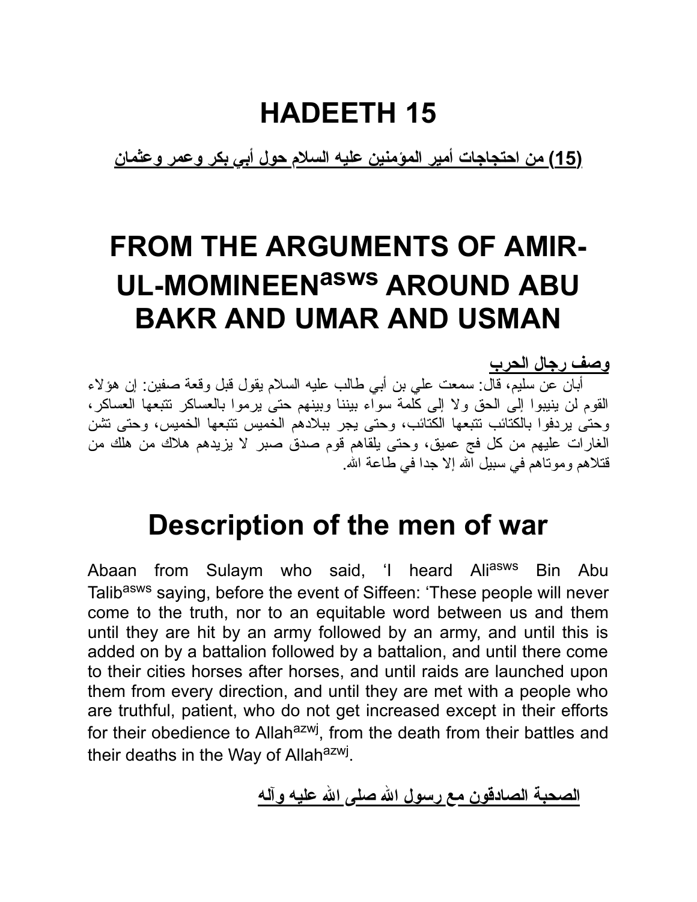# HADEETH 15

**(15) من احتجاجات أمير المؤمنين عليه السلام حول أبي بكر وعمر وعثمان**

# FROM THE ARGUMENTS OF AMIR-UL-MOMINEEN[asws] AROUND ABU BAKR AND UMAR AND USMAN

**وصف رجال الحرب**

أبان عن سليم، قال: سمعت علي بن أبي طالب عليه السلام يقول قبل وقعة صفين: إن هؤلاء القوم لن ينيبوا إلى الحق ولا إلى كلمة سواء بيننا وبينهم حتى يرموا بالعساكر تتبعها العساكر، وحتى يردفوا بالكتائب تتبعها الكتائب، وحتى يجر ببلادهم الخميس تتبعها الخميس، وحتى تشن الغارات عليهم من كل فج عميق، وحتى يلقاهم قوم صدق صبر لا يزيدهم هلاك من هلك من قتلاهم وموتاهم في سبيل الله إلا جدا في طاعة الله.

## Description of the men of war

Abaan from Sulaym who said, 'I heard Ali[asws] Bin Abu Talib[asws] saying, before the event of Siffeen: 'These people will never come to the truth, nor to an equitable word between us and them until they are hit by an army followed by an army, and until this is added on by a battalion followed by a battalion, and until there come to their cities horses after horses, and until raids are launched upon them from every direction, and until they are met with a people who are truthful, patient, who do not get increased except in their efforts for their obedience to Allah[azwj], from the death from their battles and their deaths in the Way of Allah[azwj].

**الصحبة الصادقون مع رسول الله صلى الله عليه وآله**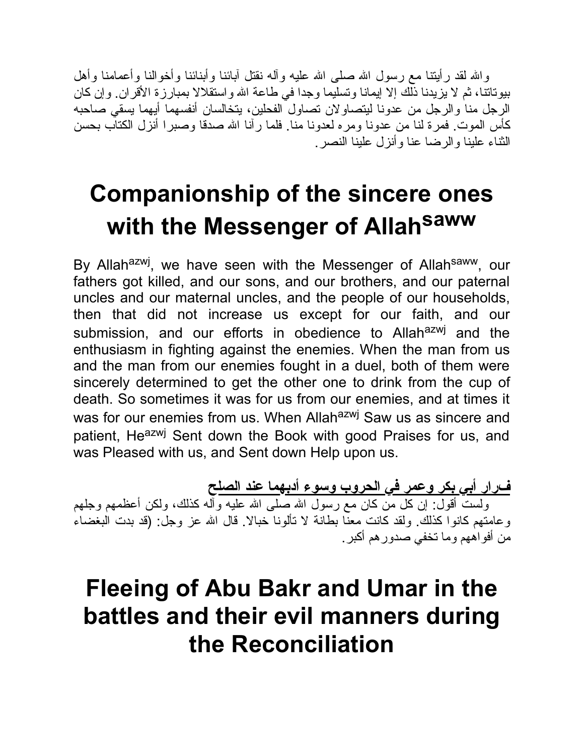والله لقد رأيتنا مع رسول الله صلى الله عليه وآله نقتل آبائنا وأبنائنا وأخوالنا وأعمامنا وأهل بيوتاتنا، ثم لا يزيدنا ذلك إلا إيمانا وتسليما وجدا في طاعة الله واستقلالا بمبارزة الأقران. وإن كان الرجل منا والرجل من عدونا ليتصاولان تصاول الفحلين، يتخالسان أنفسهما أيهما يسقي صاحبه كأس الموت. فمرة لنا من عدونا ومره لعدونا منا. فلما رآنا الله صدقا وصبرا أنزل الكتاب بحسن الثناء علينا والرضا عنا وأنزل علينا النصر.

# Companionship of the sincere ones with the Messenger of Allah^saww

By Allah^azwj, we have seen with the Messenger of Allah^saww, our fathers got killed, and our sons, and our brothers, and our paternal uncles and our maternal uncles, and the people of our households, then that did not increase us except for our faith, and our submission, and our efforts in obedience to Allah^azwj and the enthusiasm in fighting against the enemies. When the man from us and the man from our enemies fought in a duel, both of them were sincerely determined to get the other one to drink from the cup of death. So sometimes it was for us from our enemies, and at times it was for our enemies from us. When Allah^azwj Saw us as sincere and patient, He^azwj Sent down the Book with good Praises for us, and was Pleased with us, and Sent down Help upon us.

**فرار أبي بكر وعمر في الحروب وسوء أدبهما عند الصلح**

ولست أقول: إن كل من كان مع رسول الله صلى الله عليه وآله كذلك، ولكن أعظمهم وجلهم وعامتهم كانوا كذلك. ولقد كانت معنا بطانة لا تألونا خبالا. قال الله عز وجل: (قد بدت البغضاء من أفواههم وما تخفي صدورهم أكبر.

# Fleeing of Abu Bakr and Umar in the battles and their evil manners during the Reconciliation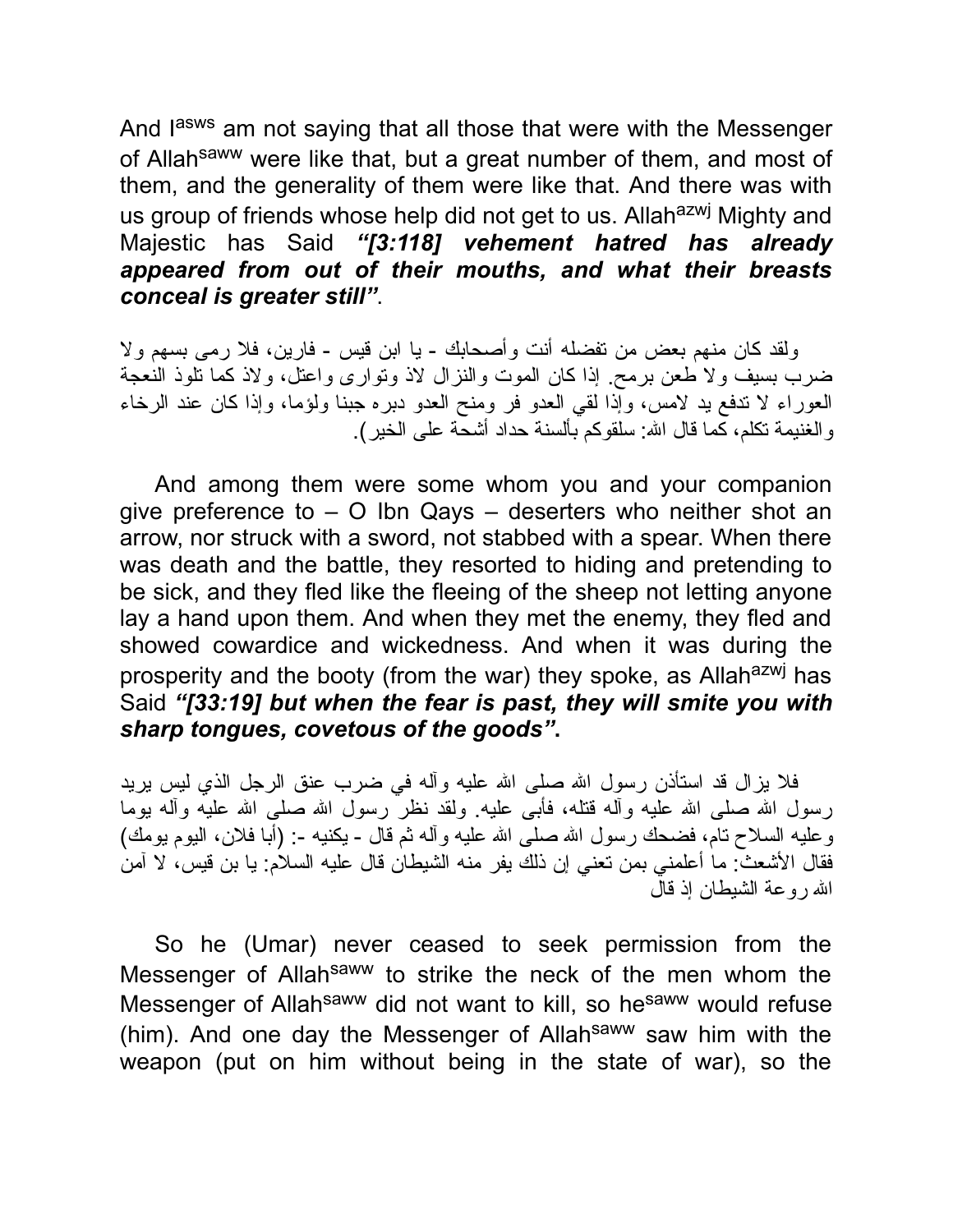And I[asws] am not saying that all those that were with the Messenger of Allah[saww] were like that, but a great number of them, and most of them, and the generality of them were like that. And there was with us group of friends whose help did not get to us. Allah[azwj] Mighty and Majestic has Said ***"[3:118] vehement hatred has already appeared from out of their mouths, and what their breasts conceal is greater still"***.

ولقد كان منهم بعض من تفضله أنت وأصحابك - يا ابن قيس - فارين، فلا رمى بسهم ولا ضرب بسيف ولا طعن برمح. إذا كان الموت والنزال لاذ وتوارى واعتل، ولاذ كما تلوذ النعجة العوراء لا تدفع يد لامس، وإذا لقي العدو فر ومنح العدو دبره جبنا ولؤما، وإذا كان عند الرخاء والغنيمة تكلم، كما قال الله: سلقوكم بألسنة حداد أشحة على الخير).

And among them were some whom you and your companion give preference to – O Ibn Qays – deserters who neither shot an arrow, nor struck with a sword, not stabbed with a spear. When there was death and the battle, they resorted to hiding and pretending to be sick, and they fled like the fleeing of the sheep not letting anyone lay a hand upon them. And when they met the enemy, they fled and showed cowardice and wickedness. And when it was during the prosperity and the booty (from the war) they spoke, as Allah[azwj] has Said ***"[33:19] but when the fear is past, they will smite you with sharp tongues, covetous of the goods"*****.**

فلا يزال قد استأذن رسول الله صلى الله عليه وآله في ضرب عنق الرجل الذي ليس يريد رسول الله صلى الله عليه وآله قتله، فأبى عليه. ولقد نظر رسول الله صلى الله عليه وآله يوما وعليه السلاح تام، فضحك رسول الله صلى الله عليه وآله ثم قال - يكنيه -: (أبا فلان، اليوم يومك) فقال الأشعث: ما أعلمني بمن تعني إن ذلك يفر منه الشيطان قال عليه السلام: يا بن قيس، لا آمن الله روعة الشيطان إذ قال

So he (Umar) never ceased to seek permission from the Messenger of Allah[saww] to strike the neck of the men whom the Messenger of Allah[saww] did not want to kill, so he[saww] would refuse (him). And one day the Messenger of Allah[saww] saw him with the weapon (put on him without being in the state of war), so the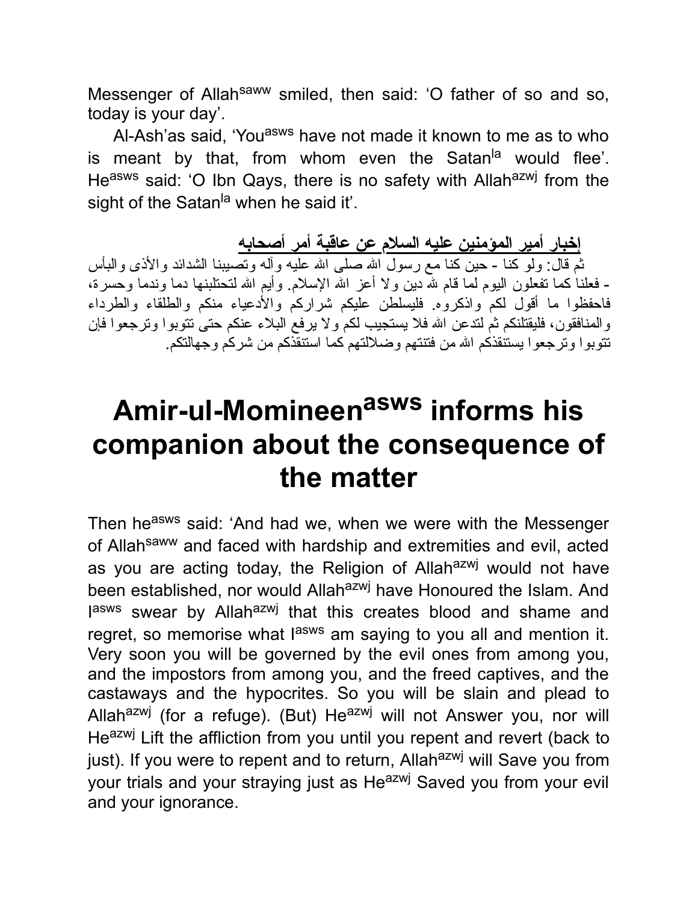Messenger of Allah[saww] smiled, then said: ‘O father of so and so, today is your day’.

Al-Ash’as said, ‘You[asws] have not made it known to me as to who is meant by that, from whom even the Satan[la] would flee’. He[asws] said: ‘O Ibn Qays, there is no safety with Allah[azwj] from the sight of the Satan[la] when he said it’.

**إخبار أمير المؤمنين عليه السلام عن عاقبة أمر أصحابه**

ثم قال: ولو كنا - حين كنا مع رسول الله صلى الله عليه وآله وتصيبنا الشدائد والأذى والبأس - فعلنا كما تفعلون اليوم لما قام لله دين ولا أعز الله الإسلام. وأيم الله لتحتلبنها دما وندما وحسرة، فاحفظوا ما أقول لكم واذكروه. فليسلطن عليكم شراركم والأدعياء منكم والطلقاء والطرداء والمنافقون، فليقتلنكم ثم لتدعن الله فلا يستجيب لكم ولا يرفع البلاء عنكم حتى تتوبوا وترجعوا فإن تتوبوا وترجعوا يستنقذكم الله من فتنتهم وضلالتهم كما استنقذكم من شركم وجهالتكم.

# Amir-ul-Momineen[asws] informs his companion about the consequence of the matter

Then he[asws] said: ‘And had we, when we were with the Messenger of Allah[saww] and faced with hardship and extremities and evil, acted as you are acting today, the Religion of Allah[azwj] would not have been established, nor would Allah[azwj] have Honoured the Islam. And I[asws] swear by Allah[azwj] that this creates blood and shame and regret, so memorise what I[asws] am saying to you all and mention it. Very soon you will be governed by the evil ones from among you, and the impostors from among you, and the freed captives, and the castaways and the hypocrites. So you will be slain and plead to Allah[azwj] (for a refuge). (But) He[azwj] will not Answer you, nor will He[azwj] Lift the affliction from you until you repent and revert (back to just). If you were to repent and to return, Allah[azwj] will Save you from your trials and your straying just as He[azwj] Saved you from your evil and your ignorance.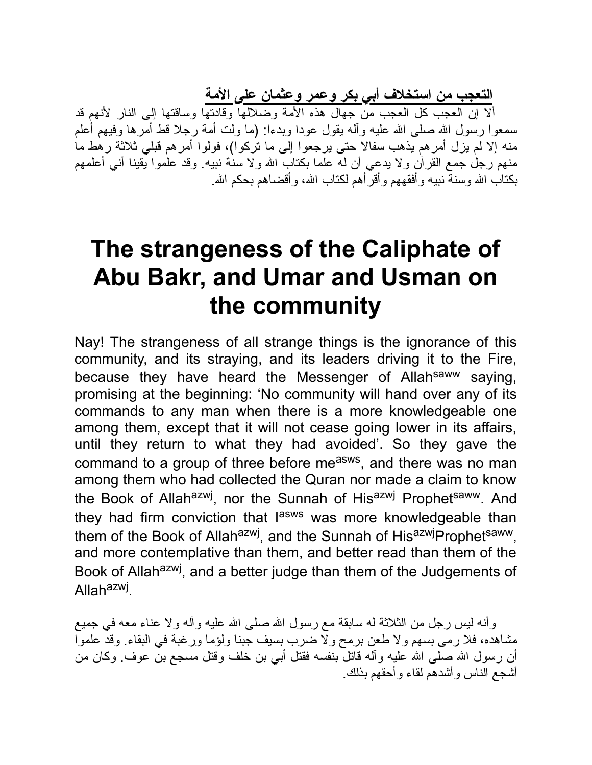**التعجب من استخلاف أبي بكر وعمر وعثمان على الأمة**

ألا إن العجب كل العجب من جهال هذه الأمة وضلالها وقادتها وساقتها إلى النار لأنهم قد سمعوا رسول الله صلى الله عليه وآله يقول عودا وبدءا: (ما ولت أمة رجلا قط أمرها وفيهم أعلم منه إلا لم يزل أمرهم يذهب سفالا حتى يرجعوا إلى ما تركوا)، فولوا أمرهم قبلي ثلاثة رهط ما منهم رجل جمع القرآن ولا يدعي أن له علما بكتاب الله ولا سنة نبيه. وقد علموا يقينا أني أعلمهم بكتاب الله وسنة نبيه وأفقههم وأقرأهم لكتاب الله، وأقضاهم بحكم الله.

# The strangeness of the Caliphate of Abu Bakr, and Umar and Usman on the community

Nay! The strangeness of all strange things is the ignorance of this community, and its straying, and its leaders driving it to the Fire, because they have heard the Messenger of Allah[saww] saying, promising at the beginning: 'No community will hand over any of its commands to any man when there is a more knowledgeable one among them, except that it will not cease going lower in its affairs, until they return to what they had avoided'. So they gave the command to a group of three before me[asws], and there was no man among them who had collected the Quran nor made a claim to know the Book of Allah[azwj], nor the Sunnah of His[azwj] Prophet[saww]. And they had firm conviction that I[asws] was more knowledgeable than them of the Book of Allah[azwj], and the Sunnah of His[azwj]Prophet[saww], and more contemplative than them, and better read than them of the Book of Allah[azwj], and a better judge than them of the Judgements of Allah[azwj].

وأنه ليس رجل من الثلاثة له سابقة مع رسول الله صلى الله عليه وآله ولا عناء معه في جميع مشاهده، فلا رمى بسهم ولا طعن برمح ولا ضرب بسيف جبنا ولؤما ورغبة في البقاء. وقد علموا أن رسول الله صلى الله عليه وآله قاتل بنفسه فقتل أبي بن خلف وقتل مسجع بن عوف. وكان من أشجع الناس وأشدهم لقاء وأحقهم بذلك.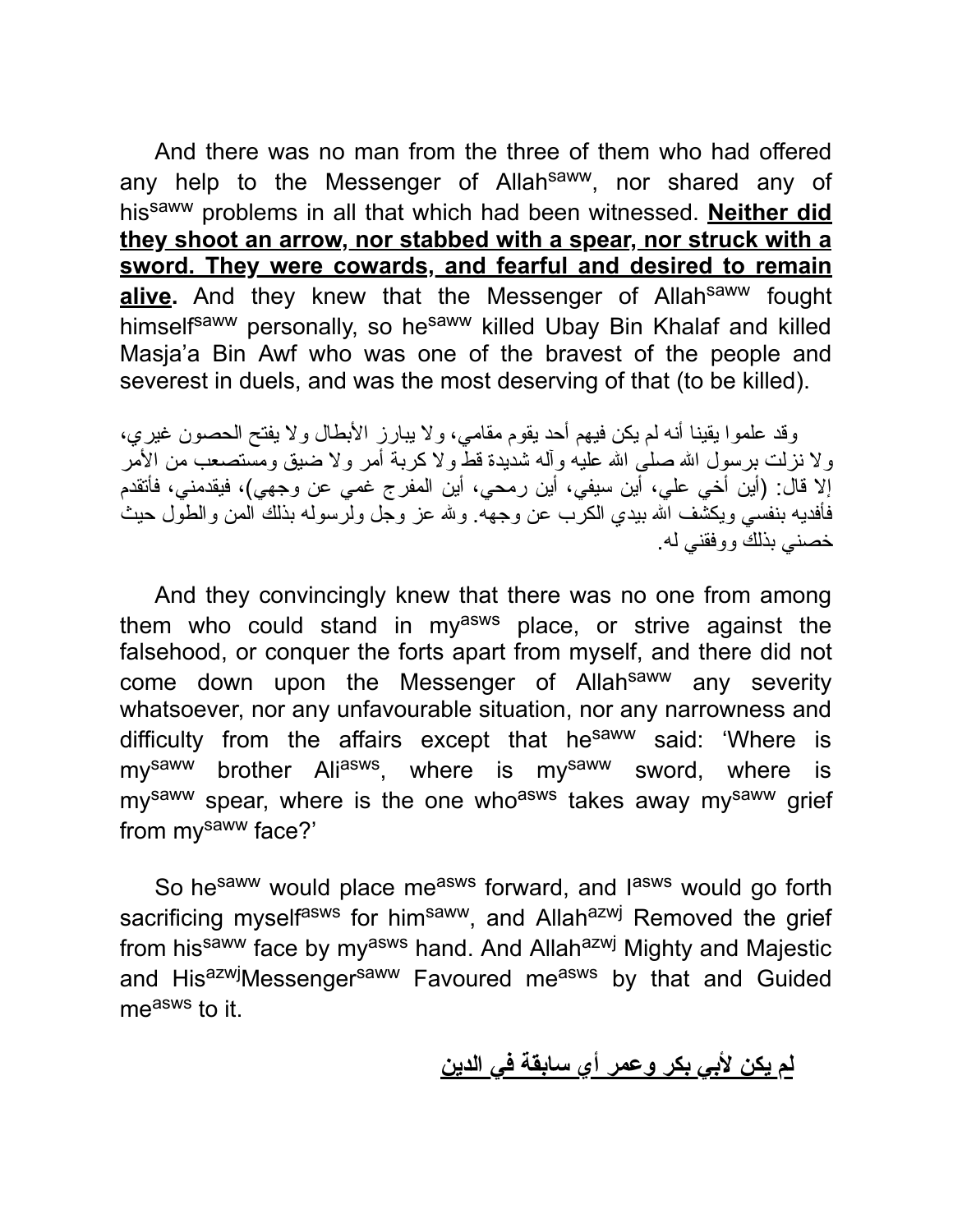And there was no man from the three of them who had offered any help to the Messenger of Allah[saww], nor shared any of his[saww] problems in all that which had been witnessed. **Neither did they shoot an arrow, nor stabbed with a spear, nor struck with a sword. They were cowards, and fearful and desired to remain alive.** And they knew that the Messenger of Allah[saww] fought himself[saww] personally, so he[saww] killed Ubay Bin Khalaf and killed Masja'a Bin Awf who was one of the bravest of the people and severest in duels, and was the most deserving of that (to be killed).

وقد علموا يقينا أنه لم يكن فيهم أحد يقوم مقامي، ولا يبارز الأبطال ولا يفتح الحصون غيري، ولا نزلت برسول الله صلى الله عليه وآله شديدة قط ولا كربة أمر ولا ضيق ومستصعب من الأمر إلا قال: (أين أخي علي، أين سيفي، أين رمحي، أين المفرج غمي عن وجهي)، فيقدمني، فأتقدم فأفديه بنفسي ويكشف الله بيدي الكرب عن وجهه. ولله عز وجل ولرسوله بذلك المن والطول حيث خصني بذلك ووفقني له.

And they convincingly knew that there was no one from among them who could stand in my[asws] place, or strive against the falsehood, or conquer the forts apart from myself, and there did not come down upon the Messenger of Allah[saww] any severity whatsoever, nor any unfavourable situation, nor any narrowness and difficulty from the affairs except that he[saww] said: 'Where is my[saww] brother Ali[asws], where is my[saww] sword, where is my[saww] spear, where is the one who[asws] takes away my[saww] grief from my[saww] face?'

So he[saww] would place me[asws] forward, and I[asws] would go forth sacrificing myself[asws] for him[saww], and Allah[azwj] Removed the grief from his[saww] face by my[asws] hand. And Allah[azwj] Mighty and Majestic and His[azwj]Messenger[saww] Favoured me[asws] by that and Guided me[asws] to it.

**لم يكن لأبي بكر وعمر أي سابقة في الدين**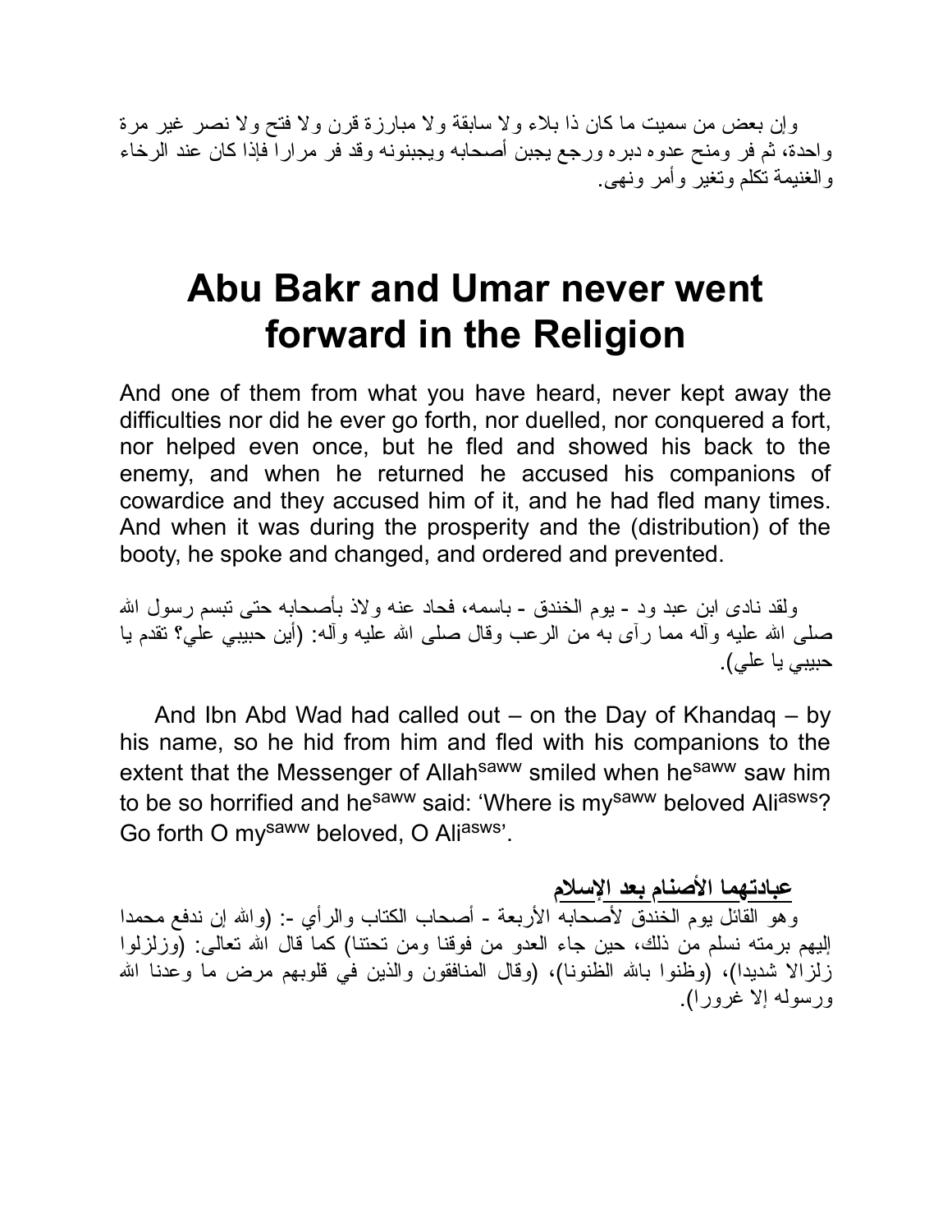وإن بعض من سميت ما كان ذا بلاء ولا سابقة ولا مبارزة قرن ولا فتح ولا نصر غير مرة واحدة، ثم فر ومنح عدوه دبره ورجع يجبن أصحابه ويجبنونه وقد فر مرارا فإذا كان عند الرخاء والغنيمة تكلم وتغير وأمر ونهى.

# Abu Bakr and Umar never went forward in the Religion

And one of them from what you have heard, never kept away the difficulties nor did he ever go forth, nor duelled, nor conquered a fort, nor helped even once, but he fled and showed his back to the enemy, and when he returned he accused his companions of cowardice and they accused him of it, and he had fled many times. And when it was during the prosperity and the (distribution) of the booty, he spoke and changed, and ordered and prevented.

ولقد نادى ابن عبد ود - يوم الخندق - باسمه، فحاد عنه ولاذ بأصحابه حتى تبسم رسول الله صلى الله عليه وآله مما رأى به من الرعب وقال صلى الله عليه وآله: (أين حبيبي علي؟ تقدم يا حبيبي يا علي).

And Ibn Abd Wad had called out – on the Day of Khandaq – by his name, so he hid from him and fled with his companions to the extent that the Messenger of Allah[saww] smiled when he[saww] saw him to be so horrified and he[saww] said: 'Where is my[saww] beloved Ali[asws]? Go forth O my[saww] beloved, O Ali[asws]'.

**عبادتهما الأصنام بعد الإسلام**

وهو القائل يوم الخندق لأصحابه الأربعة - أصحاب الكتاب والرأي -: (والله إن ندفع محمدا إليهم برمته نسلم من ذلك، حين جاء العدو من فوقنا ومن تحتنا) كما قال الله تعالى: (وزلزلوا زلزالا شديدا)، (وظنوا بالله الظنونا)، (وقال المنافقون والذين في قلوبهم مرض ما وعدنا الله ورسوله إلا غرورا).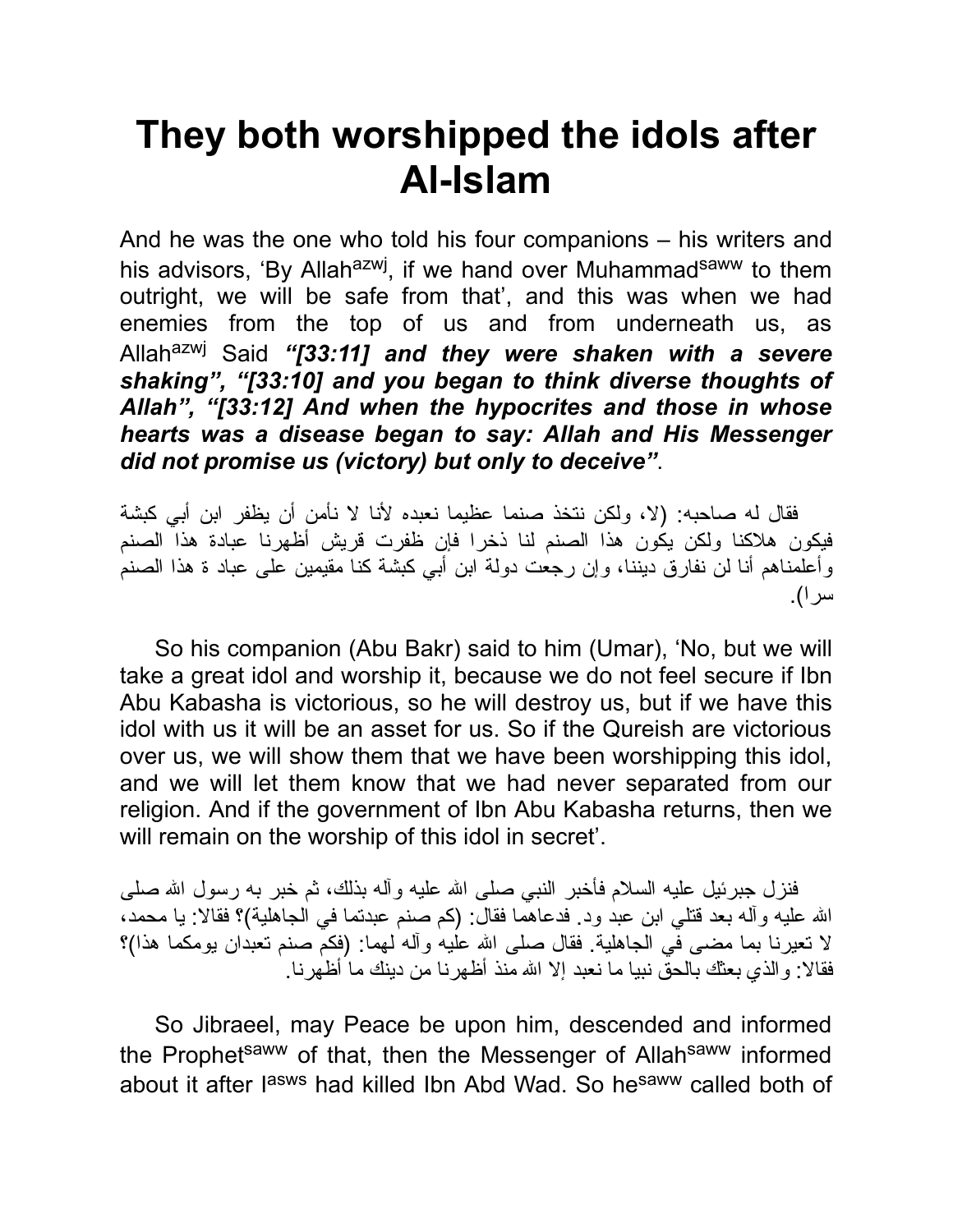# They both worshipped the idols after Al-Islam

And he was the one who told his four companions – his writers and his advisors, 'By Allah[azwj], if we hand over Muhammad[saww] to them outright, we will be safe from that', and this was when we had enemies from the top of us and from underneath us, as Allah[azwj] Said ***"[33:11] and they were shaken with a severe shaking", "[33:10] and you began to think diverse thoughts of Allah", "[33:12] And when the hypocrites and those in whose hearts was a disease began to say: Allah and His Messenger did not promise us (victory) but only to deceive"***.

فقال له صاحبه: (لا، ولكن نتخذ صنما عظيما نعبده لأنا لا نأمن أن يظفر ابن أبي كبشة فيكون هلاكنا ولكن يكون هذا الصنم لنا ذخرا فإن ظفرت قريش أظهرنا عبادة هذا الصنم وأعلمناهم أنا لن نفارق ديننا، وإن رجعت دولة ابن أبي كبشة كنا مقيمين على عباد ة هذا الصنم سرا).

So his companion (Abu Bakr) said to him (Umar), 'No, but we will take a great idol and worship it, because we do not feel secure if Ibn Abu Kabasha is victorious, so he will destroy us, but if we have this idol with us it will be an asset for us. So if the Qureish are victorious over us, we will show them that we have been worshipping this idol, and we will let them know that we had never separated from our religion. And if the government of Ibn Abu Kabasha returns, then we will remain on the worship of this idol in secret'.

فنزل جبرئيل عليه السلام فأخبر النبي صلى الله عليه وآله بذلك، ثم خبر به رسول الله صلى الله عليه وآله بعد قتلي ابن عبد ود. فدعاهما فقال: (كم صنم عبدتما في الجاهلية)؟ فقالا: يا محمد، لا تعيرنا بما مضى في الجاهلية. فقال صلى الله عليه وآله لهما: (فكم صنم تعبدان يومكما هذا)؟ فقالا: والذي بعثك بالحق نبيا ما نعبد إلا الله منذ أظهرنا من دينك ما أظهرنا.

So Jibraeel, may Peace be upon him, descended and informed the Prophet[saww] of that, then the Messenger of Allah[saww] informed about it after I[asws] had killed Ibn Abd Wad. So he[saww] called both of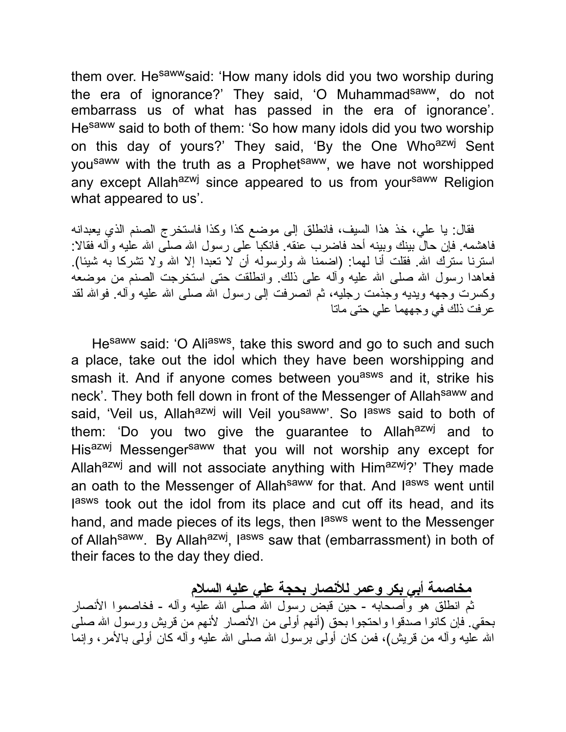them over. He[saww]said: 'How many idols did you two worship during the era of ignorance?' They said, 'O Muhammad[saww], do not embarrass us of what has passed in the era of ignorance'. He[saww] said to both of them: 'So how many idols did you two worship on this day of yours?' They said, 'By the One Who[azwj] Sent you[saww] with the truth as a Prophet[saww], we have not worshipped any except Allah[azwj] since appeared to us from your[saww] Religion what appeared to us'.

فقال: يا علي، خذ هذا السيف، فانطلق إلى موضع كذا وكذا فاستخرج الصنم الذي يعبدانه فاهشمه. فإن حال بينك وبينه أحد فاضرب عنقه. فانكبا على رسول الله صلى الله عليه وآله فقالا: استرنا سترك الله. فقلت أنا لهما: (اضمنا لله ولرسوله أن لا تعبدا إلا الله ولا تشركا به شيئا). فعاهدا رسول الله صلى الله عليه وآله على ذلك. وانطلقت حتى استخرجت الصنم من موضعه وكسرت وجهه ويديه وجذمت رجليه، ثم انصرفت إلى رسول الله صلى الله عليه وآله. فوالله لقد عرفت ذلك في وجههما علي حتى ماتا

He[saww] said: 'O Ali[asws], take this sword and go to such and such a place, take out the idol which they have been worshipping and smash it. And if anyone comes between you[asws] and it, strike his neck'. They both fell down in front of the Messenger of Allah[saww] and said, 'Veil us, Allah[azwj] will Veil you[saww]'. So I[asws] said to both of them: 'Do you two give the guarantee to Allah[azwj] and to His[azwj] Messenger[saww] that you will not worship any except for Allah[azwj] and will not associate anything with Him[azwj]?' They made an oath to the Messenger of Allah[saww] for that. And I[asws] went until I[asws] took out the idol from its place and cut off its head, and its hand, and made pieces of its legs, then I[asws] went to the Messenger of Allah[saww]. By Allah[azwj], I[asws] saw that (embarrassment) in both of their faces to the day they died.

**مخاصمة أبي بكر وعمر للأنصار بحجة علي عليه السلام**

ثم انطلق هو وأصحابه - حين قبض رسول الله صلى الله عليه وآله - فخاصموا الأنصار بحقي. فإن كانوا صدقوا واحتجوا بحق (أنهم أولى من الأنصار لأنهم من قريش ورسول الله صلى الله عليه وآله من قريش)، فمن كان أولى برسول الله صلى الله عليه وآله كان أولى بالأمر، وإنما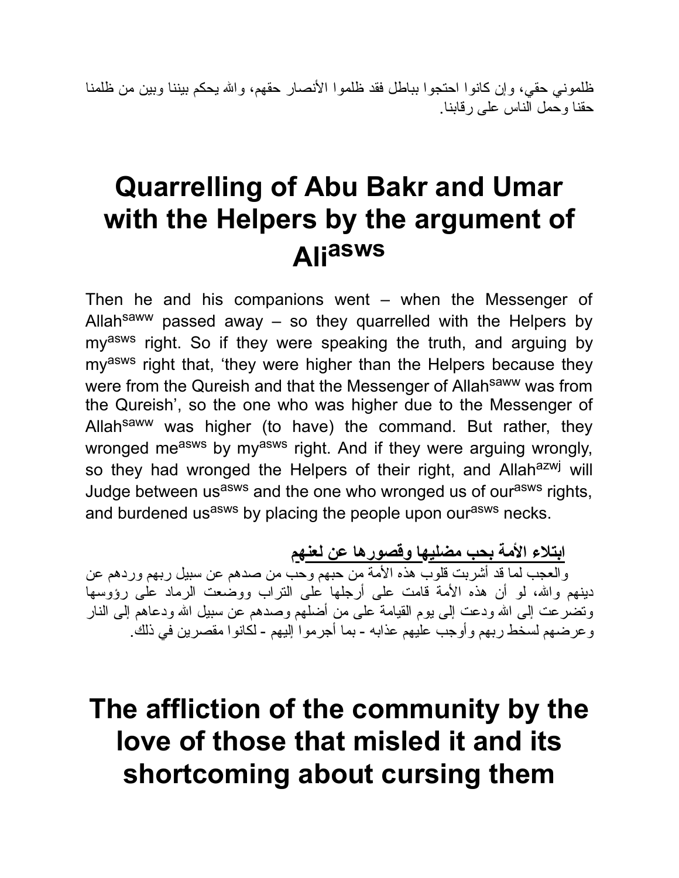ظلموني حقي، وإن كانوا احتجوا بباطل فقد ظلموا الأنصار حقهم، والله يحكم بيننا وبين من ظلمنا حقنا وحمل الناس على رقابنا.

# Quarrelling of Abu Bakr and Umar with the Helpers by the argument of Ali^asws

Then he and his companions went – when the Messenger of Allah^saww passed away – so they quarrelled with the Helpers by my^asws right. So if they were speaking the truth, and arguing by my^asws right that, 'they were higher than the Helpers because they were from the Qureish and that the Messenger of Allah^saww was from the Qureish', so the one who was higher due to the Messenger of Allah^saww was higher (to have) the command. But rather, they wronged me^asws by my^asws right. And if they were arguing wrongly, so they had wronged the Helpers of their right, and Allah^azwj will Judge between us^asws and the one who wronged us of our^asws rights, and burdened us^asws by placing the people upon our^asws necks.

**ابتلاء الأمة بحب مضليها وقصورها عن لعنهم**

والعجب لما قد أشربت قلوب هذه الأمة من حبهم وحب من صدهم عن سبيل ربهم وردهم عن دينهم والله، لو أن هذه الأمة قامت على أرجلها على التراب ووضعت الرماد على رؤوسها وتضرعت إلى الله ودعت إلى يوم القيامة على من أضلهم وصدهم عن سبيل الله ودعاهم إلى النار وعرضهم لسخط ربهم وأوجب عليهم عذابه - بما أجرموا إليهم - لكانوا مقصرين في ذلك.

# The affliction of the community by the love of those that misled it and its shortcoming about cursing them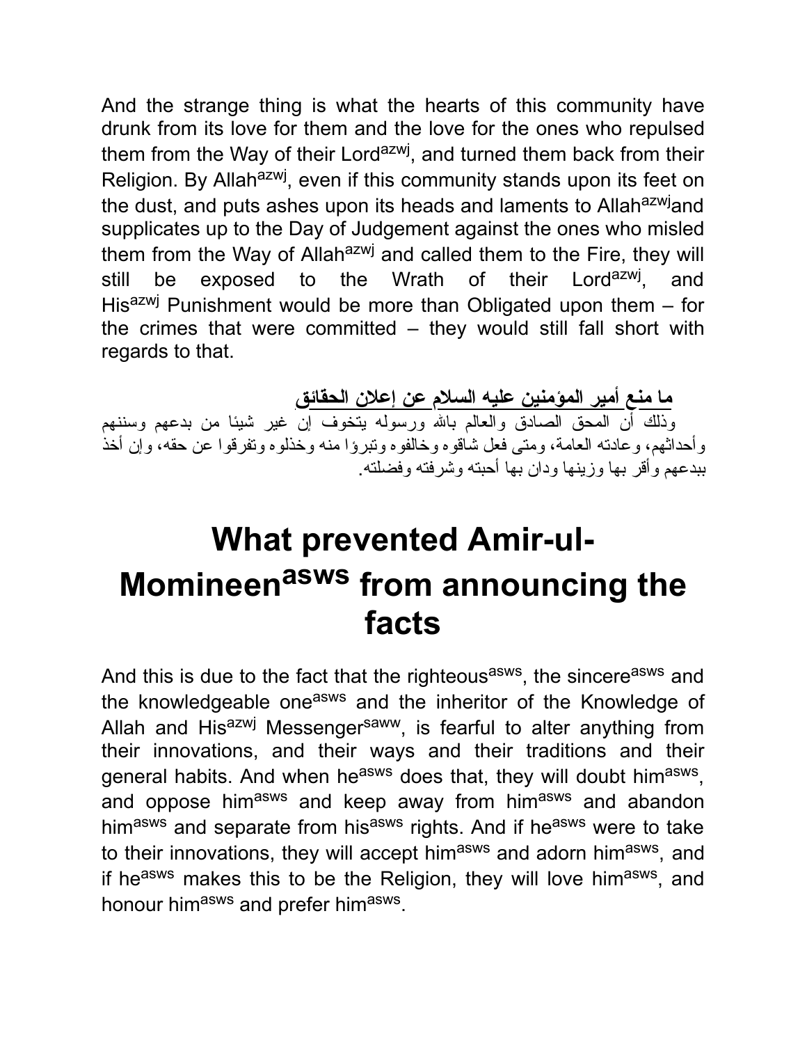And the strange thing is what the hearts of this community have drunk from its love for them and the love for the ones who repulsed them from the Way of their Lord[azwj], and turned them back from their Religion. By Allah[azwj], even if this community stands upon its feet on the dust, and puts ashes upon its heads and laments to Allah[azwj]and supplicates up to the Day of Judgement against the ones who misled them from the Way of Allah[azwj] and called them to the Fire, they will still be exposed to the Wrath of their Lord[azwj], and His[azwj] Punishment would be more than Obligated upon them – for the crimes that were committed – they would still fall short with regards to that.

**ما منع أمير المؤمنين عليه السلام عن إعلان الحقائق**

وذلك أن المحق الصادق والعالم بالله ورسوله يتخوف إن غير شيئا من بدعهم وسننهم وأحداثهم، وعادته العامة، ومتى فعل شاقوه وخالفوه وتبرؤا منه وخذلوه وتفرقوا عن حقه، وإن أخذ ببدعهم وأقر بها وزينها ودان بها أحبته وشرفته وفضلته.

# What prevented Amir-ul-Momineen[asws] from announcing the facts

And this is due to the fact that the righteous[asws], the sincere[asws] and the knowledgeable one[asws] and the inheritor of the Knowledge of Allah and His[azwj] Messenger[saww], is fearful to alter anything from their innovations, and their ways and their traditions and their general habits. And when he[asws] does that, they will doubt him[asws], and oppose him[asws] and keep away from him[asws] and abandon him[asws] and separate from his[asws] rights. And if he[asws] were to take to their innovations, they will accept him[asws] and adorn him[asws], and if he[asws] makes this to be the Religion, they will love him[asws], and honour him[asws] and prefer him[asws].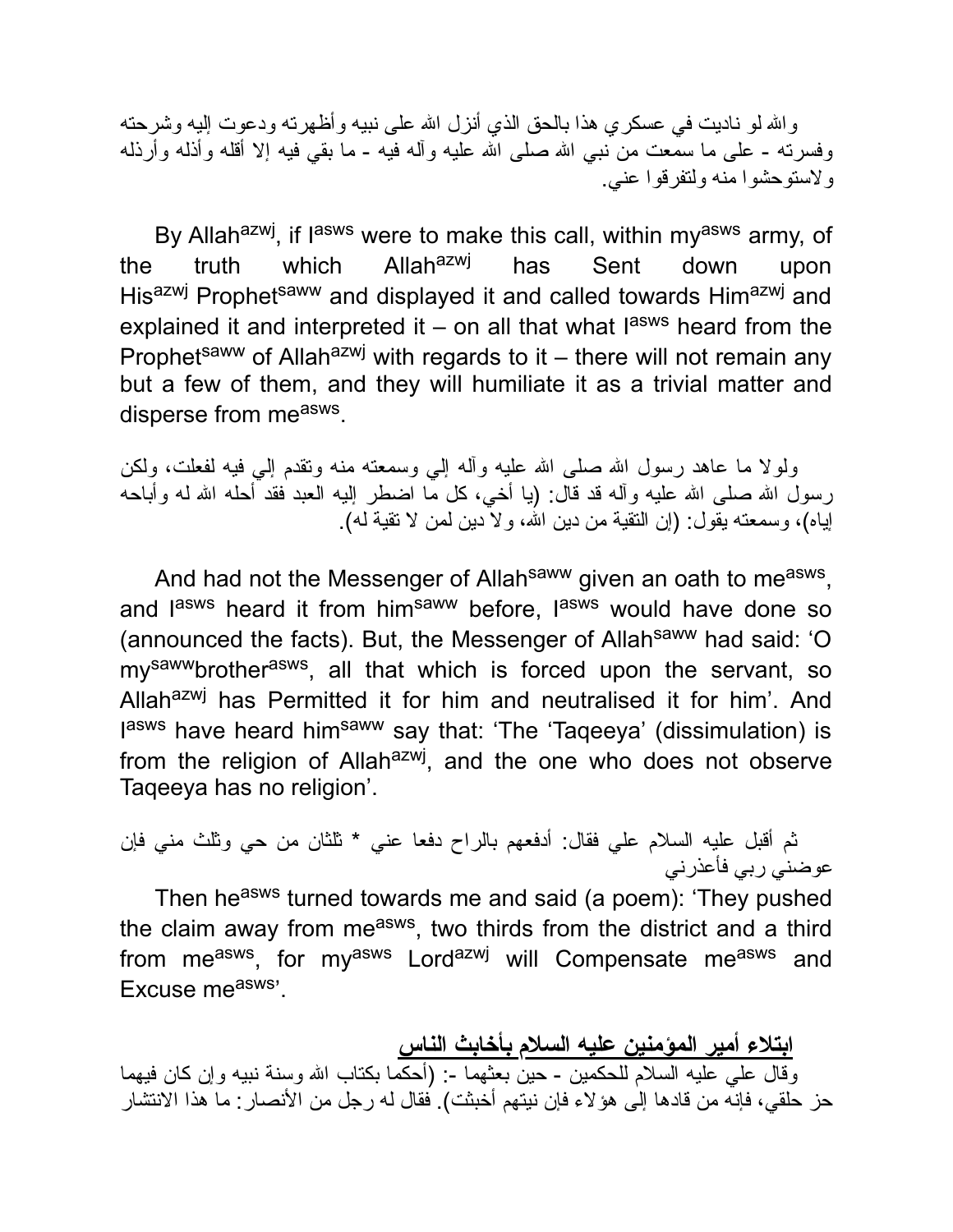والله لو ناديت في عسكري هذا بالحق الذي أنزل الله على نبيه وأظهرته ودعوت إليه وشرحته وفسرته - على ما سمعت من نبي الله صلى الله عليه وآله فيه - ما بقي فيه إلا أقله وأذله وأرذله ولاستوحشوا منه ولتفرقوا عني.

By Allah[azwj], if I[asws] were to make this call, within my[asws] army, of the truth which Allah[azwj] has Sent down upon His[azwj] Prophet[saww] and displayed it and called towards Him[azwj] and explained it and interpreted it – on all that what I[asws] heard from the Prophet[saww] of Allah[azwj] with regards to it – there will not remain any but a few of them, and they will humiliate it as a trivial matter and disperse from me[asws].

ولولا ما عاهد رسول الله صلى الله عليه وآله إلي وسمعته منه وتقدم إلي فيه لفعلت، ولكن رسول الله صلى الله عليه وآله قد قال: (يا أخي، كل ما اضطر إليه العبد فقد أحله الله له وأباحه إياه)، وسمعته يقول: (إن التقية من دين الله، ولا دين لمن لا تقية له).

And had not the Messenger of Allah[saww] given an oath to me[asws], and I[asws] heard it from him[saww] before, I[asws] would have done so (announced the facts). But, the Messenger of Allah[saww] had said: 'O my[saww]brother[asws], all that which is forced upon the servant, so Allah[azwj] has Permitted it for him and neutralised it for him'. And I[asws] have heard him[saww] say that: 'The 'Taqeeya' (dissimulation) is from the religion of Allah[azwj], and the one who does not observe Taqeeya has no religion'.

ثم أقبل عليه السلام علي فقال: أدفعهم بالراح دفعا عني * ثلثان من حي وثلث مني فإن عوضني ربي فأعذرني

Then he[asws] turned towards me and said (a poem): 'They pushed the claim away from me[asws], two thirds from the district and a third from me[asws], for my[asws] Lord[azwj] will Compensate me[asws] and Excuse me[asws]'.

## ابتلاء أمير المؤمنين عليه السلام بأخابث الناس

وقال علي عليه السلام للحكمين - حين بعثهما -: (أحكما بكتاب الله وسنة نبيه وإن كان فيهما حز حلقي، فإنه من قادها إلى هؤلاء فإن نيتهم أخبثت). فقال له رجل من الأنصار: ما هذا الانتشار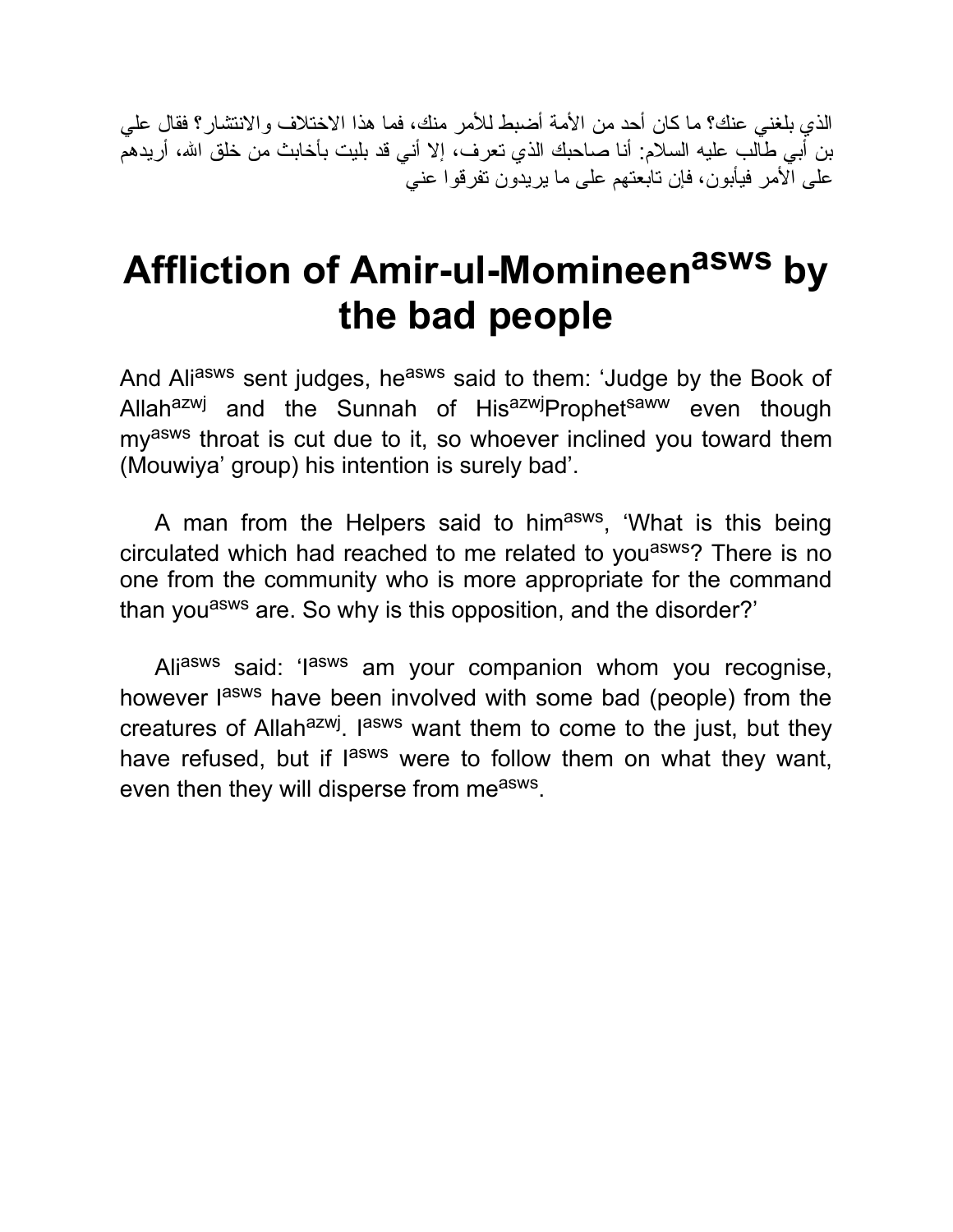الذي بلغني عنك؟ ما كان أحد من الأمة أضبط للأمر منك، فما هذا الاختلاف والانتشار؟ فقال علي بن أبي طالب عليه السلام: أنا صاحبك الذي تعرف، إلا أني قد بليت بأخابث من خلق الله، أريدهم على الأمر فيأبون، فإن تابعتهم على ما يريدون تفرقوا عني

# Affliction of Amir-ul-Momineen[asws] by the bad people

And Ali[asws] sent judges, he[asws] said to them: 'Judge by the Book of Allah[azwj] and the Sunnah of His[azwj]Prophet[saww] even though my[asws] throat is cut due to it, so whoever inclined you toward them (Mouwiya' group) his intention is surely bad'.

A man from the Helpers said to him[asws], 'What is this being circulated which had reached to me related to you[asws]? There is no one from the community who is more appropriate for the command than you[asws] are. So why is this opposition, and the disorder?'

Ali[asws] said: 'I[asws] am your companion whom you recognise, however I[asws] have been involved with some bad (people) from the creatures of Allah[azwj]. I[asws] want them to come to the just, but they have refused, but if I[asws] were to follow them on what they want, even then they will disperse from me[asws].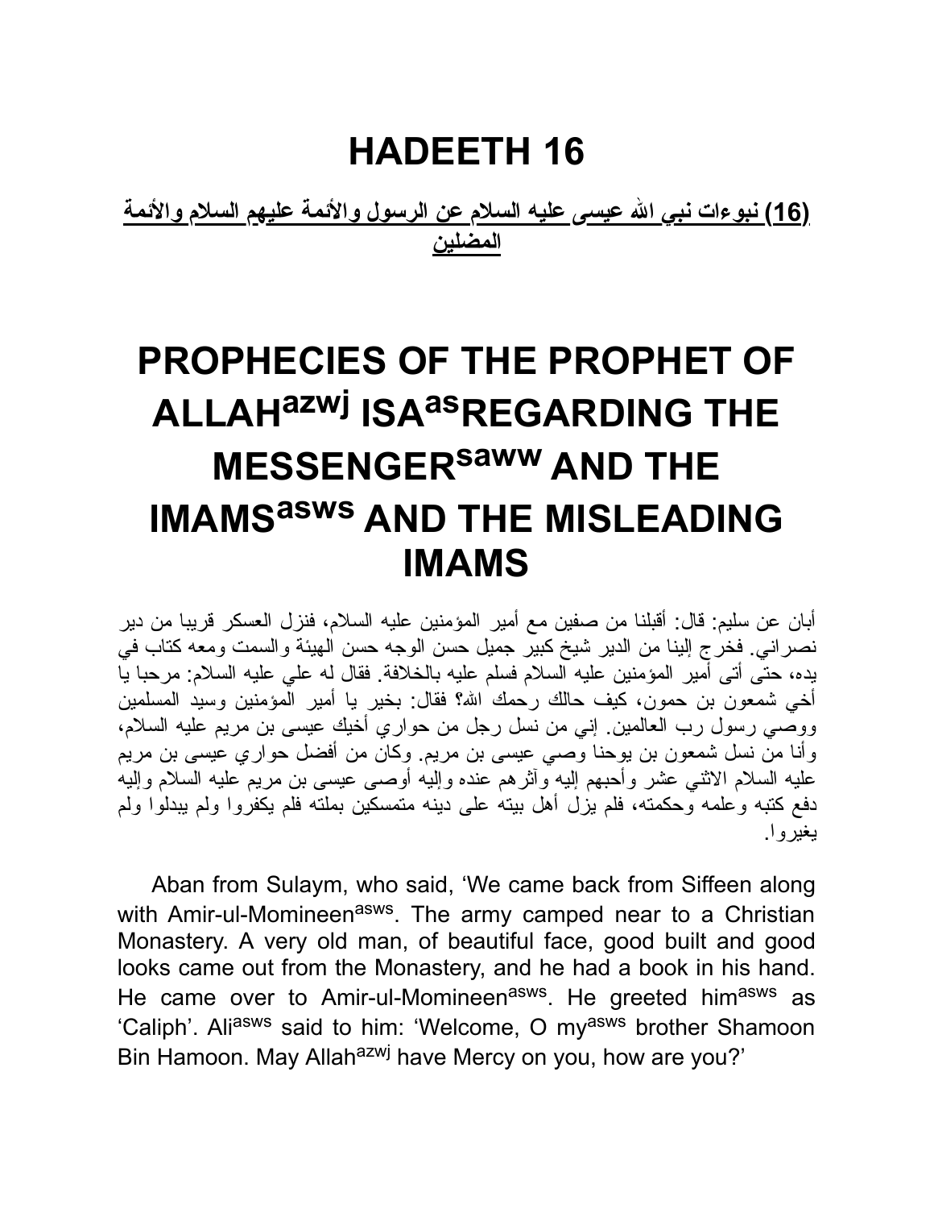# HADEETH 16

**(16) نبوءات نبي الله عيسى عليه السلام عن الرسول والأئمة عليهم السلام والأئمة المضلين**

# PROPHECIES OF THE PROPHET OF ALLAH[azwj] ISA[as]REGARDING THE MESSENGER[saww] AND THE IMAMS[asws] AND THE MISLEADING IMAMS

أبان عن سليم: قال: أقبلنا من صفين مع أمير المؤمنين عليه السلام، فنزل العسكر قريبا من دير نصراني. فخرج إلينا من الدير شيخ كبير جميل حسن الوجه حسن الهيئة والسمت ومعه كتاب في يده، حتى أتى أمير المؤمنين عليه السلام فسلم عليه بالخلافة. فقال له علي عليه السلام: مرحبا يا أخي شمعون بن حمون، كيف حالك رحمك الله؟ فقال: بخير يا أمير المؤمنين وسيد المسلمين ووصي رسول رب العالمين. إني من نسل رجل من حواري أخيك عيسى بن مريم عليه السلام، وأنا من نسل شمعون بن يوحنا وصي عيسى بن مريم. وكان من أفضل حواري عيسى بن مريم عليه السلام الاثني عشر وأحبهم إليه وآثرهم عنده وإليه أوصى عيسى بن مريم عليه السلام وإليه دفع كتبه وعلمه وحكمته، فلم يزل أهل بيته على دينه متمسكين بملته فلم يكفروا ولم يبدلوا ولم يغيروا.

Aban from Sulaym, who said, 'We came back from Siffeen along with Amir-ul-Momineen[asws]. The army camped near to a Christian Monastery. A very old man, of beautiful face, good built and good looks came out from the Monastery, and he had a book in his hand. He came over to Amir-ul-Momineen[asws]. He greeted him[asws] as 'Caliph'. Ali[asws] said to him: 'Welcome, O my[asws] brother Shamoon Bin Hamoon. May Allah[azwj] have Mercy on you, how are you?'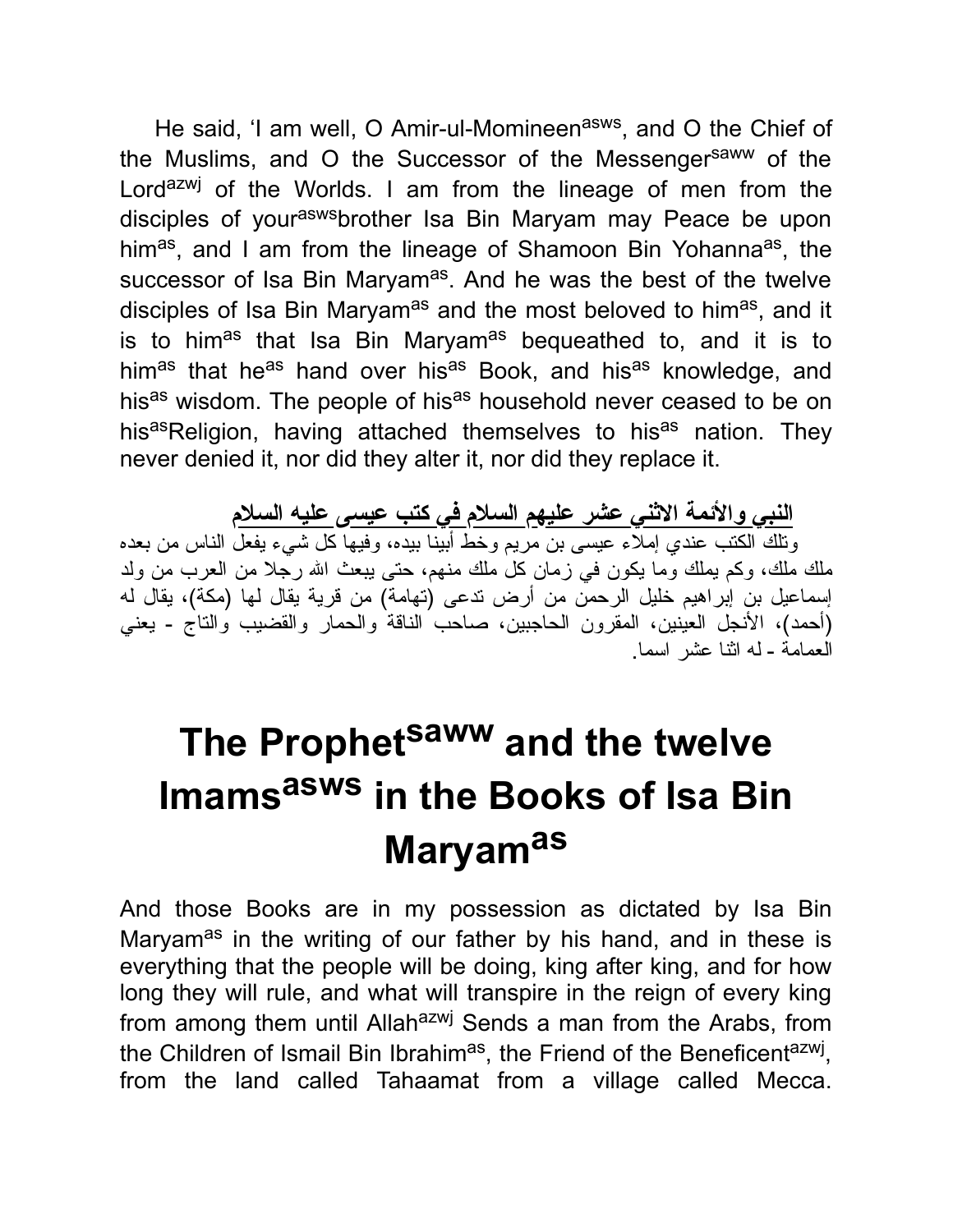He said, 'I am well, O Amir-ul-Momineen[asws], and O the Chief of the Muslims, and O the Successor of the Messenger[saww] of the Lord[azwj] of the Worlds. I am from the lineage of men from the disciples of your[asws]brother Isa Bin Maryam may Peace be upon him[as], and I am from the lineage of Shamoon Bin Yohanna[as], the successor of Isa Bin Maryam[as]. And he was the best of the twelve disciples of Isa Bin Maryam[as] and the most beloved to him[as], and it is to him[as] that Isa Bin Maryam[as] bequeathed to, and it is to him[as] that he[as] hand over his[as] Book, and his[as] knowledge, and his[as] wisdom. The people of his[as] household never ceased to be on his[as]Religion, having attached themselves to his[as] nation. They never denied it, nor did they alter it, nor did they replace it.

**النبي والأئمة الاثني عشر عليهم السلام في كتب عيسى عليه السلام**

وتلك الكتب عندي إملاء عيسى بن مريم وخط أبينا بيده، وفيها كل شيء يفعل الناس من بعده ملك ملك، وكم يملك وما يكون في زمان كل ملك منهم، حتى يبعث الله رجلا من العرب من ولد إسماعيل بن إبراهيم خليل الرحمن من أرض تدعى (تهامة) من قرية يقال لها (مكة)، يقال له (أحمد)، الأنجل العينين، المقرون الحاجبين، صاحب الناقة والحمار والقضيب والتاج - يعني العمامة - له اثنا عشر اسما.

# The Prophet[saww] and the twelve Imams[asws] in the Books of Isa Bin Maryam[as]

And those Books are in my possession as dictated by Isa Bin Maryam[as] in the writing of our father by his hand, and in these is everything that the people will be doing, king after king, and for how long they will rule, and what will transpire in the reign of every king from among them until Allah[azwj] Sends a man from the Arabs, from the Children of Ismail Bin Ibrahim[as], the Friend of the Beneficent[azwj], from the land called Tahaamat from a village called Mecca.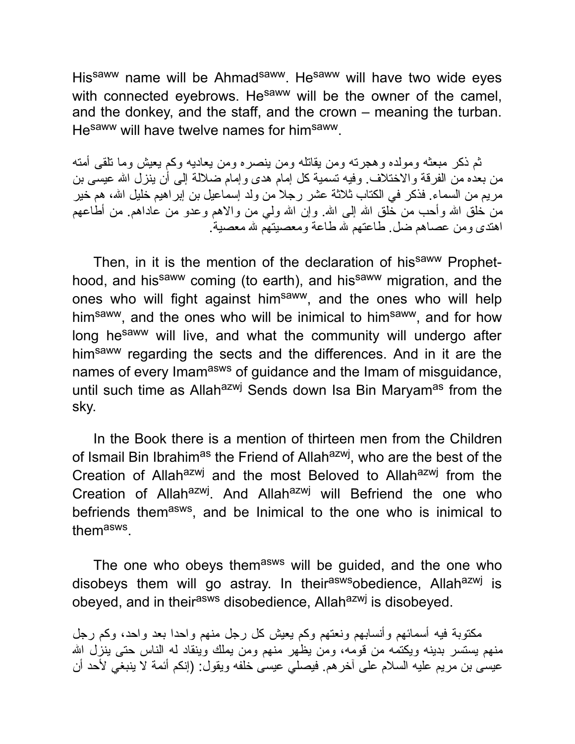His[saww] name will be Ahmad[saww]. He[saww] will have two wide eyes with connected eyebrows. He[saww] will be the owner of the camel, and the donkey, and the staff, and the crown – meaning the turban. He[saww] will have twelve names for him[saww].

ثم ذكر مبعثه ومولده وهجرته ومن يقاتله ومن ينصره ومن يعاديه وكم يعيش وما تلقى أمته من بعده من الفرقة والاختلاف. وفيه تسمية كل إمام هدى وإمام ضلالة إلى أن ينزل الله عيسى بن مريم من السماء. فذكر في الكتاب ثلاثة عشر رجلا من ولد إسماعيل بن إبراهيم خليل الله، هم خير من خلق الله وأحب من خلق الله إلى الله. وإن الله ولي من والاهم وعدو من عاداهم. من أطاعهم اهتدى ومن عصاهم ضل. طاعتهم لله طاعة ومعصيتهم لله معصية.

Then, in it is the mention of the declaration of his[saww] Prophet-hood, and his[saww] coming (to earth), and his[saww] migration, and the ones who will fight against him[saww], and the ones who will help him[saww], and the ones who will be inimical to him[saww], and for how long he[saww] will live, and what the community will undergo after him[saww] regarding the sects and the differences. And in it are the names of every Imam[asws] of guidance and the Imam of misguidance, until such time as Allah[azwj] Sends down Isa Bin Maryam[as] from the sky.

In the Book there is a mention of thirteen men from the Children of Ismail Bin Ibrahim[as] the Friend of Allah[azwj], who are the best of the Creation of Allah[azwj] and the most Beloved to Allah[azwj] from the Creation of Allah[azwj]. And Allah[azwj] will Befriend the one who befriends them[asws], and be Inimical to the one who is inimical to them[asws].

The one who obeys them[asws] will be guided, and the one who disobeys them will go astray. In their[asws]obedience, Allah[azwj] is obeyed, and in their[asws] disobedience, Allah[azwj] is disobeyed.

مكتوبة فيه أسمائهم وأنسابهم ونعتهم وكم يعيش كل رجل منهم واحدا بعد واحد، وكم رجل منهم يستسر بدينه ويكتمه من قومه، ومن يظهر منهم ومن يملك وينقاد له الناس حتى ينزل الله عيسى بن مريم عليه السلام على آخرهم. فيصلي عيسى خلفه ويقول: (إنكم أئمة لا ينبغي لأحد أن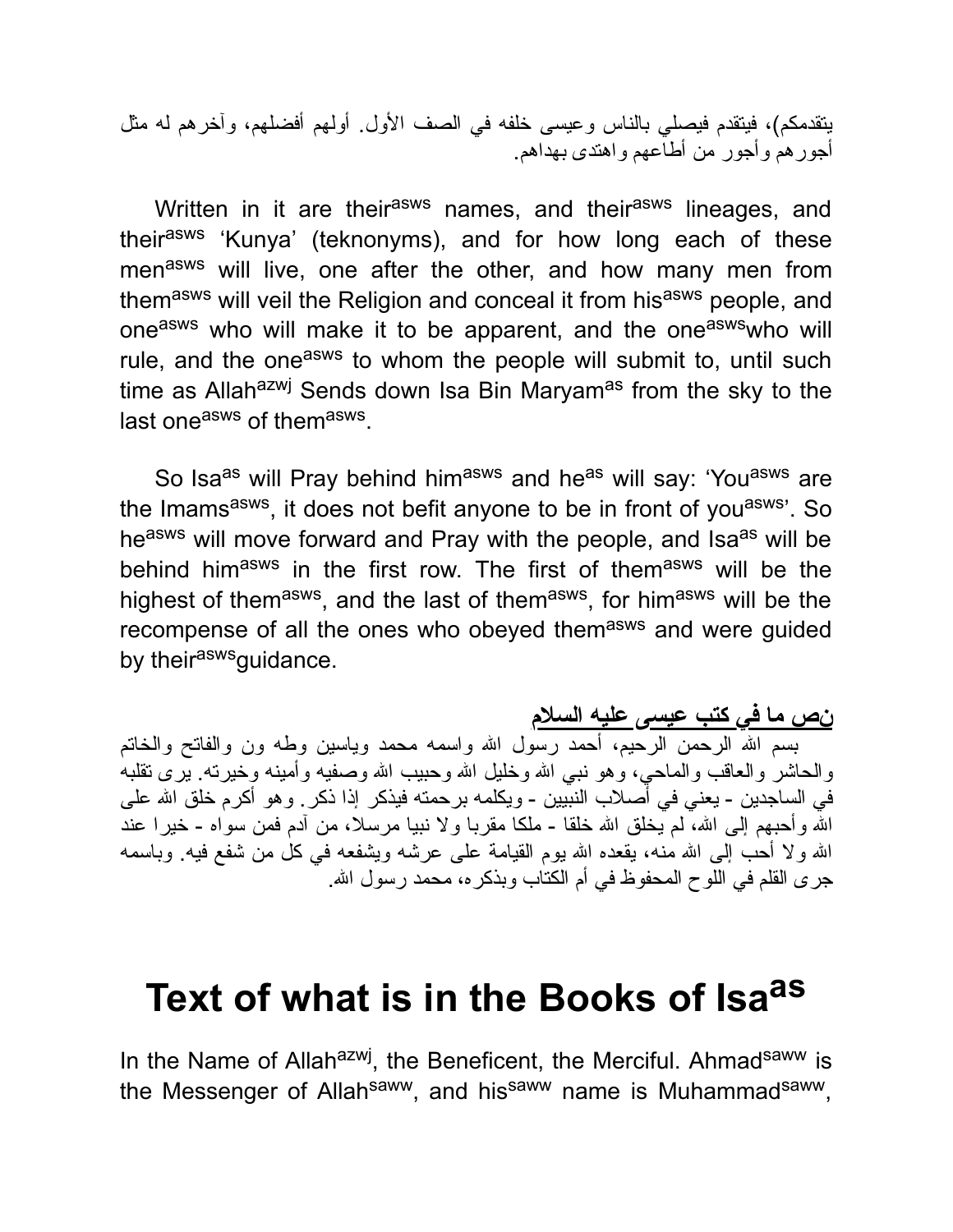يتقدمكم)، فيتقدم فيصلي بالناس وعيسى خلفه في الصف الأول. أولهم أفضلهم، وآخرهم له مثل أجورهم وأجور من أطاعهم واهتدى بهداهم.

Written in it are their$^{asws}$ names, and their$^{asws}$ lineages, and their$^{asws}$ 'Kunya' (teknonyms), and for how long each of these men$^{asws}$ will live, one after the other, and how many men from them$^{asws}$ will veil the Religion and conceal it from his$^{asws}$ people, and one$^{asws}$ who will make it to be apparent, and the one$^{asws}$who will rule, and the one$^{asws}$ to whom the people will submit to, until such time as Allah$^{azwj}$ Sends down Isa Bin Maryam$^{as}$ from the sky to the last one$^{asws}$ of them$^{asws}$.

So Isa$^{as}$ will Pray behind him$^{asws}$ and he$^{as}$ will say: 'You$^{asws}$ are the Imams$^{asws}$, it does not befit anyone to be in front of you$^{asws}$'. So he$^{asws}$ will move forward and Pray with the people, and Isa$^{as}$ will be behind him$^{asws}$ in the first row. The first of them$^{asws}$ will be the highest of them$^{asws}$, and the last of them$^{asws}$, for him$^{asws}$ will be the recompense of all the ones who obeyed them$^{asws}$ and were guided by their$^{asws}$guidance.

**نص ما في كتب عيسى عليه السلام**

بسم الله الرحمن الرحيم، أحمد رسول الله واسمه محمد وياسين وطه ون والفاتح والخاتم والحاشر والعاقب والماحي، وهو نبي الله وخليل الله وحبيب الله وصفيه وأمينه وخيرته. يرى تقلبه في الساجدين - يعني في أصلاب النبيين - ويكلمه برحمته فيذكر إذا ذكر. وهو أكرم خلق الله على الله وأحبهم إلى الله، لم يخلق الله خلقا - ملكا مقربا ولا نبيا مرسلا، من آدم فمن سواه - خيرا عند الله ولا أحب إلى الله منه، يقعده الله يوم القيامة على عرشه ويشفعه في كل من شفع فيه. وباسمه جرى القلم في اللوح المحفوظ في أم الكتاب وبذكره، محمد رسول الله.

# Text of what is in the Books of Isa$^{as}$

In the Name of Allah$^{azwj}$, the Beneficent, the Merciful. Ahmad$^{saww}$ is the Messenger of Allah$^{saww}$, and his$^{saww}$ name is Muhammad$^{saww}$,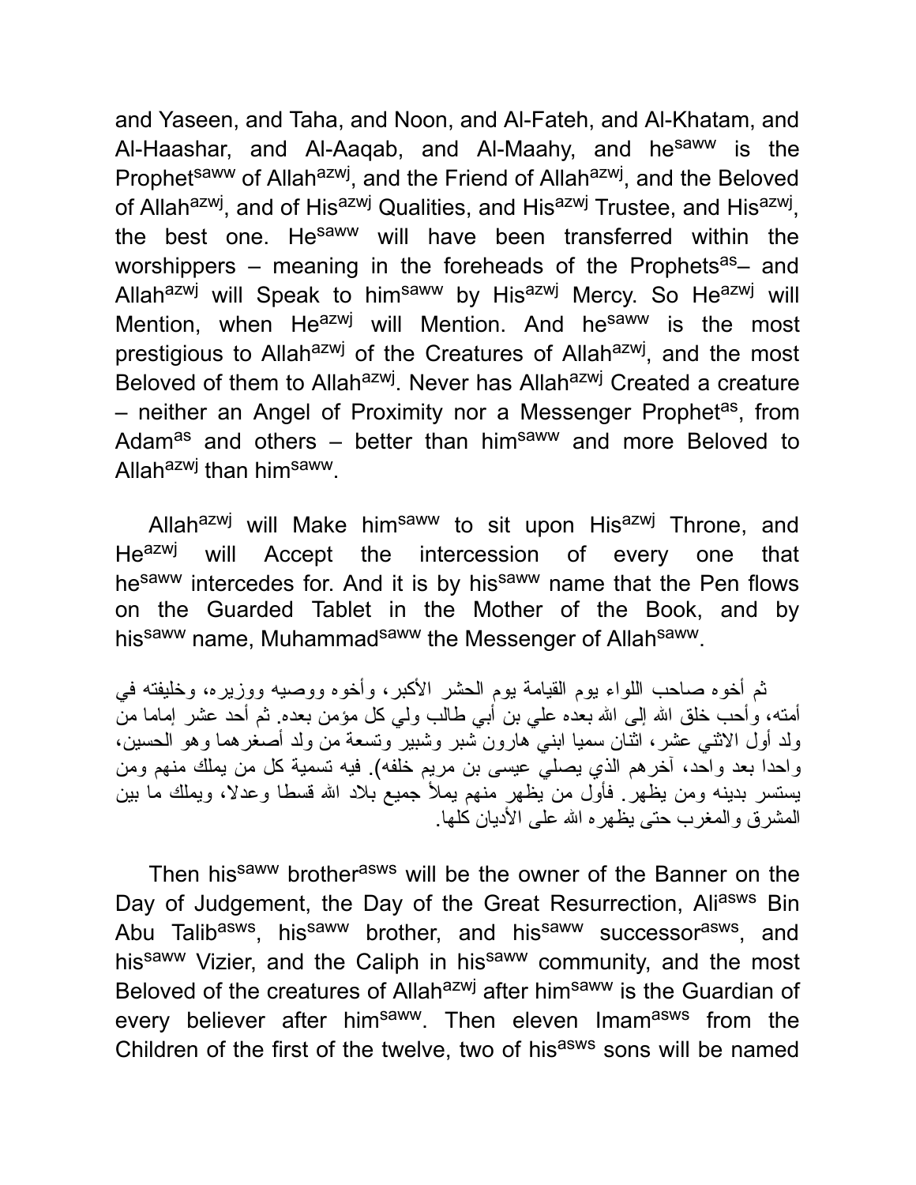and Yaseen, and Taha, and Noon, and Al-Fateh, and Al-Khatam, and Al-Haashar, and Al-Aaqab, and Al-Maahy, and he[saww] is the Prophet[saww] of Allah[azwj], and the Friend of Allah[azwj], and the Beloved of Allah[azwj], and of His[azwj] Qualities, and His[azwj] Trustee, and His[azwj], the best one. He[saww] will have been transferred within the worshippers – meaning in the foreheads of the Prophets[as]– and Allah[azwj] will Speak to him[saww] by His[azwj] Mercy. So He[azwj] will Mention, when He[azwj] will Mention. And he[saww] is the most prestigious to Allah[azwj] of the Creatures of Allah[azwj], and the most Beloved of them to Allah[azwj]. Never has Allah[azwj] Created a creature – neither an Angel of Proximity nor a Messenger Prophet[as], from Adam[as] and others – better than him[saww] and more Beloved to Allah[azwj] than him[saww].

Allah[azwj] will Make him[saww] to sit upon His[azwj] Throne, and He[azwj] will Accept the intercession of every one that he[saww] intercedes for. And it is by his[saww] name that the Pen flows on the Guarded Tablet in the Mother of the Book, and by his[saww] name, Muhammad[saww] the Messenger of Allah[saww].

ثم أخوه صاحب اللواء يوم القيامة يوم الحشر الأكبر، وأخوه ووصيه ووزيره، وخليفته في أمته، وأحب خلق الله إلى الله بعده علي بن أبي طالب ولي كل مؤمن بعده. ثم أحد عشر إماما من ولد أول الاثني عشر، اثنان سميا ابني هارون شبر وشبير وتسعة من ولد أصغرهما وهو الحسين، واحدا بعد واحد، آخرهم الذي يصلي عيسى بن مريم خلفه). فيه تسمية كل من يملك منهم ومن يستتر بدينه ومن يظهر. فأول من يظهر منهم يملأ جميع بلاد الله قسطا وعدلا، ويملك ما بين المشرق والمغرب حتى يظهره الله على الأديان كلها.

Then his[saww] brother[asws] will be the owner of the Banner on the Day of Judgement, the Day of the Great Resurrection, Ali[asws] Bin Abu Talib[asws], his[saww] brother, and his[saww] successor[asws], and his[saww] Vizier, and the Caliph in his[saww] community, and the most Beloved of the creatures of Allah[azwj] after him[saww] is the Guardian of every believer after him[saww]. Then eleven Imam[asws] from the Children of the first of the twelve, two of his[asws] sons will be named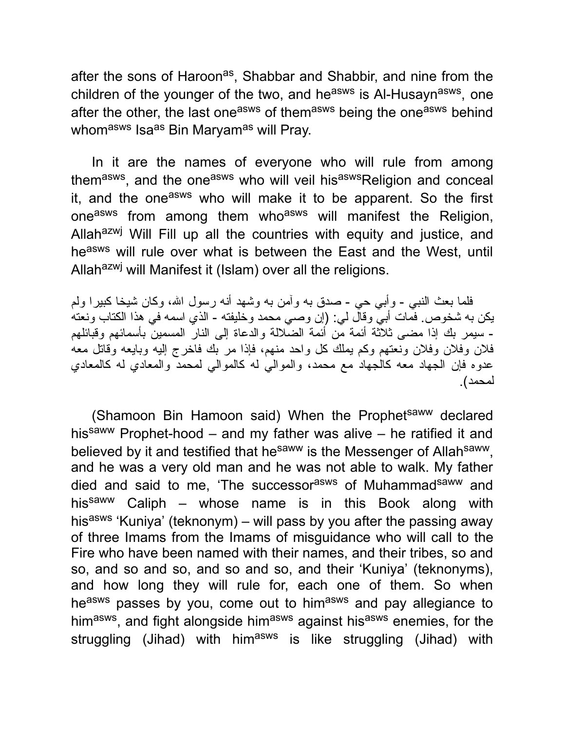after the sons of Haroon[as], Shabbar and Shabbir, and nine from the children of the younger of the two, and he[asws] is Al-Husayn[asws], one after the other, the last one[asws] of them[asws] being the one[asws] behind whom[asws] Isa[as] Bin Maryam[as] will Pray.

In it are the names of everyone who will rule from among them[asws], and the one[asws] who will veil his[asws]Religion and conceal it, and the one[asws] who will make it to be apparent. So the first one[asws] from among them who[asws] will manifest the Religion, Allah[azwj] Will Fill up all the countries with equity and justice, and he[asws] will rule over what is between the East and the West, until Allah[azwj] will Manifest it (Islam) over all the religions.

فلما بعث النبي - وأبي حي - صدق به وآمن به وشهد أنه رسول الله، وكان شيخا كبيرا ولم يكن به شخوص. فمات أبي وقال لي: (إن وصي محمد وخليفته - الذي اسمه في هذا الكتاب ونعته - سيمر بك إذا مضى ثلاثة أئمة من أئمة الضلالة والدعاة إلى النار المسمين بأسمائهم وقبائلهم فلان وفلان وفلان ونعتهم وكم يملك كل واحد منهم، فإذا مر بك فاخرج إليه وبايعه وقاتل معه عدوه فإن الجهاد معه كالجهاد مع محمد، والموالي له كالموالي لمحمد والمعادي له كالمعادي لمحمد).

(Shamoon Bin Hamoon said) When the Prophet[saww] declared his[saww] Prophet-hood – and my father was alive – he ratified it and believed by it and testified that he[saww] is the Messenger of Allah[saww], and he was a very old man and he was not able to walk. My father died and said to me, 'The successor[asws] of Muhammad[saww] and his[saww] Caliph – whose name is in this Book along with his[asws] 'Kuniya' (teknonym) – will pass by you after the passing away of three Imams from the Imams of misguidance who will call to the Fire who have been named with their names, and their tribes, so and so, and so and so, and so and so, and their 'Kuniya' (teknonyms), and how long they will rule for, each one of them. So when he[asws] passes by you, come out to him[asws] and pay allegiance to him[asws], and fight alongside him[asws] against his[asws] enemies, for the struggling (Jihad) with him[asws] is like struggling (Jihad) with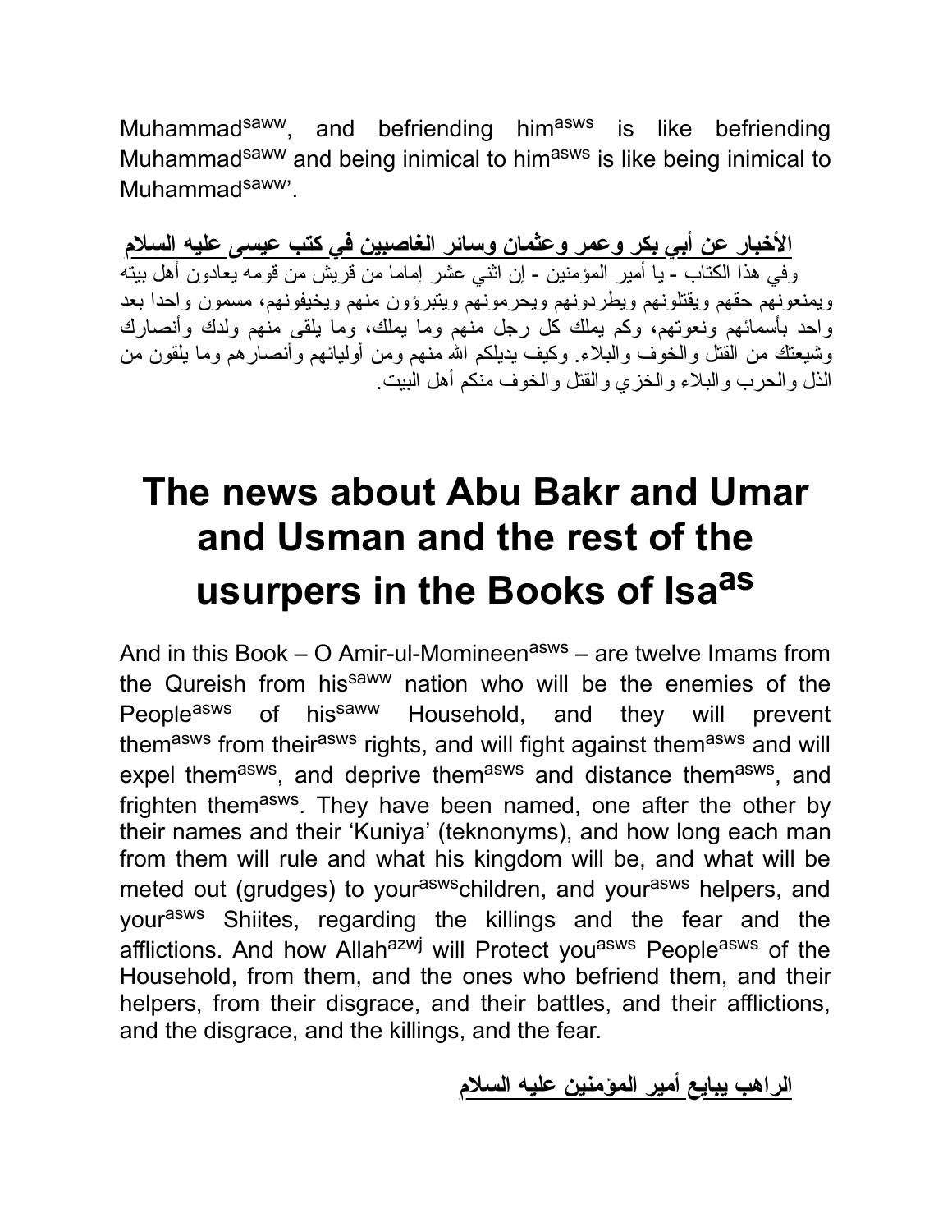Muhammad[saww], and befriending him[asws] is like befriending Muhammad[saww] and being inimical to him[asws] is like being inimical to Muhammad[saww]'.

**الأخبار عن أبي بكر وعمر وعثمان وسائر الغاصبين في كتب عيسى عليه السلام**

وفي هذا الكتاب - يا أمير المؤمنين - إن اثني عشر إماما من قريش من قومه يعادون أهل بيته ويمنعونهم حقهم ويقتلونهم ويطردونهم ويحرمونهم ويتبرؤون منهم ويخيفونهم، مسمون واحدا بعد واحد بأسمائهم ونعوتهم، وكم يملك كل رجل منهم وما يملك، وما يلقى منهم ولدك وأنصارك وشيعتك من القتل والخوف والبلاء. وكيف يديلكم الله منهم ومن أوليائهم وأنصارهم وما يلقون من الذل والحرب والبلاء والخزي والقتل والخوف منكم أهل البيت.

# The news about Abu Bakr and Umar and Usman and the rest of the usurpers in the Books of Isa[as]

And in this Book – O Amir-ul-Momineen[asws] – are twelve Imams from the Qureish from his[saww] nation who will be the enemies of the People[asws] of his[saww] Household, and they will prevent them[asws] from their[asws] rights, and will fight against them[asws] and will expel them[asws], and deprive them[asws] and distance them[asws], and frighten them[asws]. They have been named, one after the other by their names and their 'Kuniya' (teknonyms), and how long each man from them will rule and what his kingdom will be, and what will be meted out (grudges) to your[asws]children, and your[asws] helpers, and your[asws] Shiites, regarding the killings and the fear and the afflictions. And how Allah[azwj] will Protect you[asws] People[asws] of the Household, from them, and the ones who befriend them, and their helpers, from their disgrace, and their battles, and their afflictions, and the disgrace, and the killings, and the fear.

**الراهب يبايع أمير المؤمنين عليه السلام**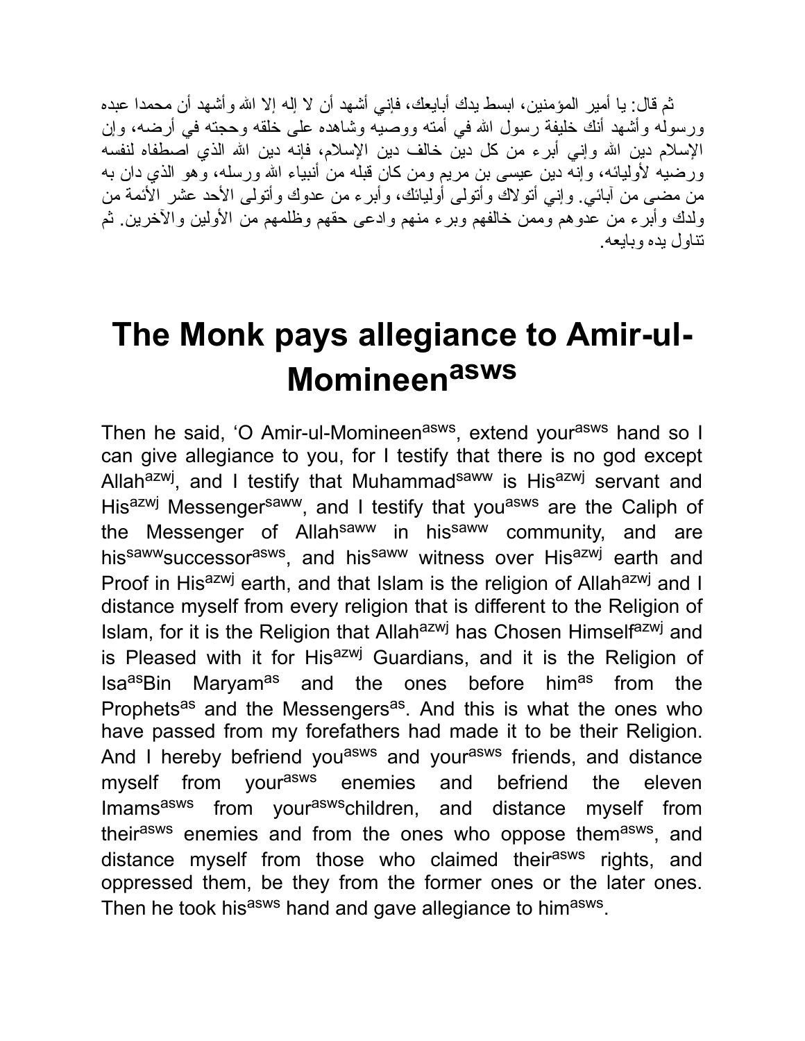ثم قال: يا أمير المؤمنين، ابسط يدك أبايعك، فإني أشهد أن لا إله إلا الله وأشهد أن محمدا عبده ورسوله وأشهد أنك خليفة رسول الله في أمته ووصيه وشاهده على خلقه وحجته في أرضه، وإن الإسلام دين الله وإني أبرء من كل دين خالف دين الإسلام، فإنه دين الله الذي اصطفاه لنفسه ورضيه لأوليائه، وإنه دين عيسى بن مريم ومن كان قبله من أنبياء الله ورسله، وهو الذي دان به من مضى من آبائي. وإني أتولاك وأتولى أوليائك، وأبرء من عدوك وأتولى الأحد عشر الأئمة من ولدك وأبرء من عدوهم وممن خالفهم وبرء منهم وادعى حقهم وظلمهم من الأولين والآخرين. ثم تناول يده وبايعه.

# The Monk pays allegiance to Amir-ul-Momineen^asws

Then he said, 'O Amir-ul-Momineen^asws, extend your^asws hand so I can give allegiance to you, for I testify that there is no god except Allah^azwj, and I testify that Muhammad^saww is His^azwj servant and His^azwj Messenger^saww, and I testify that you^asws are the Caliph of the Messenger of Allah^saww in his^saww community, and are his^saww successor^asws, and his^saww witness over His^azwj earth and Proof in His^azwj earth, and that Islam is the religion of Allah^azwj and I distance myself from every religion that is different to the Religion of Islam, for it is the Religion that Allah^azwj has Chosen Himself^azwj and is Pleased with it for His^azwj Guardians, and it is the Religion of Isa^as Bin Maryam^as and the ones before him^as from the Prophets^as and the Messengers^as. And this is what the ones who have passed from my forefathers had made it to be their Religion. And I hereby befriend you^asws and your^asws friends, and distance myself from your^asws enemies and befriend the eleven Imams^asws from your^asws children, and distance myself from their^asws enemies and from the ones who oppose them^asws, and distance myself from those who claimed their^asws rights, and oppressed them, be they from the former ones or the later ones. Then he took his^asws hand and gave allegiance to him^asws.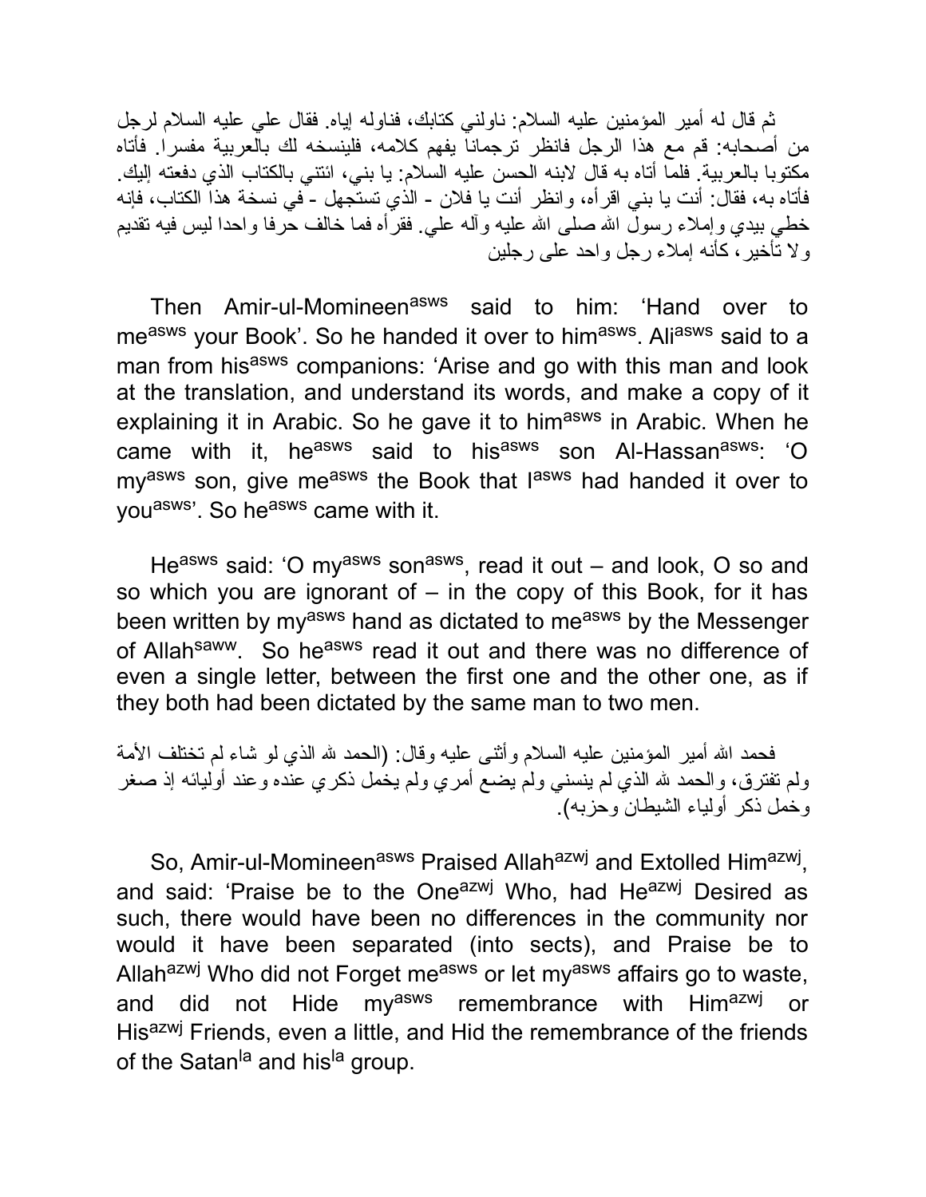ثم قال له أمير المؤمنين عليه السلام: ناولني كتابك، فناوله إياه. فقال علي عليه السلام لرجل من أصحابه: قم مع هذا الرجل فانظر ترجمانا يفهم كلامه، فلينسخه لك بالعربية مفسرا. فأتاه مكتوبا بالعربية. فلما أتاه به قال لابنه الحسن عليه السلام: يا بني، ائتني بالكتاب الذي دفعته إليك. فأتاه به، فقال: أنت يا بني اقرأه، وانظر أنت يا فلان - الذي تستجهل - في نسخة هذا الكتاب، فإنه خطي بيدي وإملاء رسول الله صلى الله عليه وآله علي. فقرأه فما خالف حرفا واحدا ليس فيه تقديم ولا تأخير، كأنه إملاء رجل واحد على رجلين

Then Amir-ul-Momineen[asws] said to him: 'Hand over to me[asws] your Book'. So he handed it over to him[asws]. Ali[asws] said to a man from his[asws] companions: 'Arise and go with this man and look at the translation, and understand its words, and make a copy of it explaining it in Arabic. So he gave it to him[asws] in Arabic. When he came with it, he[asws] said to his[asws] son Al-Hassan[asws]: 'O my[asws] son, give me[asws] the Book that I[asws] had handed it over to you[asws]'. So he[asws] came with it.

He[asws] said: 'O my[asws] son[asws], read it out – and look, O so and so which you are ignorant of – in the copy of this Book, for it has been written by my[asws] hand as dictated to me[asws] by the Messenger of Allah[saww]. So he[asws] read it out and there was no difference of even a single letter, between the first one and the other one, as if they both had been dictated by the same man to two men.

فحمد الله أمير المؤمنين عليه السلام وأثنى عليه وقال: (الحمد لله الذي لو شاء لم تختلف الأمة ولم تفترق، والحمد لله الذي لم ينسني ولم يضع أمري ولم يخمل ذكري عنده وعند أوليائه إذ صغر وخمل ذكر أولياء الشيطان وحزبه).

So, Amir-ul-Momineen[asws] Praised Allah[azwj] and Extolled Him[azwj], and said: 'Praise be to the One[azwj] Who, had He[azwj] Desired as such, there would have been no differences in the community nor would it have been separated (into sects), and Praise be to Allah[azwj] Who did not Forget me[asws] or let my[asws] affairs go to waste, and did not Hide my[asws] remembrance with Him[azwj] or His[azwj] Friends, even a little, and Hid the remembrance of the friends of the Satan[la] and his[la] group.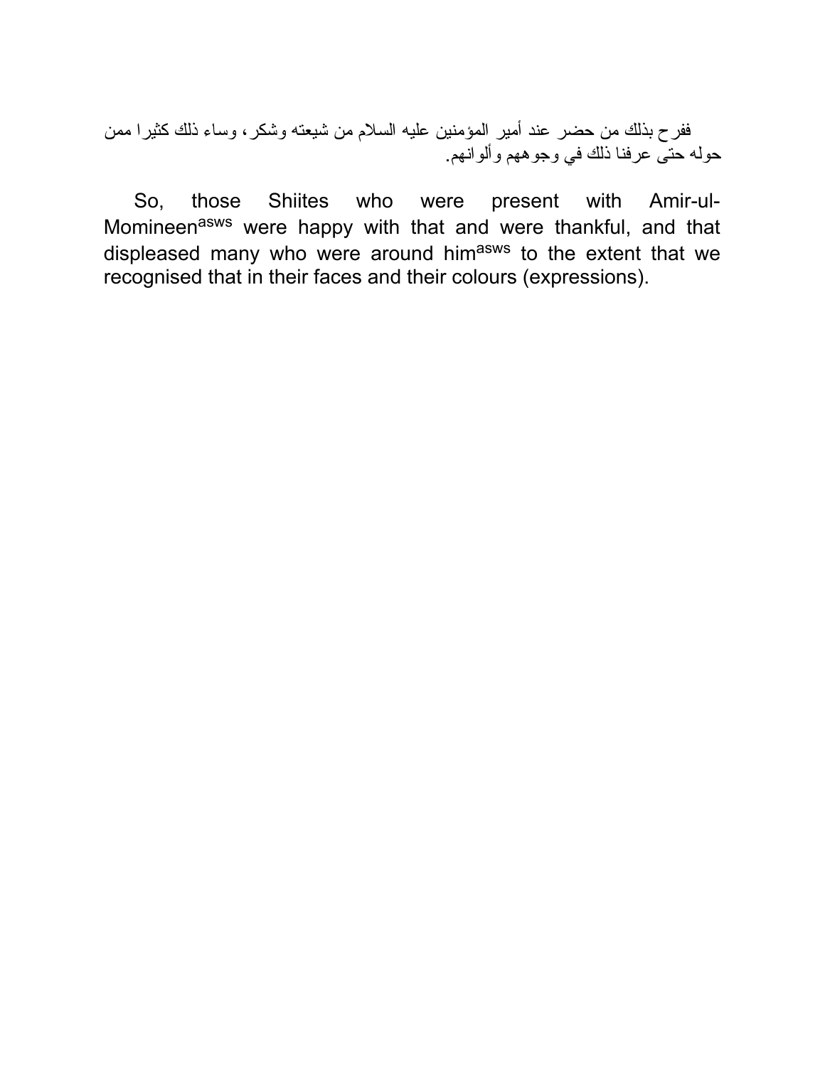ففرح بذلك من حضر عند أمير المؤمنين عليه السلام من شيعته وشكر، وساء ذلك كثيرا ممن حوله حتى عرفنا ذلك في وجوههم وألوانهم.

So, those Shiites who were present with Amir-ul-Momineen[asws] were happy with that and were thankful, and that displeased many who were around him[asws] to the extent that we recognised that in their faces and their colours (expressions).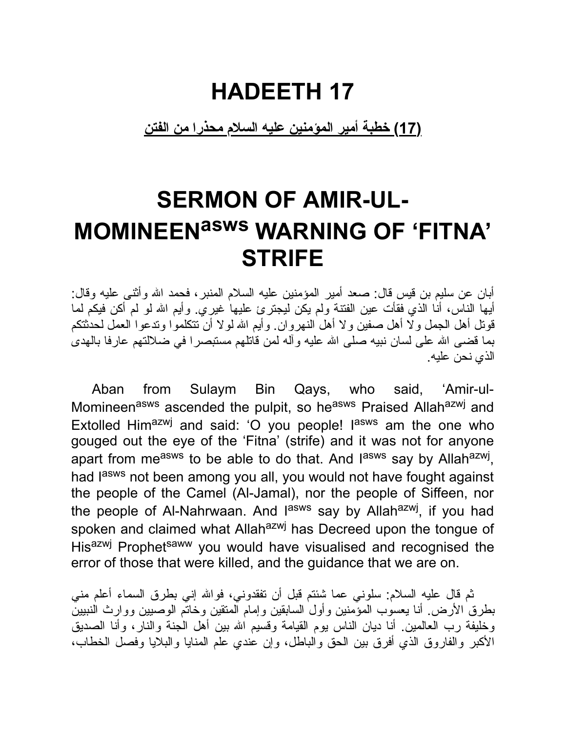# HADEETH 17

**(17) خطبة أمير المؤمنين عليه السلام محذرا من الفتن**

# SERMON OF AMIR-UL-MOMINEEN[asws] WARNING OF 'FITNA' STRIFE

أبان عن سليم بن قيس قال: صعد أمير المؤمنين عليه السلام المنبر، فحمد الله وأثنى عليه وقال: أيها الناس، أنا الذي فقأت عين الفتنة ولم يكن ليجترئ عليها غيري. وأيم الله لو لم أكن فيكم لما قوتل أهل الجمل ولا أهل صفين ولا أهل النهروان. وأيم الله لولا أن تتكلموا وتدعوا العمل لحدثتكم بما قضى الله على لسان نبيه صلى الله عليه وآله لمن قاتلهم مستبصرا في ضلالتهم عارفا بالهدى الذي نحن عليه.

Aban from Sulaym Bin Qays, who said, 'Amir-ul-Momineen[asws] ascended the pulpit, so he[asws] Praised Allah[azwj] and Extolled Him[azwj] and said: 'O you people! I[asws] am the one who gouged out the eye of the 'Fitna' (strife) and it was not for anyone apart from me[asws] to be able to do that. And I[asws] say by Allah[azwj], had I[asws] not been among you all, you would not have fought against the people of the Camel (Al-Jamal), nor the people of Siffeen, nor the people of Al-Nahrwaan. And I[asws] say by Allah[azwj], if you had spoken and claimed what Allah[azwj] has Decreed upon the tongue of His[azwj] Prophet[saww] you would have visualised and recognised the error of those that were killed, and the guidance that we are on.

ثم قال عليه السلام: سلوني عما شئتم قبل أن تفقدوني، فوالله إني بطرق السماء أعلم مني بطرق الأرض. أنا يعسوب المؤمنين وأول السابقين وإمام المتقين وخاتم الوصيين ووارث النبيين وخليفة رب العالمين. أنا ديان الناس يوم القيامة وقسيم الله بين أهل الجنة والنار، وأنا الصديق الأكبر والفاروق الذي أفرق بين الحق والباطل، وإن عندي علم المنايا والبلايا وفصل الخطاب،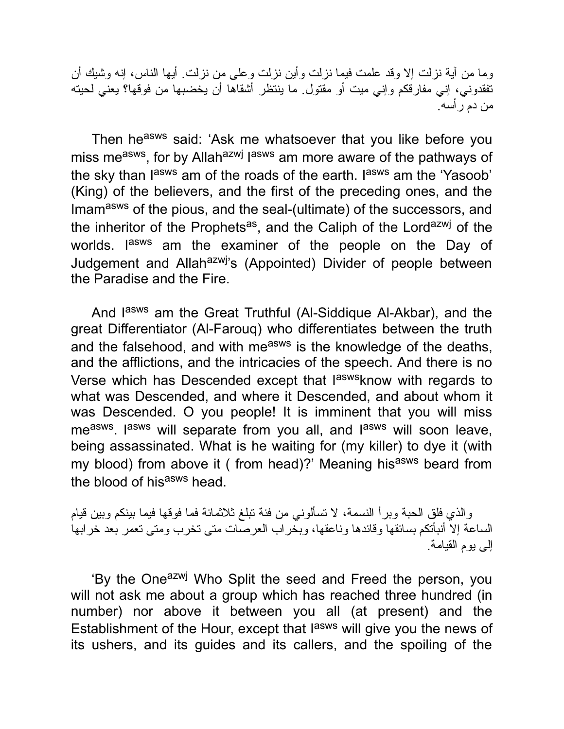وما من آية نزلت إلا وقد علمت فيما نزلت وأين نزلت وعلى من نزلت. أيها الناس، إنه وشيك أن تفقدوني، إني مفارقكم وإني ميت أو مقتول. ما ينتظر أشقاها أن يخضبها من فوقها؟ يعني لحيته من دم رأسه.

Then he[asws] said: 'Ask me whatsoever that you like before you miss me[asws], for by Allah[azwj] I[asws] am more aware of the pathways of the sky than I[asws] am of the roads of the earth. I[asws] am the 'Yasoob' (King) of the believers, and the first of the preceding ones, and the Imam[asws] of the pious, and the seal-(ultimate) of the successors, and the inheritor of the Prophets[as], and the Caliph of the Lord[azwj] of the worlds. I[asws] am the examiner of the people on the Day of Judgement and Allah[azwj]'s (Appointed) Divider of people between the Paradise and the Fire.

And I[asws] am the Great Truthful (Al-Siddique Al-Akbar), and the great Differentiator (Al-Farouq) who differentiates between the truth and the falsehood, and with me[asws] is the knowledge of the deaths, and the afflictions, and the intricacies of the speech. And there is no Verse which has Descended except that I[asws]know with regards to what was Descended, and where it Descended, and about whom it was Descended. O you people! It is imminent that you will miss me[asws]. I[asws] will separate from you all, and I[asws] will soon leave, being assassinated. What is he waiting for (my killer) to dye it (with my blood) from above it ( from head)?' Meaning his[asws] beard from the blood of his[asws] head.

والذي فلق الحبة وبرأ النسمة، لا تسألوني من فئة تبلغ ثلاثمائة فما فوقها فيما بينكم وبين قيام الساعة إلا أنبأتكم بسائقها وقائدها وناعقها، وبخراب العرصات متى تخرب ومتى تعمر بعد خرابها إلى يوم القيامة.

'By the One[azwj] Who Split the seed and Freed the person, you will not ask me about a group which has reached three hundred (in number) nor above it between you all (at present) and the Establishment of the Hour, except that I[asws] will give you the news of its ushers, and its guides and its callers, and the spoiling of the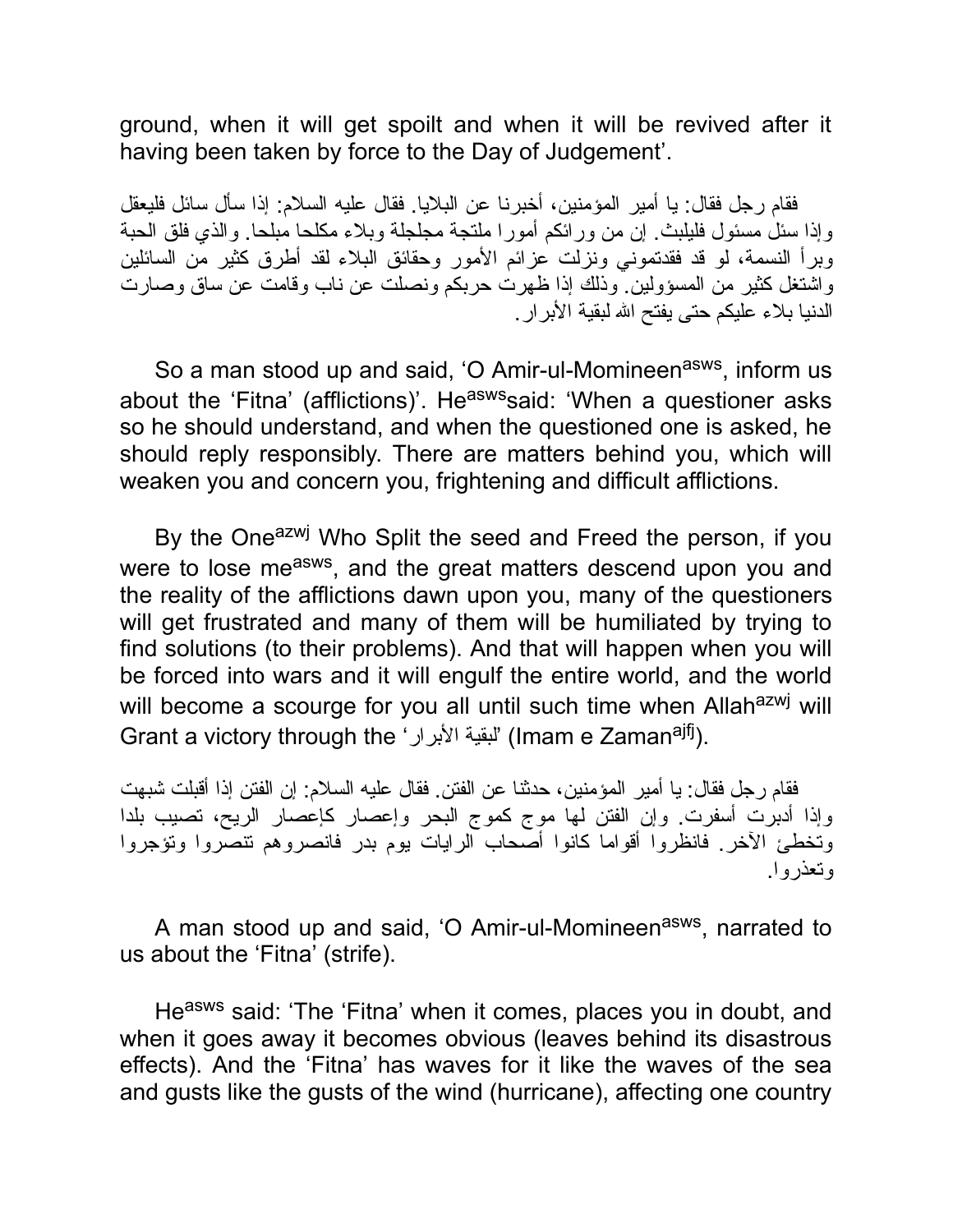ground, when it will get spoilt and when it will be revived after it having been taken by force to the Day of Judgement'.

فقام رجل فقال: يا أمير المؤمنين، أخبرنا عن البلايا. فقال عليه السلام: إذا سأل سائل فليعقل وإذا سئل مسئول فليلبث. إن من ورائكم أمورا ملتجة مجلجلة وبلاء مكلحا مبلحا. والذي فلق الحبة وبرأ النسمة، لو قد فقدتموني ونزلت عزائم الأمور وحقائق البلاء لقد أطرق كثير من السائلين واشتغل كثير من المسؤولين. وذلك إذا ظهرت حربكم ونصلت عن ناب وقامت عن ساق وصارت الدنيا بلاء عليكم حتى يفتح الله لبقية الأبرار.

So a man stood up and said, 'O Amir-ul-Momineen[asws], inform us about the 'Fitna' (afflictions)'. He[asws] said: 'When a questioner asks so he should understand, and when the questioned one is asked, he should reply responsibly. There are matters behind you, which will weaken you and concern you, frightening and difficult afflictions.

By the One[azwj] Who Split the seed and Freed the person, if you were to lose me[asws], and the great matters descend upon you and the reality of the afflictions dawn upon you, many of the questioners will get frustrated and many of them will be humiliated by trying to find solutions (to their problems). And that will happen when you will be forced into wars and it will engulf the entire world, and the world will become a scourge for you all until such time when Allah[azwj] will Grant a victory through the 'لبقية الأبرار' (Imam e Zaman[ajfj]).

فقام رجل فقال: يا أمير المؤمنين، حدثنا عن الفتن. فقال عليه السلام: إن الفتن إذا أقبلت شبهت وإذا أدبرت أسفرت. وإن الفتن لها موج كموج البحر وإعصار كإعصار الريح، تصيب بلدا وتخطئ الآخر. فانظروا أقواما كانوا أصحاب الرايات يوم بدر فانصروهم تنصروا وتؤجروا وتعذروا.

A man stood up and said, 'O Amir-ul-Momineen[asws], narrated to us about the 'Fitna' (strife).

He[asws] said: 'The 'Fitna' when it comes, places you in doubt, and when it goes away it becomes obvious (leaves behind its disastrous effects). And the 'Fitna' has waves for it like the waves of the sea and gusts like the gusts of the wind (hurricane), affecting one country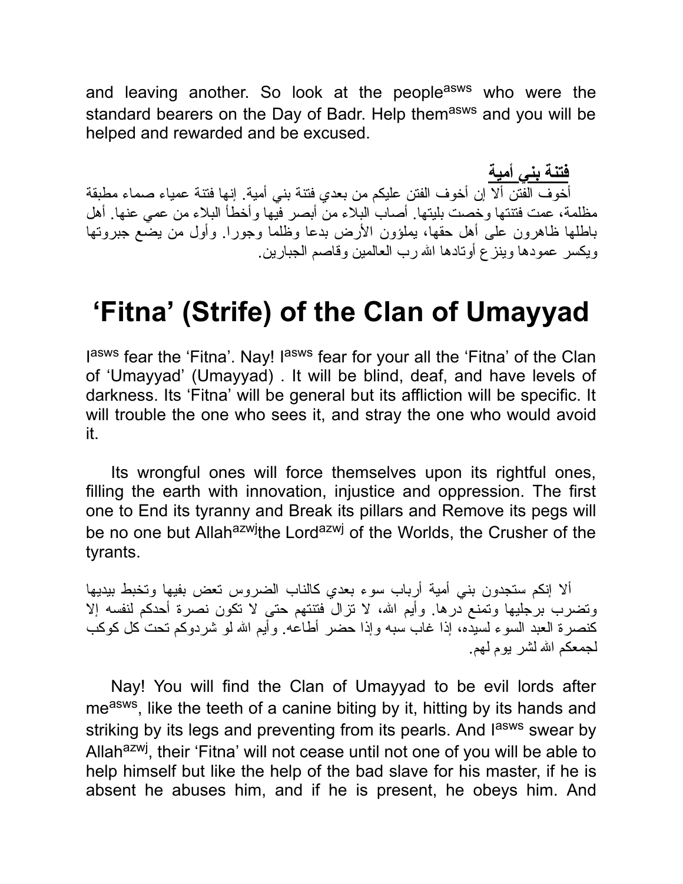and leaving another. So look at the people[asws] who were the standard bearers on the Day of Badr. Help them[asws] and you will be helped and rewarded and be excused.

**فتنة بني أمية**

أخوف الفتن ألا إن أخوف الفتن عليكم من بعدي فتنة بني أمية. إنها فتنة عمياء صماء مطبقة مظلمة، عمت فتنتها وخصت بليتها. أصاب البلاء من أبصر فيها وأخطأ البلاء من عمي عنها. أهل باطلها ظاهرون على أهل حقها، يملؤون الأرض بدعا وظلما وجورا. وأول من يضع جبروتها ويكسر عمودها وينزع أوتادها الله رب العالمين وقاصم الجبارين.

# 'Fitna' (Strife) of the Clan of Umayyad

I[asws] fear the 'Fitna'. Nay! I[asws] fear for your all the 'Fitna' of the Clan of 'Umayyad' (Umayyad) . It will be blind, deaf, and have levels of darkness. Its 'Fitna' will be general but its affliction will be specific. It will trouble the one who sees it, and stray the one who would avoid it.

Its wrongful ones will force themselves upon its rightful ones, filling the earth with innovation, injustice and oppression. The first one to End its tyranny and Break its pillars and Remove its pegs will be no one but Allah[azwj]the Lord[azwj] of the Worlds, the Crusher of the tyrants.

ألا إنكم ستجدون بني أمية أرباب سوء بعدي كالناب الضروس تعض بفيها وتخبط بيديها وتضرب برجليها وتمنع درها. وأيم الله، لا تزال فتنتهم حتى لا تكون نصرة أحدكم لنفسه إلا كنصرة العبد السوء لسيده، إذا غاب سبه وإذا حضر أطاعه. وأيم الله لو شردوكم تحت كل كوكب لجمعكم الله لشر يوم لهم.

Nay! You will find the Clan of Umayyad to be evil lords after me[asws], like the teeth of a canine biting by it, hitting by its hands and striking by its legs and preventing from its pearls. And I[asws] swear by Allah[azwj], their 'Fitna' will not cease until not one of you will be able to help himself but like the help of the bad slave for his master, if he is absent he abuses him, and if he is present, he obeys him. And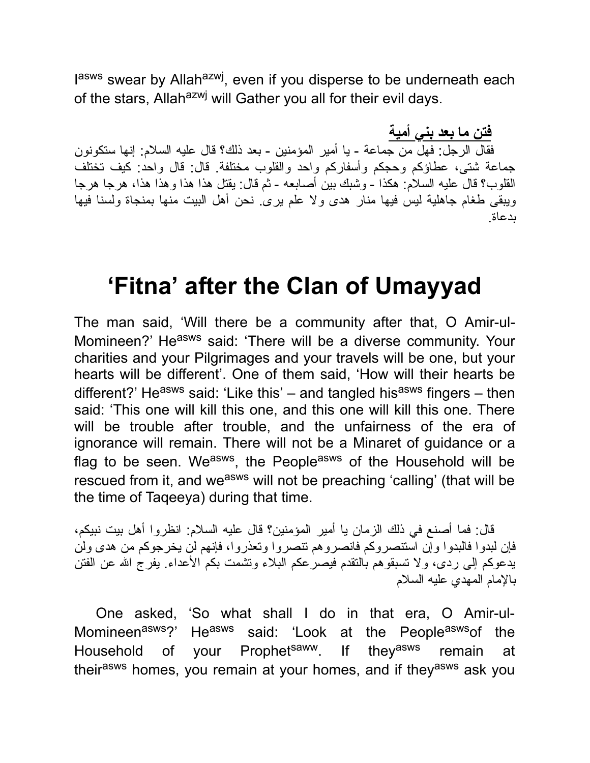I[asws] swear by Allah[azwj], even if you disperse to be underneath each of the stars, Allah[azwj] will Gather you all for their evil days.

**فتن ما بعد بني أمية**

فقال الرجل: فهل من جماعة - يا أمير المؤمنين - بعد ذلك؟ قال عليه السلام: إنها ستكونون جماعة شتى، عطاؤكم وحجكم وأسفاركم واحد والقلوب مختلفة. قال: قال واحد: كيف تختلف القلوب؟ قال عليه السلام: هكذا - وشبك بين أصابعه - ثم قال: يقتل هذا هذا وهذا هذا، هرجا هرجا ويبقى طغام جاهلية ليس فيها منار هدى ولا علم يرى. نحن أهل البيت منها بمنجاة ولسنا فيها بدعاة.

# 'Fitna' after the Clan of Umayyad

The man said, 'Will there be a community after that, O Amir-ul-Momineen?' He[asws] said: 'There will be a diverse community. Your charities and your Pilgrimages and your travels will be one, but your hearts will be different'. One of them said, 'How will their hearts be different?' He[asws] said: 'Like this' – and tangled his[asws] fingers – then said: 'This one will kill this one, and this one will kill this one. There will be trouble after trouble, and the unfairness of the era of ignorance will remain. There will not be a Minaret of guidance or a flag to be seen. We[asws], the People[asws] of the Household will be rescued from it, and we[asws] will not be preaching 'calling' (that will be the time of Taqeeya) during that time.

قال: فما أصنع في ذلك الزمان يا أمير المؤمنين؟ قال عليه السلام: انظروا أهل بيت نبيكم، فإن لبدوا فالبدوا وإن استنصروكم فانصروهم تنصروا وتعذروا، فإنهم لن يخرجوكم من هدى ولن يدعوكم إلى ردى، ولا تسبقوهم بالتقدم فيصرعكم البلاء وتشمت بكم الأعداء. يفرج الله عن الفتن بالإمام المهدي عليه السلام

One asked, 'So what shall I do in that era, O Amir-ul-Momineen[asws]?' He[asws] said: 'Look at the People[asws] of the Household of your Prophet[saww]. If they[asws] remain at their[asws] homes, you remain at your homes, and if they[asws] ask you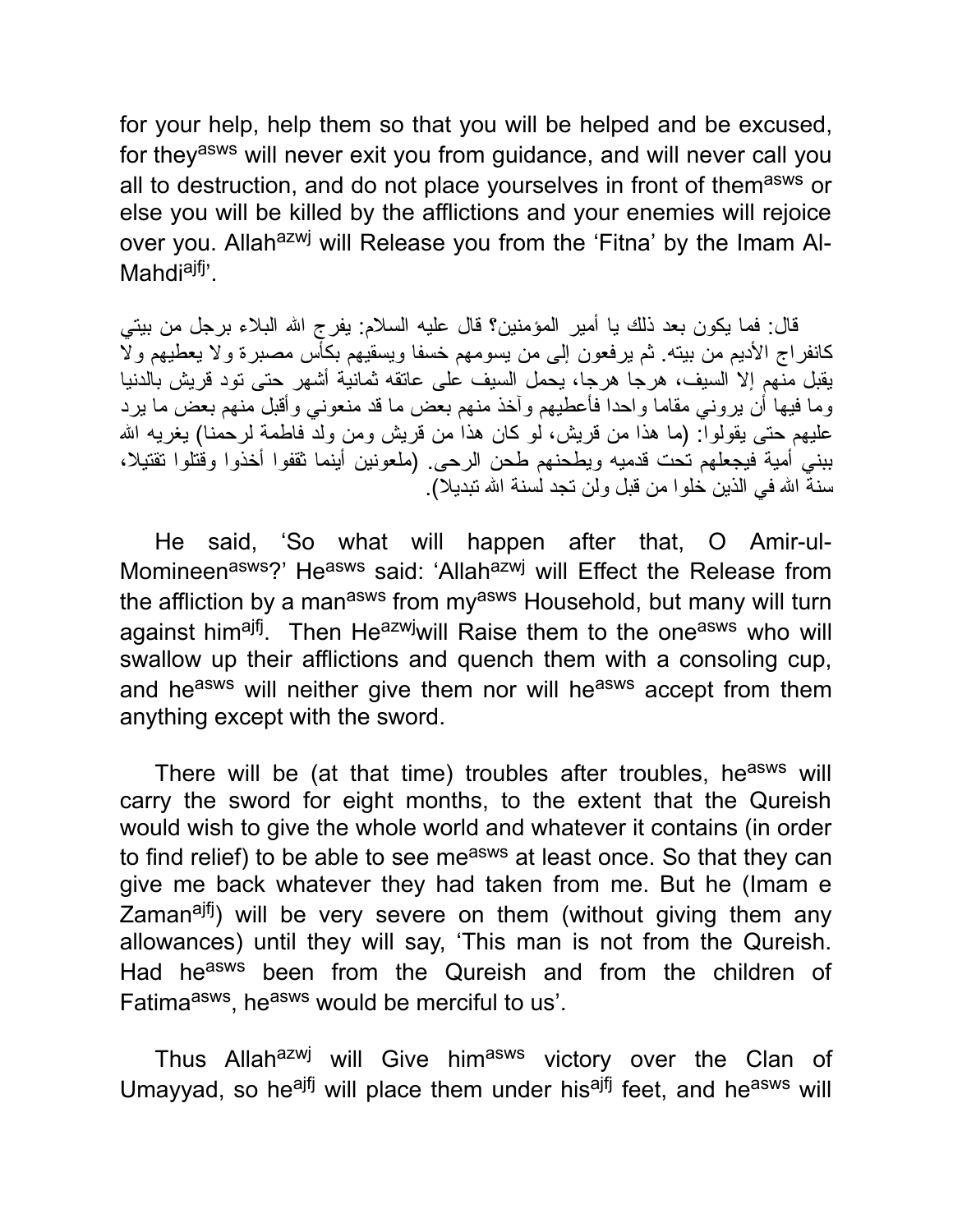for your help, help them so that you will be helped and be excused, for they[asws] will never exit you from guidance, and will never call you all to destruction, and do not place yourselves in front of them[asws] or else you will be killed by the afflictions and your enemies will rejoice over you. Allah[azwj] will Release you from the 'Fitna' by the Imam Al-Mahdi[ajfj]'.

قال: فما يكون بعد ذلك يا أمير المؤمنين؟ قال عليه السلام: يفرج الله البلاء برجل من بيتي كانفراج الأديم من بيته. ثم يرفعون إلى من يسومهم خسفا ويسقيهم بكأس مصبرة ولا يعطيهم ولا يقبل منهم إلا السيف، هرجا هرجا، يحمل السيف على عاتقه ثمانية أشهر حتى تود قريش بالدنيا وما فيها أن يروني مقاما واحدا فأعطيهم وآخذ منهم بعض ما قد منعوني وأقبل منهم بعض ما يرد عليهم حتى يقولوا: (ما هذا من قريش، لو كان هذا من قريش ومن ولد فاطمة لرحمنا) يغريه الله ببني أمية فيجعلهم تحت قدميه ويطحنهم طحن الرحى. (ملعونين أينما ثقفوا أخذوا وقتلوا تقتيلا، سنة الله في الذين خلوا من قبل ولن تجد لسنة الله تبديلا).

He said, 'So what will happen after that, O Amir-ul-Momineen[asws]?' He[asws] said: 'Allah[azwj] will Effect the Release from the affliction by a man[asws] from my[asws] Household, but many will turn against him[ajfj]. Then He[azwj]will Raise them to the one[asws] who will swallow up their afflictions and quench them with a consoling cup, and he[asws] will neither give them nor will he[asws] accept from them anything except with the sword.

There will be (at that time) troubles after troubles, he[asws] will carry the sword for eight months, to the extent that the Qureish would wish to give the whole world and whatever it contains (in order to find relief) to be able to see me[asws] at least once. So that they can give me back whatever they had taken from me. But he (Imam e Zaman[ajfj]) will be very severe on them (without giving them any allowances) until they will say, 'This man is not from the Qureish. Had he[asws] been from the Qureish and from the children of Fatima[asws], he[asws] would be merciful to us'.

Thus Allah[azwj] will Give him[asws] victory over the Clan of Umayyad, so he[ajfj] will place them under his[ajfj] feet, and he[asws] will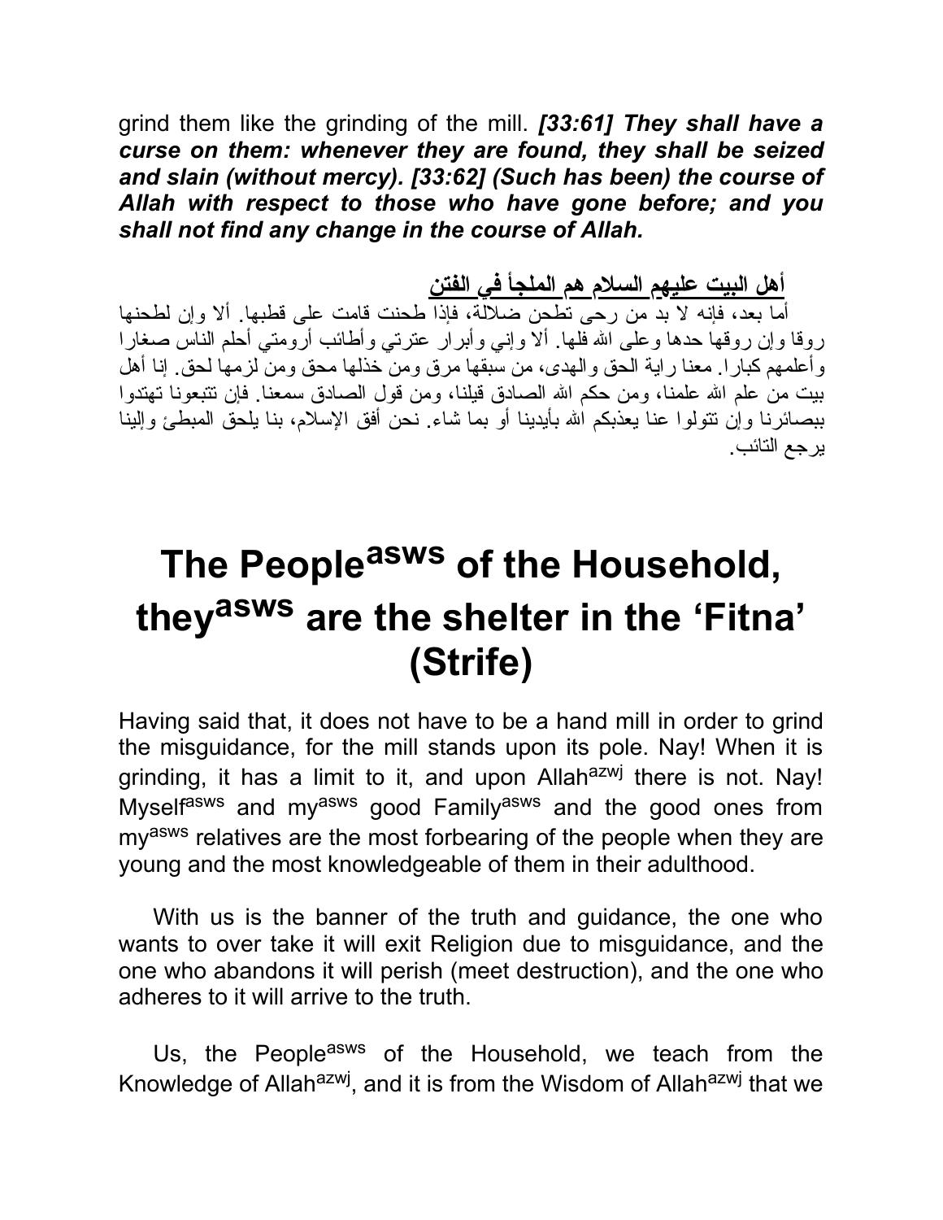grind them like the grinding of the mill. ***[33:61] They shall have a curse on them: whenever they are found, they shall be seized and slain (without mercy). [33:62] (Such has been) the course of Allah with respect to those who have gone before; and you shall not find any change in the course of Allah.***

**أهل البيت عليهم السلام هم الملجأ في الفتن**

أما بعد، فإنه لا بد من رحى تطحن ضلالة، فإذا طحنت قامت على قطبها. ألا وإن لطحنها روقا وإن روقها حدها وعلى الله فلها. ألا وإني وأبرار عترتي وأطائب أرومتي أحلم الناس صغارا وأعلمهم كبارا. معنا راية الحق والهدى، من سبقها مرق ومن خذلها محق ومن لزمها لحق. إنا أهل بيت من علم الله علمنا، ومن حكم الله الصادق قيلنا، ومن قول الصادق سمعنا. فإن تتبعونا تهتدوا ببصائرنا وإن تتولوا عنا يعذبكم الله بأيدينا أو بما شاء. نحن أفق الإسلام، بنا يلحق المبطئ وإلينا يرجع التائب.

# The People[asws] of the Household, they[asws] are the shelter in the 'Fitna' (Strife)

Having said that, it does not have to be a hand mill in order to grind the misguidance, for the mill stands upon its pole. Nay! When it is grinding, it has a limit to it, and upon Allah[azwj] there is not. Nay! Myself[asws] and my[asws] good Family[asws] and the good ones from my[asws] relatives are the most forbearing of the people when they are young and the most knowledgeable of them in their adulthood.

With us is the banner of the truth and guidance, the one who wants to over take it will exit Religion due to misguidance, and the one who abandons it will perish (meet destruction), and the one who adheres to it will arrive to the truth.

Us, the People[asws] of the Household, we teach from the Knowledge of Allah[azwj], and it is from the Wisdom of Allah[azwj] that we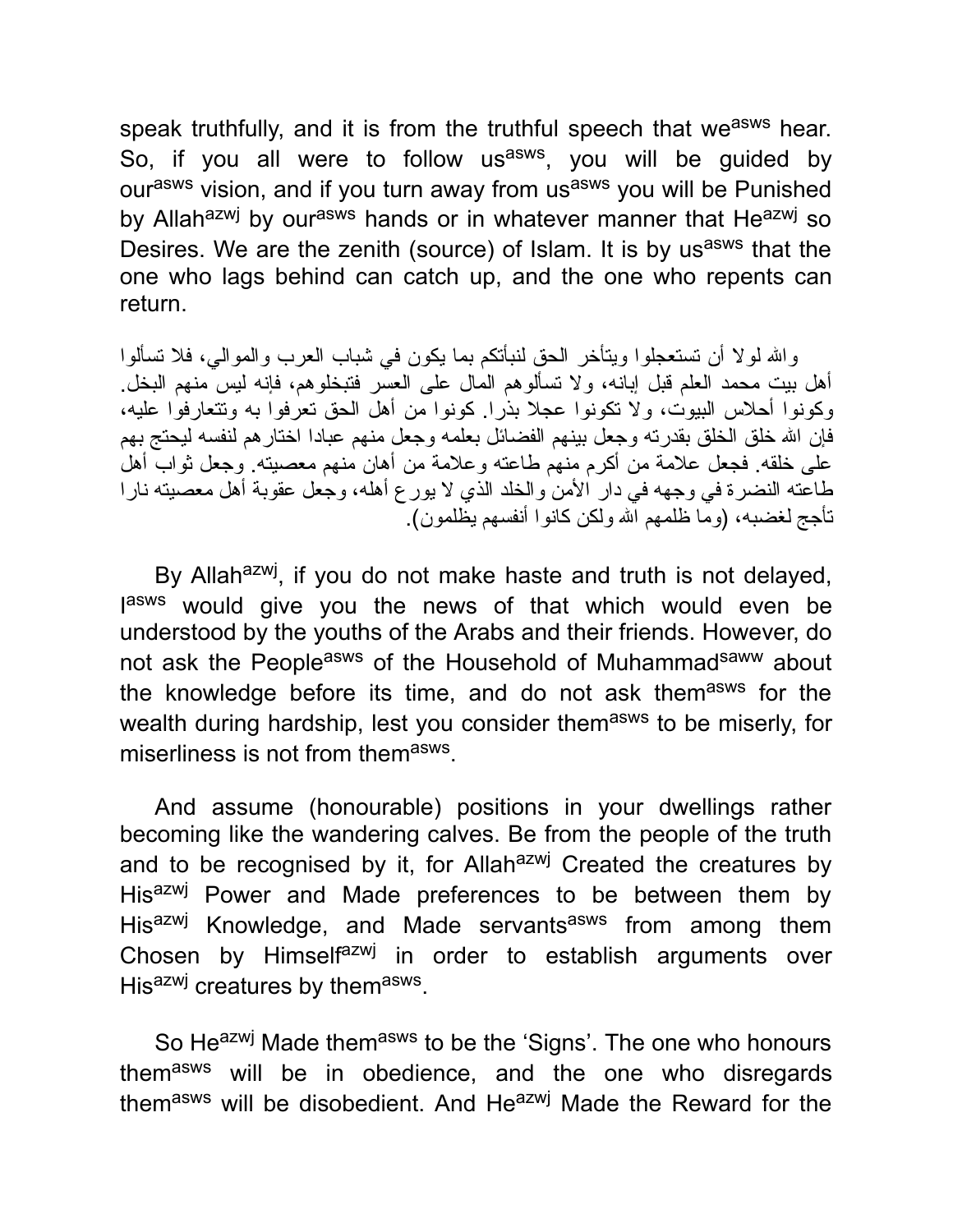speak truthfully, and it is from the truthful speech that we[asws] hear. So, if you all were to follow us[asws], you will be guided by our[asws] vision, and if you turn away from us[asws] you will be Punished by Allah[azwj] by our[asws] hands or in whatever manner that He[azwj] so Desires. We are the zenith (source) of Islam. It is by us[asws] that the one who lags behind can catch up, and the one who repents can return.

والله لولا أن تستعجلوا ويتأخر الحق لنبأتكم بما يكون في شباب العرب والموالي، فلا تسألوا أهل بيت محمد العلم قبل إبانه، ولا تسألوهم المال على العسر فتبخلوهم، فإنه ليس منهم البخل. وكونوا أحلاس البيوت، ولا تكونوا عجلا بذرا. كونوا من أهل الحق تعرفوا به وتتعارفوا عليه، فإن الله خلق الخلق بقدرته وجعل بينهم الفضائل بعلمه وجعل منهم عبادا اختارهم لنفسه ليحتج بهم على خلقه. فجعل علامة من أكرم منهم طاعته وعلامة من أهان منهم معصيته. وجعل ثواب أهل طاعته النضرة في وجهه في دار الأمن والخلد الذي لا يورع أهله، وجعل عقوبة أهل معصيته نارا تأجج لغضبه، (وما ظلمهم الله ولكن كانوا أنفسهم يظلمون).

By Allah[azwj], if you do not make haste and truth is not delayed, I[asws] would give you the news of that which would even be understood by the youths of the Arabs and their friends. However, do not ask the People[asws] of the Household of Muhammad[saww] about the knowledge before its time, and do not ask them[asws] for the wealth during hardship, lest you consider them[asws] to be miserly, for miserliness is not from them[asws].

And assume (honourable) positions in your dwellings rather becoming like the wandering calves. Be from the people of the truth and to be recognised by it, for Allah[azwj] Created the creatures by His[azwj] Power and Made preferences to be between them by His[azwj] Knowledge, and Made servants[asws] from among them Chosen by Himself[azwj] in order to establish arguments over His[azwj] creatures by them[asws].

So He[azwj] Made them[asws] to be the 'Signs'. The one who honours them[asws] will be in obedience, and the one who disregards them[asws] will be disobedient. And He[azwj] Made the Reward for the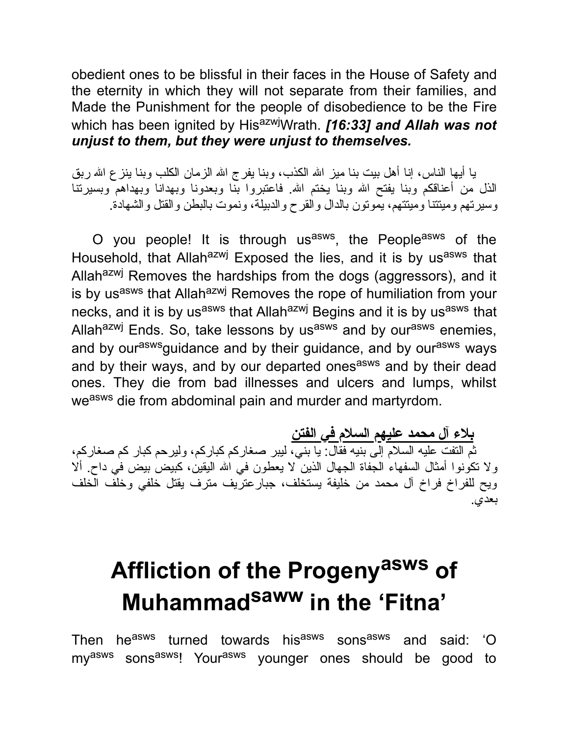obedient ones to be blissful in their faces in the House of Safety and the eternity in which they will not separate from their families, and Made the Punishment for the people of disobedience to be the Fire which has been ignited by His[azwj]Wrath. ***[16:33] and Allah was not unjust to them, but they were unjust to themselves.***

يا أيها الناس، إنا أهل بيت بنا ميز الله الكذب، وبنا يفرج الله الزمان الكلب وبنا ينزع الله ربق الذل من أعناقكم وبنا يفتح الله وبنا يختم الله. فاعتبروا بنا وبعدونا وبهدانا وبهداهم وبسيرتنا وسيرتهم وميتتنا وميتتهم، يموتون بالدال والقرح والدبيلة، ونموت بالبطن والقتل والشهادة.

O you people! It is through us[asws], the People[asws] of the Household, that Allah[azwj] Exposed the lies, and it is by us[asws] that Allah[azwj] Removes the hardships from the dogs (aggressors), and it is by us[asws] that Allah[azwj] Removes the rope of humiliation from your necks, and it is by us[asws] that Allah[azwj] Begins and it is by us[asws] that Allah[azwj] Ends. So, take lessons by us[asws] and by our[asws] enemies, and by our[asws]guidance and by their guidance, and by our[asws] ways and by their ways, and by our departed ones[asws] and by their dead ones. They die from bad illnesses and ulcers and lumps, whilst we[asws] die from abdominal pain and murder and martyrdom.

**بلاء آل محمد عليهم السلام في الفتن**

ثم التفت عليه السلام إلى بنيه فقال: يا بني، ليبر صغاركم كباركم، وليرحم كبار كم صغاركم، ولا تكونوا أمثال السفهاء الجفاة الجهال الذين لا يعطون في الله اليقين، كبيض بيض في داح. ألا ويح للفراخ فراخ آل محمد من خليفة يستخلف، جبارعتريف مترف يقتل خلفي وخلف الخلف بعدي.

# Affliction of the Progeny[asws] of Muhammad[saww] in the 'Fitna'

Then he[asws] turned towards his[asws] sons[asws] and said: 'O my[asws] sons[asws]! Your[asws] younger ones should be good to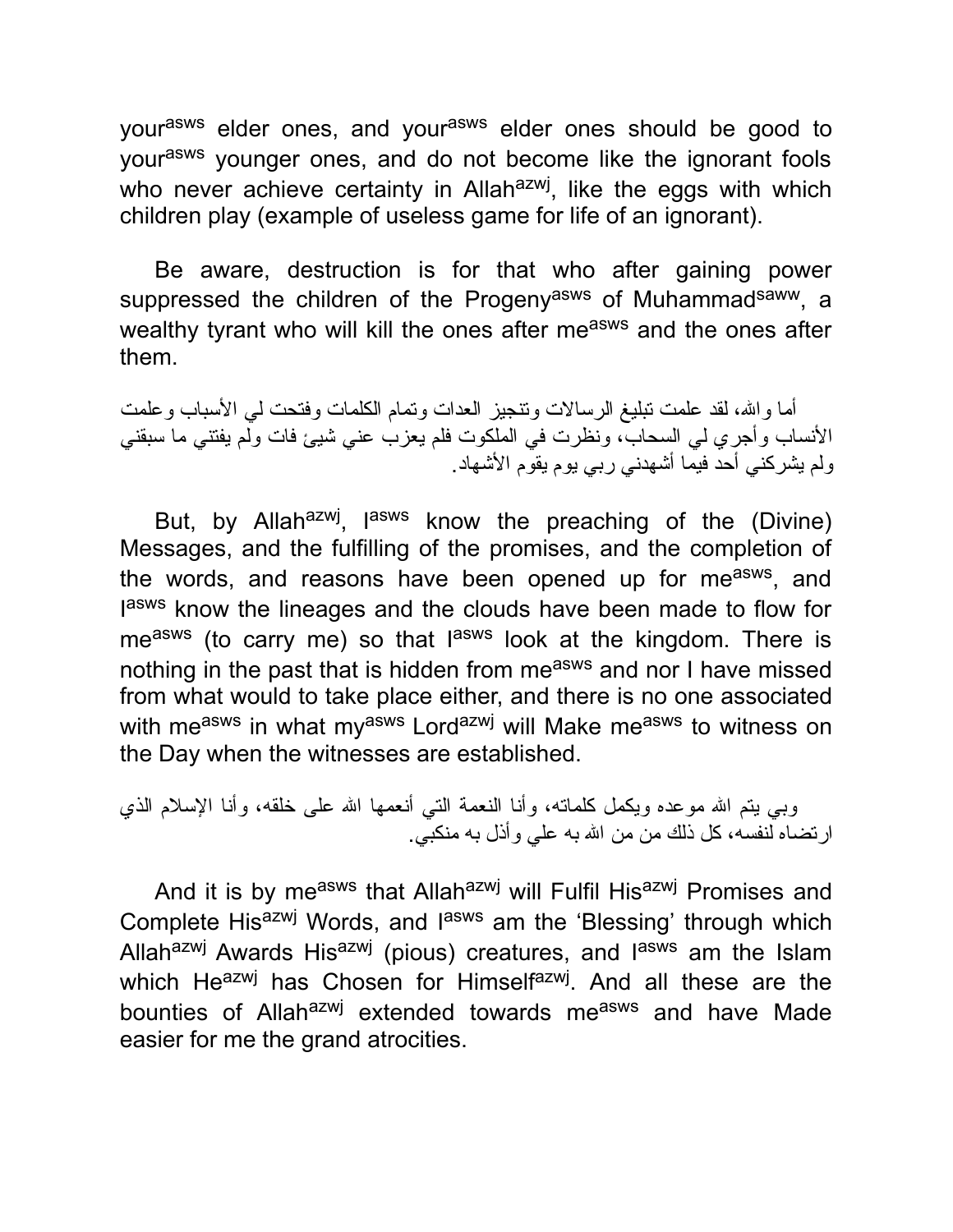your[asws] elder ones, and your[asws] elder ones should be good to your[asws] younger ones, and do not become like the ignorant fools who never achieve certainty in Allah[azwj], like the eggs with which children play (example of useless game for life of an ignorant).

Be aware, destruction is for that who after gaining power suppressed the children of the Progeny[asws] of Muhammad[saww], a wealthy tyrant who will kill the ones after me[asws] and the ones after them.

أما والله، لقد علمت تبليغ الرسالات وتنجيز العدات وتمام الكلمات وفتحت لي الأسباب وعلمت الأنساب وأجري لي السحاب، ونظرت في الملكوت فلم يعزب عني شيئ فات ولم يفتني ما سبقني ولم يشركني أحد فيما أشهدني ربي يوم يقوم الأشهاد.

But, by Allah[azwj], I[asws] know the preaching of the (Divine) Messages, and the fulfilling of the promises, and the completion of the words, and reasons have been opened up for me[asws], and I[asws] know the lineages and the clouds have been made to flow for me[asws] (to carry me) so that I[asws] look at the kingdom. There is nothing in the past that is hidden from me[asws] and nor I have missed from what would to take place either, and there is no one associated with me[asws] in what my[asws] Lord[azwj] will Make me[asws] to witness on the Day when the witnesses are established.

وبي يتم الله موعده ويكمل كلماته، وأنا النعمة التي أنعمها الله على خلقه، وأنا الإسلام الذي ارتضاه لنفسه، كل ذلك من من الله به علي وأذل به منكبي.

And it is by me[asws] that Allah[azwj] will Fulfil His[azwj] Promises and Complete His[azwj] Words, and I[asws] am the 'Blessing' through which Allah[azwj] Awards His[azwj] (pious) creatures, and I[asws] am the Islam which He[azwj] has Chosen for Himself[azwj]. And all these are the bounties of Allah[azwj] extended towards me[asws] and have Made easier for me the grand atrocities.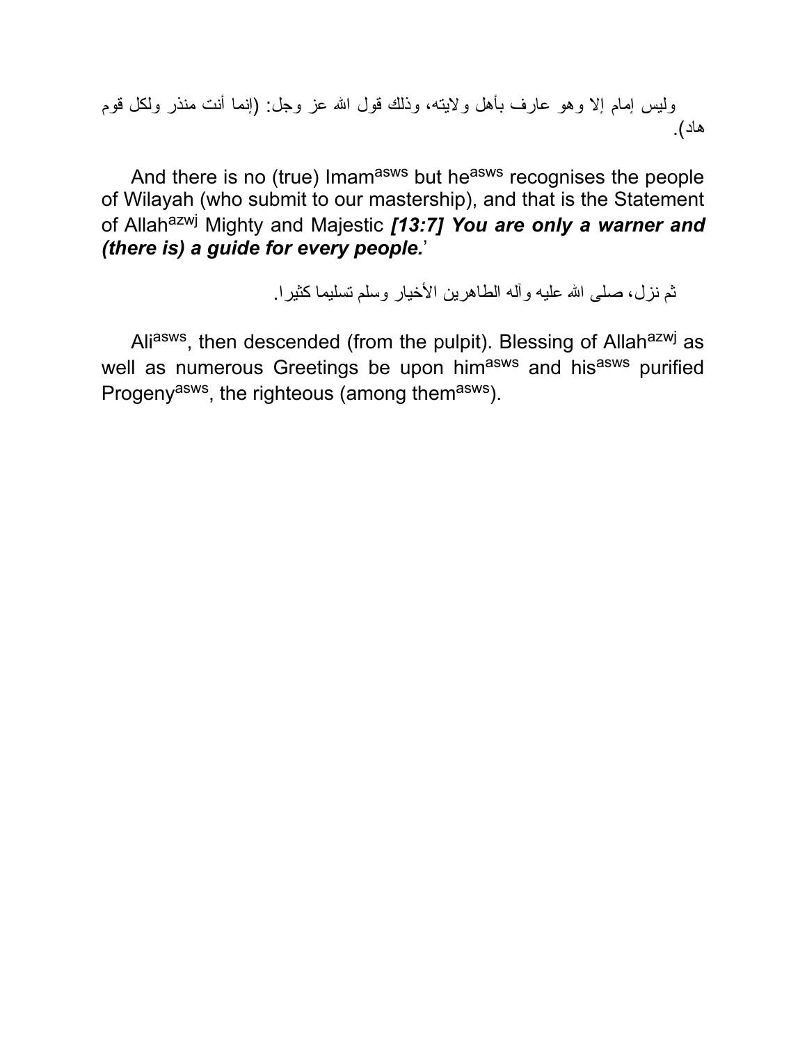وليس إمام إلا وهو عارف بأهل ولايته، وذلك قول الله عز وجل: (إنما أنت منذر ولكل قوم هاد).

And there is no (true) Imam[asws] but he[asws] recognises the people of Wilayah (who submit to our mastership), and that is the Statement of Allah[azwj] Mighty and Majestic ***[13:7] You are only a warner and (there is) a guide for every people.***'

ثم نزل، صلى الله عليه وآله الطاهرين الأخيار وسلم تسليما كثيرا.

Ali[asws], then descended (from the pulpit). Blessing of Allah[azwj] as well as numerous Greetings be upon him[asws] and his[asws] purified Progeny[asws], the righteous (among them[asws]).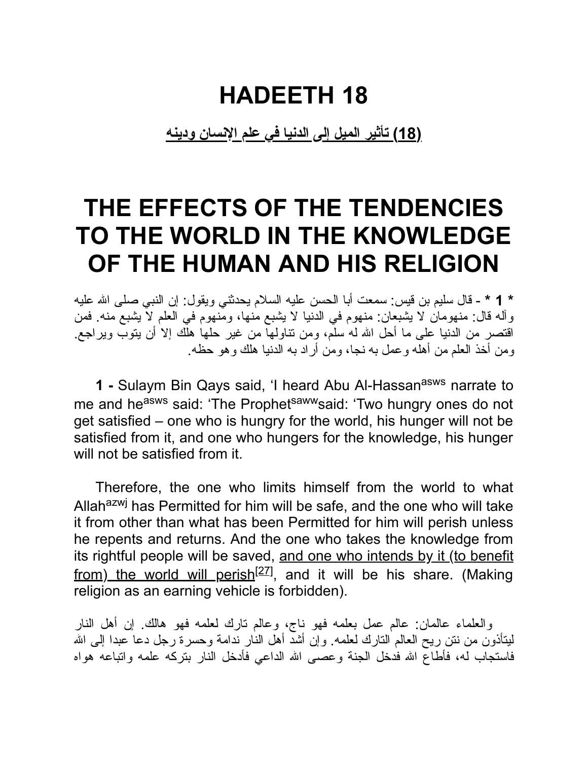# HADEETH 18

**(18) تأثير الميل إلى الدنيا في علم الإنسان ودينه**

# THE EFFECTS OF THE TENDENCIES TO THE WORLD IN THE KNOWLEDGE OF THE HUMAN AND HIS RELIGION

**\* 1 \*** - قال سليم بن قيس: سمعت أبا الحسن عليه السلام يحدثني ويقول: إن النبي صلى الله عليه وآله قال: منهومان لا يشبعان: منهوم في الدنيا لا يشبع منها، ومنهوم في العلم لا يشبع منه. فمن اقتصر من الدنيا على ما أحل الله له سلم، ومن تناولها من غير حلها هلك إلا أن يتوب ويراجع. ومن أخذ العلم من أهله وعمل به نجا، ومن أراد به الدنيا هلك وهو حظه.

**1 -** Sulaym Bin Qays said, 'I heard Abu Al-Hassan[asws] narrate to me and he[asws] said: 'The Prophet[saww]said: 'Two hungry ones do not get satisfied – one who is hungry for the world, his hunger will not be satisfied from it, and one who hungers for the knowledge, his hunger will not be satisfied from it.

Therefore, the one who limits himself from the world to what Allah[azwj] has Permitted for him will be safe, and the one who will take it from other than what has been Permitted for him will perish unless he repents and returns. And the one who takes the knowledge from its rightful people will be saved, and one who intends by it (to benefit from) the world will perish[27], and it will be his share. (Making religion as an earning vehicle is forbidden).

والعلماء عالمان: عالم عمل بعلمه فهو ناج، وعالم تارك لعلمه فهو هالك. إن أهل النار ليتأذون من نتن ريح العالم التارك لعلمه. وإن أشد أهل النار ندامة وحسرة رجل دعا عبدا إلى الله فاستجاب له، فأطاع الله فدخل الجنة وعصى الله الداعي فأدخل النار بتركه علمه واتباعه هواه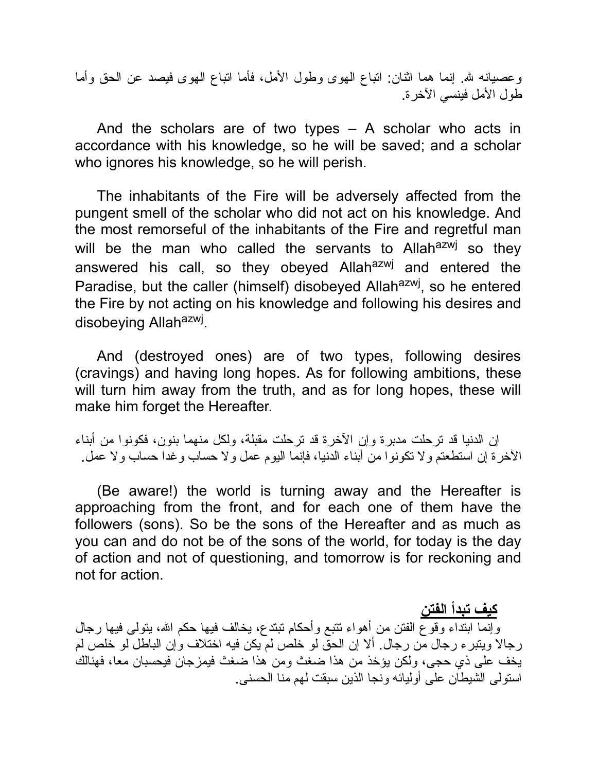وعصيانه لله. إنما هما اثنان: اتباع الهوى وطول الأمل، فأما اتباع الهوى فيصد عن الحق وأما طول الأمل فينسي الآخرة.

And the scholars are of two types – A scholar who acts in accordance with his knowledge, so he will be saved; and a scholar who ignores his knowledge, so he will perish.

The inhabitants of the Fire will be adversely affected from the pungent smell of the scholar who did not act on his knowledge. And the most remorseful of the inhabitants of the Fire and regretful man will be the man who called the servants to Allah[azwj] so they answered his call, so they obeyed Allah[azwj] and entered the Paradise, but the caller (himself) disobeyed Allah[azwj], so he entered the Fire by not acting on his knowledge and following his desires and disobeying Allah[azwj].

And (destroyed ones) are of two types, following desires (cravings) and having long hopes. As for following ambitions, these will turn him away from the truth, and as for long hopes, these will make him forget the Hereafter.

إن الدنيا قد ترحلت مدبرة وإن الآخرة قد ترحلت مقبلة، ولكل منهما بنون، فكونوا من أبناء الآخرة إن استطعتم ولا تكونوا من أبناء الدنيا، فإنما اليوم عمل ولا حساب وغدا حساب ولا عمل.

(Be aware!) the world is turning away and the Hereafter is approaching from the front, and for each one of them have the followers (sons). So be the sons of the Hereafter and as much as you can and do not be of the sons of the world, for today is the day of action and not of questioning, and tomorrow is for reckoning and not for action.

## كيف تبدأ الفتن

وإنما ابتداء وقوع الفتن من أهواء تتبع وأحكام تبتدع، يخالف فيها حكم الله، يتولى فيها رجال رجالا ويتبرء رجال من رجال. ألا إن الحق لو خلص لم يكن فيه اختلاف وإن الباطل لو خلص لم يخف على ذي حجى، ولكن يؤخذ من هذا ضغث ومن هذا ضغث فيمزجان فيحسبان معا، فهنالك استولى الشيطان على أوليائه ونجا الذين سبقت لهم منا الحسنى.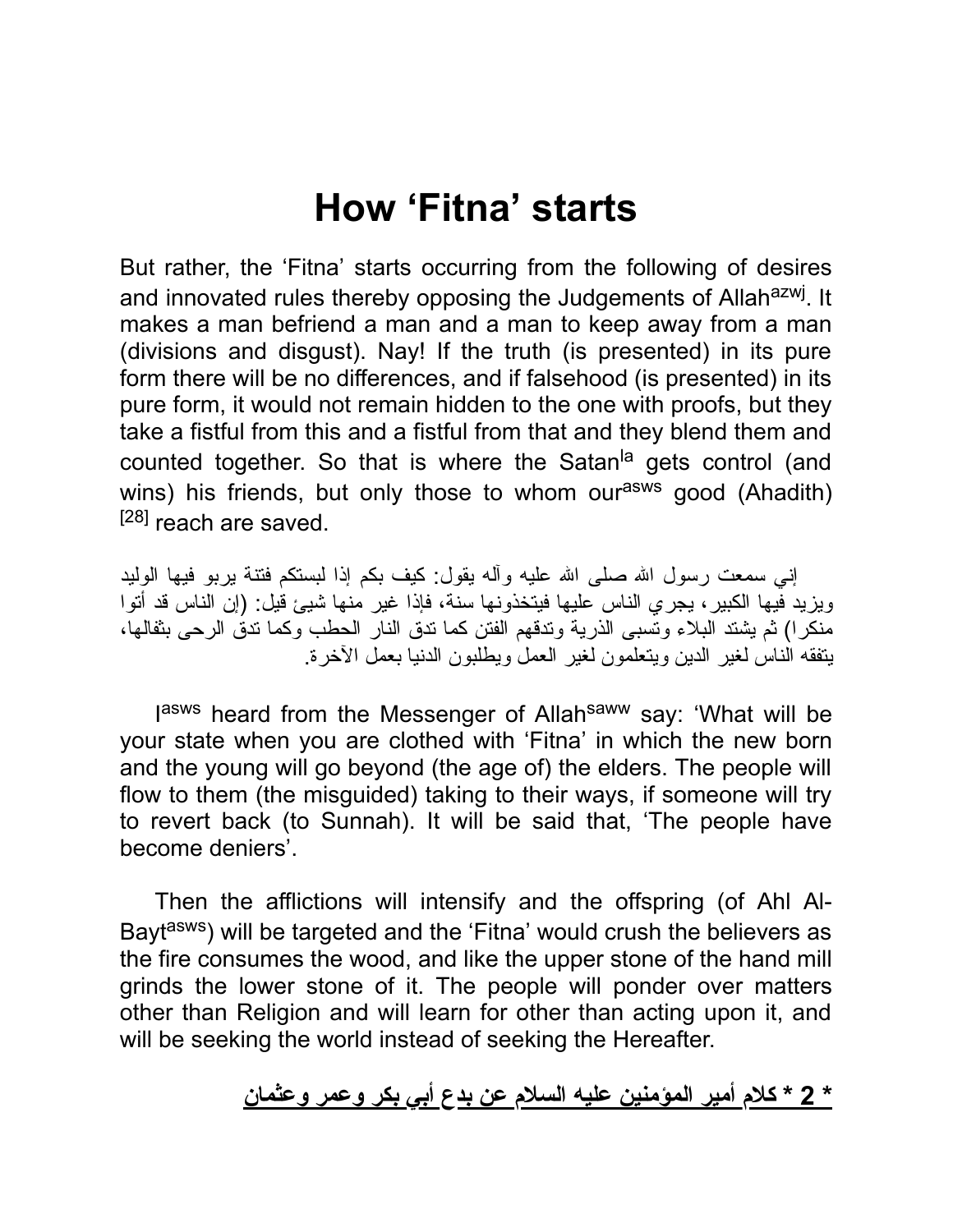# How 'Fitna' starts

But rather, the 'Fitna' starts occurring from the following of desires and innovated rules thereby opposing the Judgements of Allah[azwj]. It makes a man befriend a man and a man to keep away from a man (divisions and disgust). Nay! If the truth (is presented) in its pure form there will be no differences, and if falsehood (is presented) in its pure form, it would not remain hidden to the one with proofs, but they take a fistful from this and a fistful from that and they blend them and counted together. So that is where the Satan[la] gets control (and wins) his friends, but only those to whom our[asws] good (Ahadith) [28] reach are saved.

إني سمعت رسول الله صلى الله عليه وآله يقول: كيف بكم إذا لبستكم فتنة يربو فيها الوليد ويزيد فيها الكبير، يجري الناس عليها فيتخذونها سنة، فإذا غير منها شيئ قيل: (إن الناس قد أتوا منكرا) ثم يشتد البلاء وتسبى الذرية وتدقهم الفتن كما تدق النار الحطب وكما تدق الرحى بثفالها، يتفقه الناس لغير الدين ويتعلمون لغير العمل ويطلبون الدنيا بعمل الآخرة.

I[asws] heard from the Messenger of Allah[saww] say: 'What will be your state when you are clothed with 'Fitna' in which the new born and the young will go beyond (the age of) the elders. The people will flow to them (the misguided) taking to their ways, if someone will try to revert back (to Sunnah). It will be said that, 'The people have become deniers'.

Then the afflictions will intensify and the offspring (of Ahl Al-Bayt[asws]) will be targeted and the 'Fitna' would crush the believers as the fire consumes the wood, and like the upper stone of the hand mill grinds the lower stone of it. The people will ponder over matters other than Religion and will learn for other than acting upon it, and will be seeking the world instead of seeking the Hereafter.

**2 * كلام أمير المؤمنين عليه السلام عن بدع أبي بكر وعمر وعثمان ***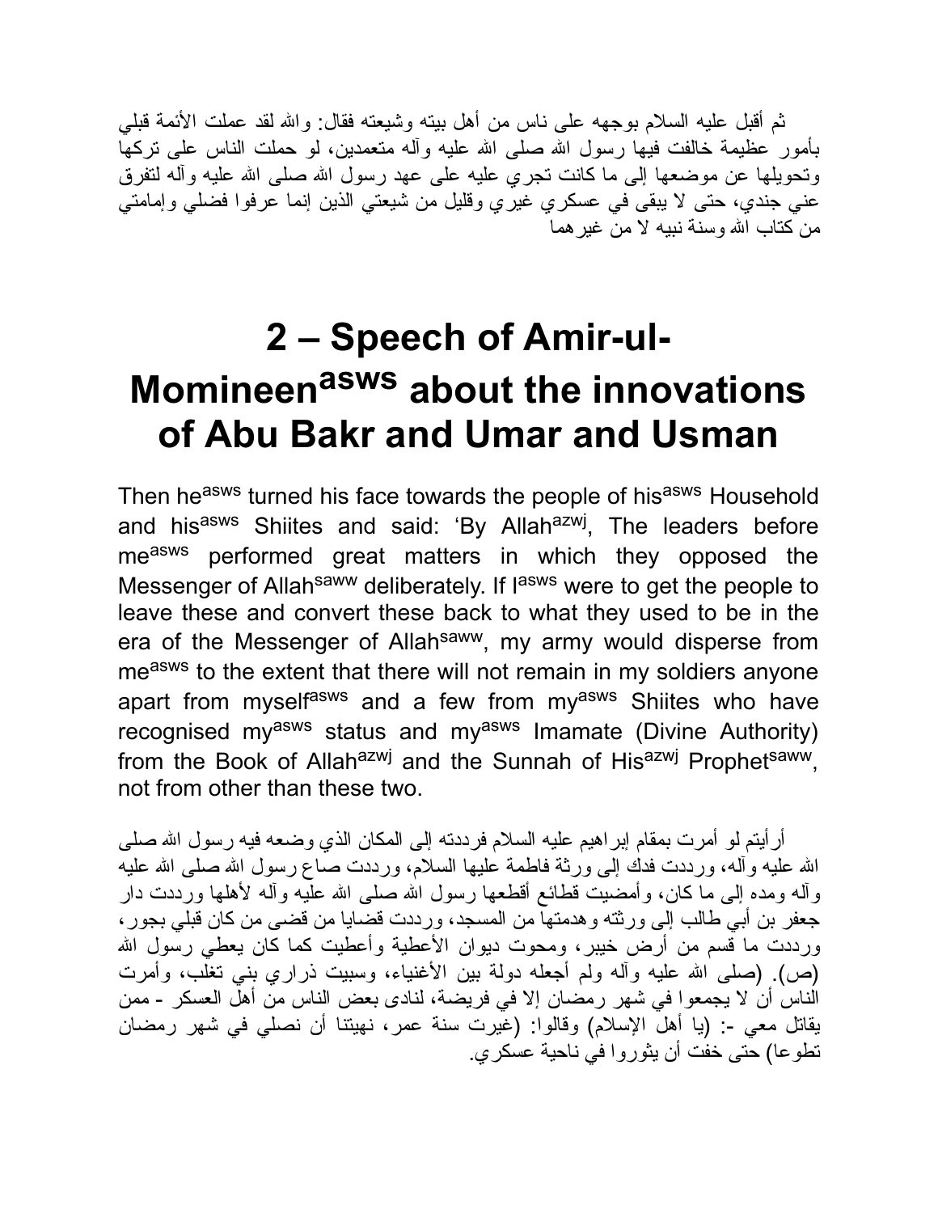ثم أقبل عليه السلام بوجهه على ناس من أهل بيته وشيعته فقال: والله لقد عملت الأئمة قبلي بأمور عظيمة خالفت فيها رسول الله صلى الله عليه وآله متعمدين، لو حملت الناس على تركها وتحويلها عن موضعها إلى ما كانت تجري عليه على عهد رسول الله صلى الله عليه وآله لتفرق عني جندي، حتى لا يبقى في عسكري غيري وقليل من شيعتي الذين إنما عرفوا فضلي وإمامتي من كتاب الله وسنة نبيه لا من غيرهما

# 2 – Speech of Amir-ul-Momineen[asws] about the innovations of Abu Bakr and Umar and Usman

Then he[asws] turned his face towards the people of his[asws] Household and his[asws] Shiites and said: 'By Allah[azwj], The leaders before me[asws] performed great matters in which they opposed the Messenger of Allah[saww] deliberately. If I[asws] were to get the people to leave these and convert these back to what they used to be in the era of the Messenger of Allah[saww], my army would disperse from me[asws] to the extent that there will not remain in my soldiers anyone apart from myself[asws] and a few from my[asws] Shiites who have recognised my[asws] status and my[asws] Imamate (Divine Authority) from the Book of Allah[azwj] and the Sunnah of His[azwj] Prophet[saww], not from other than these two.

أرأيتم لو أمرت بمقام إبراهيم عليه السلام فرددته إلى المكان الذي وضعه فيه رسول الله صلى الله عليه وآله، ورددت فدك إلى ورثة فاطمة عليها السلام، ورددت صاع رسول الله صلى الله عليه وآله ومده إلى ما كان، وأمضيت قطائع أقطعها رسول الله صلى الله عليه وآله لأهلها ورددت دار جعفر بن أبي طالب إلى ورثته وهدمتها من المسجد، ورددت قضايا من قضى من كان قبلي بجور، ورددت ما قسم من أرض خيبر، ومحوت ديوان الأعطية وأعطيت كما كان يعطي رسول الله (ص). (صلى الله عليه وآله ولم أجعله دولة بين الأغنياء، وسبيت ذراري بني تغلب، وأمرت الناس أن لا يجمعوا في شهر رمضان إلا في فريضة، لنادى بعض الناس من أهل العسكر - ممن يقاتل معي -: (يا أهل الإسلام) وقالوا: (غيرت سنة عمر، نهيتنا أن نصلي في شهر رمضان تطوعا) حتى خفت أن يثوروا في ناحية عسكري.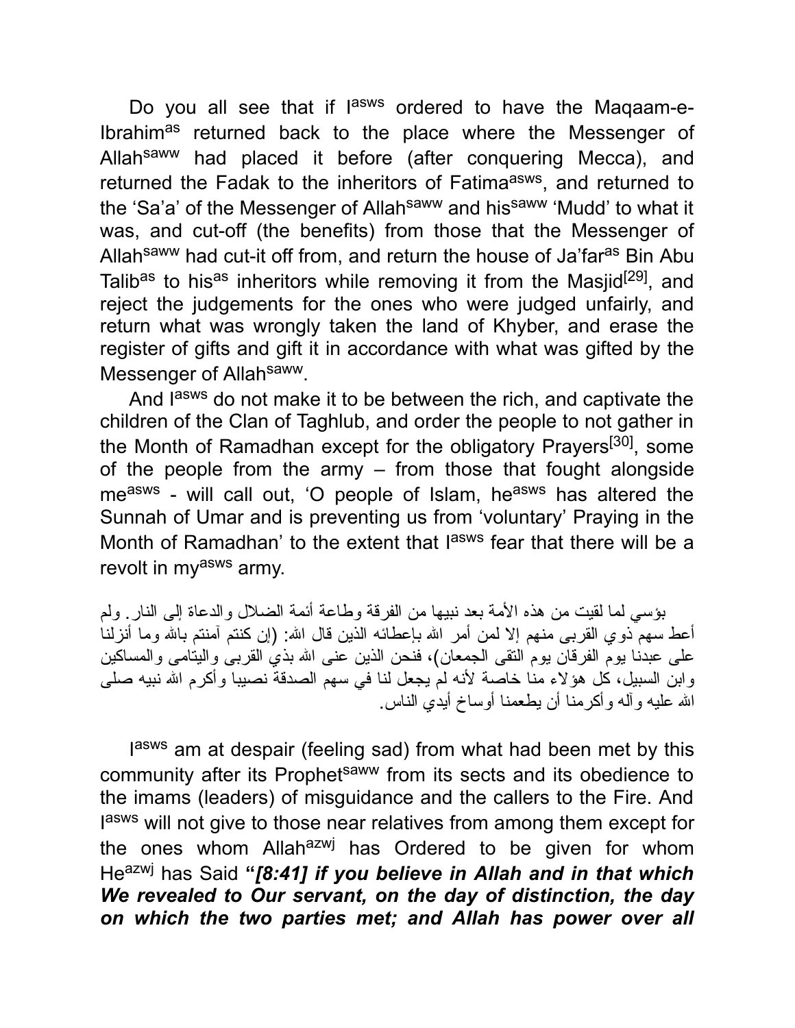Do you all see that if I[asws] ordered to have the Maqaam-e-Ibrahim[as] returned back to the place where the Messenger of Allah[saww] had placed it before (after conquering Mecca), and returned the Fadak to the inheritors of Fatima[asws], and returned to the 'Sa'a' of the Messenger of Allah[saww] and his[saww] 'Mudd' to what it was, and cut-off (the benefits) from those that the Messenger of Allah[saww] had cut-it off from, and return the house of Ja'far[as] Bin Abu Talib[as] to his[as] inheritors while removing it from the Masjid[29], and reject the judgements for the ones who were judged unfairly, and return what was wrongly taken the land of Khyber, and erase the register of gifts and gift it in accordance with what was gifted by the Messenger of Allah[saww].

And I[asws] do not make it to be between the rich, and captivate the children of the Clan of Taghlub, and order the people to not gather in the Month of Ramadhan except for the obligatory Prayers[30], some of the people from the army – from those that fought alongside me[asws] - will call out, 'O people of Islam, he[asws] has altered the Sunnah of Umar and is preventing us from 'voluntary' Praying in the Month of Ramadhan' to the extent that I[asws] fear that there will be a revolt in my[asws] army.

بؤسي لما لقيت من هذه الأمة بعد نبيها من الفرقة وطاعة أئمة الضلال والدعاة إلى النار. ولم أعط سهم ذوي القربى منهم إلا لمن أمر الله بإعطائه الذين قال الله: (إن كنتم آمنتم بالله وما أنزلنا على عبدنا يوم الفرقان يوم التقى الجمعان)، فنحن الذين عنى الله بذي القربى واليتامى والمساكين وابن السبيل، كل هؤلاء منا خاصة لأنه لم يجعل لنا في سهم الصدقة نصيبا وأكرم الله نبيه صلى الله عليه وآله وأكرمنا أن يطعمنا أوساخ أيدي الناس.

I[asws] am at despair (feeling sad) from what had been met by this community after its Prophet[saww] from its sects and its obedience to the imams (leaders) of misguidance and the callers to the Fire. And I[asws] will not give to those near relatives from among them except for the ones whom Allah[azwj] has Ordered to be given for whom He[azwj] has Said **"*[8:41] if you believe in Allah and in that which We revealed to Our servant, on the day of distinction, the day on which the two parties met; and Allah has power over all***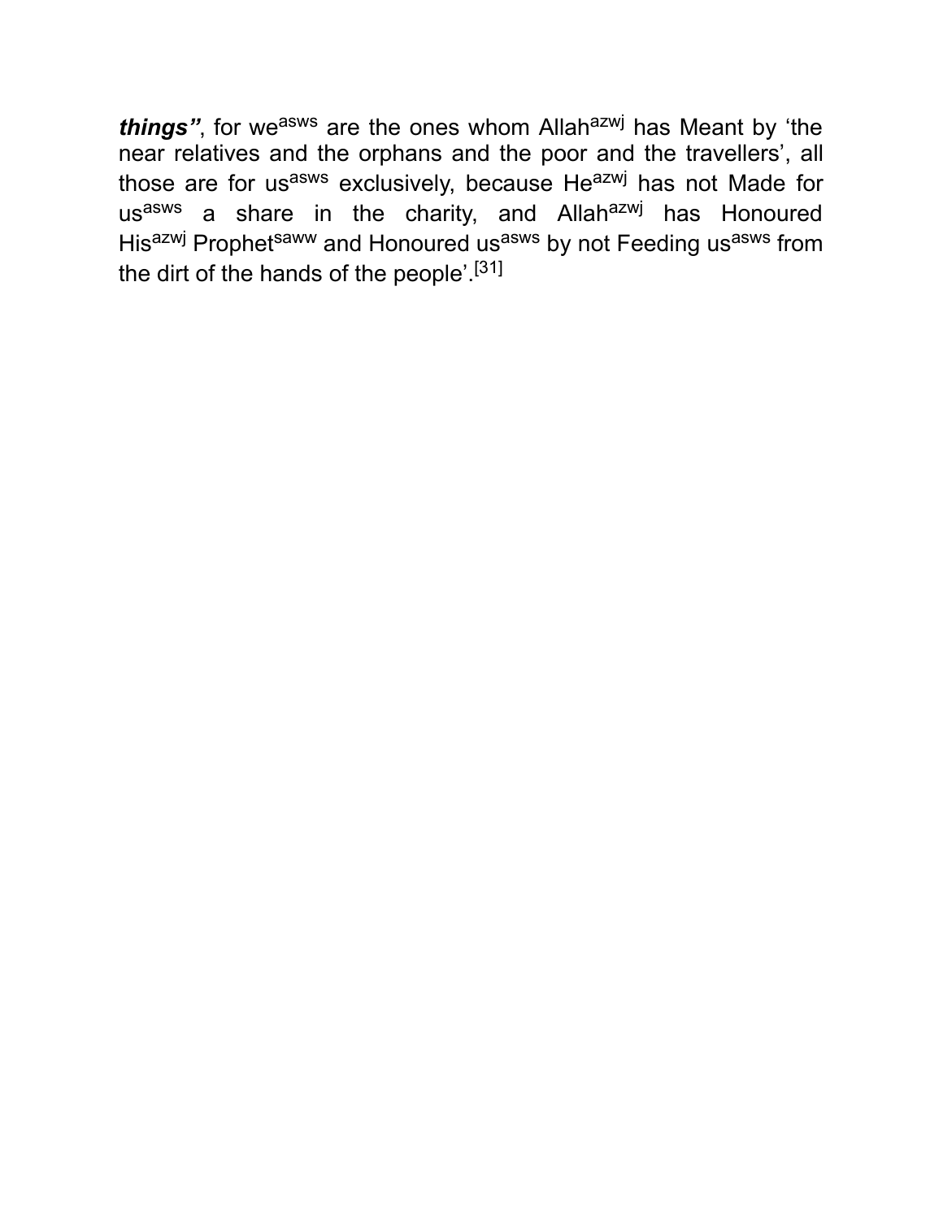***things”***, for we[asws] are the ones whom Allah[azwj] has Meant by ‘the near relatives and the orphans and the poor and the travellers’, all those are for us[asws] exclusively, because He[azwj] has not Made for us[asws] a share in the charity, and Allah[azwj] has Honoured His[azwj] Prophet[saww] and Honoured us[asws] by not Feeding us[asws] from the dirt of the hands of the people’.[31]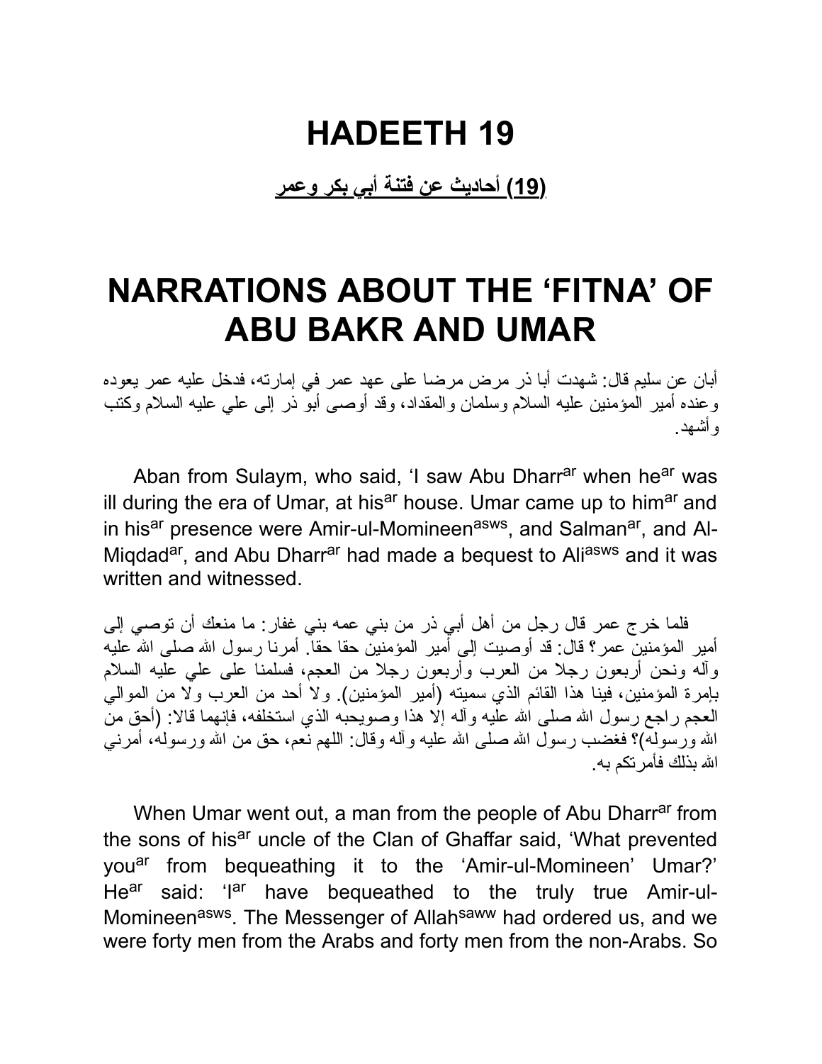# HADEETH 19

**(19) أحاديث عن فتنة أبي بكر وعمر**

# NARRATIONS ABOUT THE ‘FITNA’ OF ABU BAKR AND UMAR

أبان عن سليم قال: شهدت أبا ذر مرض مرضا على عهد عمر في إمارته، فدخل عليه عمر يعوده وعنده أمير المؤمنين عليه السلام وسلمان والمقداد، وقد أوصى أبو ذر إلى علي عليه السلام وكتب وأشهد.

Aban from Sulaym, who said, ‘I saw Abu Dharr[ar] when he[ar] was ill during the era of Umar, at his[ar] house. Umar came up to him[ar] and in his[ar] presence were Amir-ul-Momineen[asws], and Salman[ar], and Al-Miqdad[ar], and Abu Dharr[ar] had made a bequest to Ali[asws] and it was written and witnessed.

فلما خرج عمر قال رجل من أهل أبي ذر من بني عمه بني غفار: ما منعك أن توصي إلى أمير المؤمنين عمر؟ قال: قد أوصيت إلى أمير المؤمنين حقا حقا. أمرنا رسول الله صلى الله عليه وآله ونحن أربعون رجلا من العرب وأربعون رجلا من العجم، فسلمنا على علي عليه السلام بإمرة المؤمنين، فينا هذا القائم الذي سميته (أمير المؤمنين). ولا أحد من العرب ولا من الموالي العجم راجع رسول الله صلى الله عليه وآله إلا هذا وصويحبه الذي استخلفه، فإنهما قالا: (أحق من الله ورسوله)؟ فغضب رسول الله صلى الله عليه وآله وقال: اللهم نعم، حق من الله ورسوله، أمرني الله بذلك فأمرتكم به.

When Umar went out, a man from the people of Abu Dharr[ar] from the sons of his[ar] uncle of the Clan of Ghaffar said, ‘What prevented you[ar] from bequeathing it to the ‘Amir-ul-Momineen’ Umar?’ He[ar] said: ‘I[ar] have bequeathed to the truly true Amir-ul-Momineen[asws]. The Messenger of Allah[saww] had ordered us, and we were forty men from the Arabs and forty men from the non-Arabs. So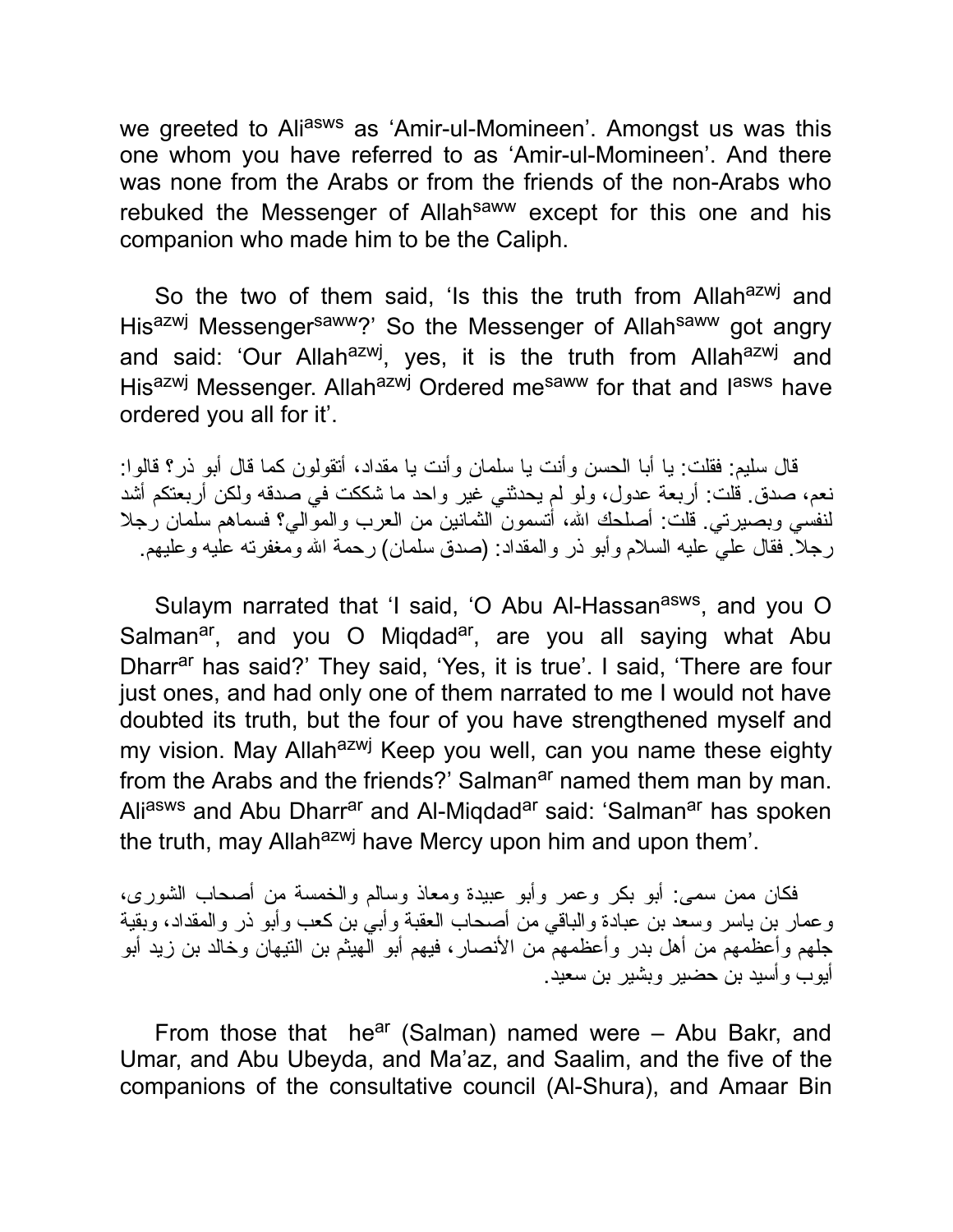we greeted to Ali[asws] as 'Amir-ul-Momineen'. Amongst us was this one whom you have referred to as 'Amir-ul-Momineen'. And there was none from the Arabs or from the friends of the non-Arabs who rebuked the Messenger of Allah[saww] except for this one and his companion who made him to be the Caliph.

So the two of them said, 'Is this the truth from Allah[azwj] and His[azwj] Messenger[saww]?' So the Messenger of Allah[saww] got angry and said: 'Our Allah[azwj], yes, it is the truth from Allah[azwj] and His[azwj] Messenger. Allah[azwj] Ordered me[saww] for that and I[asws] have ordered you all for it'.

قال سليم: فقلت: يا أبا الحسن وأنت يا سلمان وأنت يا مقداد، أتقولون كما قال أبو ذر؟ قالوا: نعم، صدق. قلت: أربعة عدول، ولو لم يحدثني غير واحد ما شككت في صدقه ولكن أربعتكم أشد لنفسي وبصيرتي. قلت: أصلحك الله، أتسمون الثمانين من العرب والموالي؟ فسماهم سلمان رجلا رجلا. فقال علي عليه السلام وأبو ذر والمقداد: (صدق سلمان) رحمة الله ومغفرته عليه وعليهم.

Sulaym narrated that 'I said, 'O Abu Al-Hassan[asws], and you O Salman[ar], and you O Miqdad[ar], are you all saying what Abu Dharr[ar] has said?' They said, 'Yes, it is true'. I said, 'There are four just ones, and had only one of them narrated to me I would not have doubted its truth, but the four of you have strengthened myself and my vision. May Allah[azwj] Keep you well, can you name these eighty from the Arabs and the friends?' Salman[ar] named them man by man. Ali[asws] and Abu Dharr[ar] and Al-Miqdad[ar] said: 'Salman[ar] has spoken the truth, may Allah[azwj] have Mercy upon him and upon them'.

فكان ممن سمى: أبو بكر وعمر وأبو عبيدة ومعاذ وسالم والخمسة من أصحاب الشورى، وعمار بن ياسر وسعد بن عبادة والباقي من أصحاب العقبة وأبي بن كعب وأبو ذر والمقداد، وبقية جلهم وأعظمهم من أهل بدر وأعظمهم من الأنصار، فيهم أبو الهيثم بن التيهان وخالد بن زيد أبو أيوب وأسيد بن حضير وبشير بن سعيد.

From those that he[ar] (Salman) named were – Abu Bakr, and Umar, and Abu Ubeyda, and Ma'az, and Saalim, and the five of the companions of the consultative council (Al-Shura), and Amaar Bin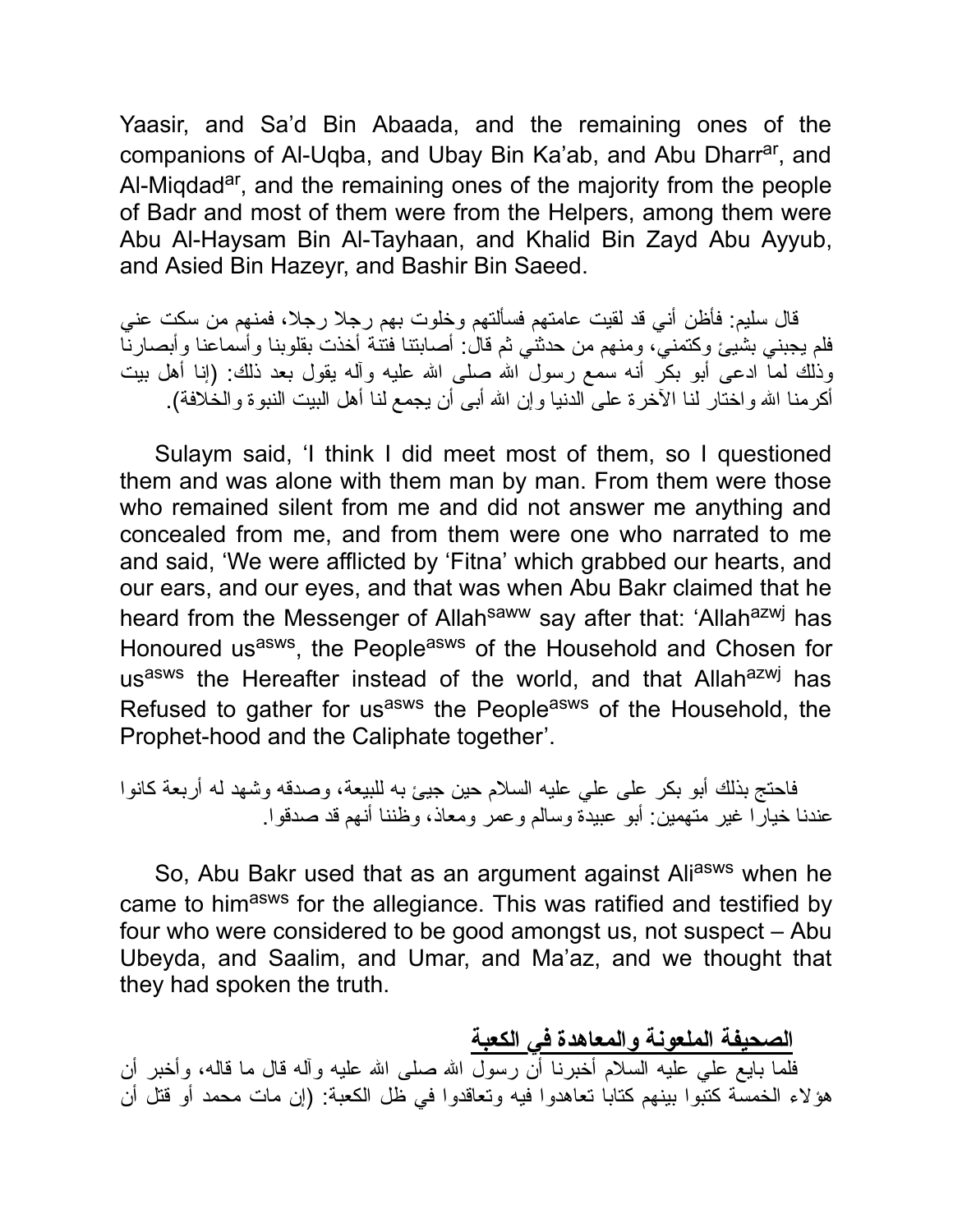Yaasir, and Sa'd Bin Abaada, and the remaining ones of the companions of Al-Uqba, and Ubay Bin Ka'ab, and Abu Dharr[ar], and Al-Miqdad[ar], and the remaining ones of the majority from the people of Badr and most of them were from the Helpers, among them were Abu Al-Haysam Bin Al-Tayhaan, and Khalid Bin Zayd Abu Ayyub, and Asied Bin Hazeyr, and Bashir Bin Saeed.

قال سليم: فأظن أني قد لقيت عامتهم فسألتهم وخلوت بهم رجلا رجلا، فمنهم من سكت عني فلم يجبني بشيئ وكتمني، ومنهم من حدثني ثم قال: أصابتنا فتنة أخذت بقلوبنا وأسماعنا وأبصارنا وذلك لما ادعى أبو بكر أنه سمع رسول الله صلى الله عليه وآله يقول بعد ذلك: (إنا أهل بيت أكرمنا الله واختار لنا الآخرة على الدنيا وإن الله أبى أن يجمع لنا أهل البيت النبوة والخلافة).

Sulaym said, 'I think I did meet most of them, so I questioned them and was alone with them man by man. From them were those who remained silent from me and did not answer me anything and concealed from me, and from them were one who narrated to me and said, 'We were afflicted by 'Fitna' which grabbed our hearts, and our ears, and our eyes, and that was when Abu Bakr claimed that he heard from the Messenger of Allah[saww] say after that: 'Allah[azwj] has Honoured us[asws], the People[asws] of the Household and Chosen for us[asws] the Hereafter instead of the world, and that Allah[azwj] has Refused to gather for us[asws] the People[asws] of the Household, the Prophet-hood and the Caliphate together'.

فاحتج بذلك أبو بكر على علي عليه السلام حين جيئ به للبيعة، وصدقه وشهد له أربعة كانوا عندنا خيارا غير متهمين: أبو عبيدة وسالم وعمر ومعاذ، وظننا أنهم قد صدقوا.

So, Abu Bakr used that as an argument against Ali[asws] when he came to him[asws] for the allegiance. This was ratified and testified by four who were considered to be good amongst us, not suspect – Abu Ubeyda, and Saalim, and Umar, and Ma'az, and we thought that they had spoken the truth.

## الصحيفة الملعونة والمعاهدة في الكعبة

فلما بايع علي عليه السلام أخبرنا أن رسول الله صلى الله عليه وآله قال ما قاله، وأخبر أن هؤلاء الخمسة كتبوا بينهم كتابا تعاهدوا فيه وتعاقدوا في ظل الكعبة: (إن مات محمد أو قتل أن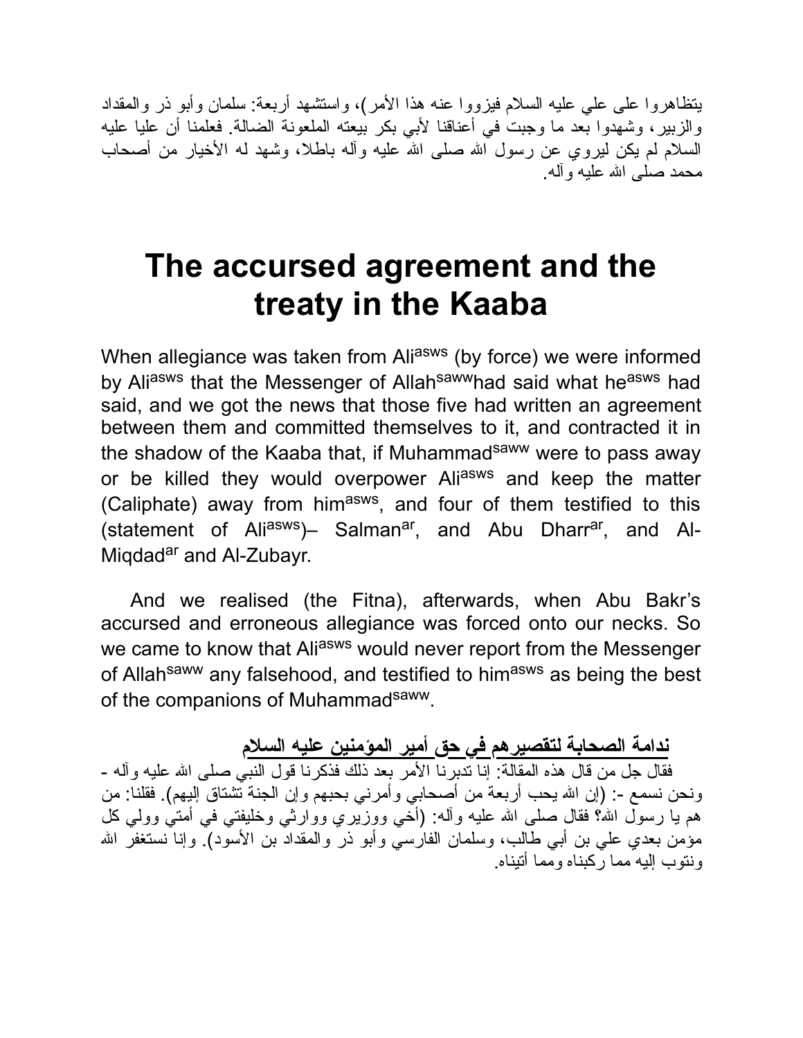يتظاهروا على علي عليه السلام فيزووا عنه هذا الأمر)، واستشهد أربعة: سلمان وأبو ذر والمقداد والزبير، وشهدوا بعد ما وجبت في أعناقنا لأبي بكر بيعته الملعونة الضالة. فعلمنا أن عليا عليه السلام لم يكن ليروي عن رسول الله صلى الله عليه وآله باطلا، وشهد له الأخيار من أصحاب محمد صلى الله عليه وآله.

# The accursed agreement and the treaty in the Kaaba

When allegiance was taken from Ali[asws] (by force) we were informed by Ali[asws] that the Messenger of Allah[saww]had said what he[asws] had said, and we got the news that those five had written an agreement between them and committed themselves to it, and contracted it in the shadow of the Kaaba that, if Muhammad[saww] were to pass away or be killed they would overpower Ali[asws] and keep the matter (Caliphate) away from him[asws], and four of them testified to this (statement of Ali[asws])– Salman[ar], and Abu Dharr[ar], and Al-Miqdad[ar] and Al-Zubayr.

And we realised (the Fitna), afterwards, when Abu Bakr's accursed and erroneous allegiance was forced onto our necks. So we came to know that Ali[asws] would never report from the Messenger of Allah[saww] any falsehood, and testified to him[asws] as being the best of the companions of Muhammad[saww].

**ندامة الصحابة لتقصيرهم في حق أمير المؤمنين عليه السلام**

فقال جل من قال هذه المقالة: إنا تدبرنا الأمر بعد ذلك فذكرنا قول النبي صلى الله عليه وآله - ونحن نسمع -: (إن الله يحب أربعة من أصحابي وأمرني بحبهم وإن الجنة تشتاق إليهم). فقلنا: من هم يا رسول الله؟ فقال صلى الله عليه وآله: (أخي ووزيري ووارثي وخليفتي في أمتي وولي كل مؤمن بعدي علي بن أبي طالب، وسلمان الفارسي وأبو ذر والمقداد بن الأسود). وإنا نستغفر الله ونتوب إليه مما ركبناه ومما أتيناه.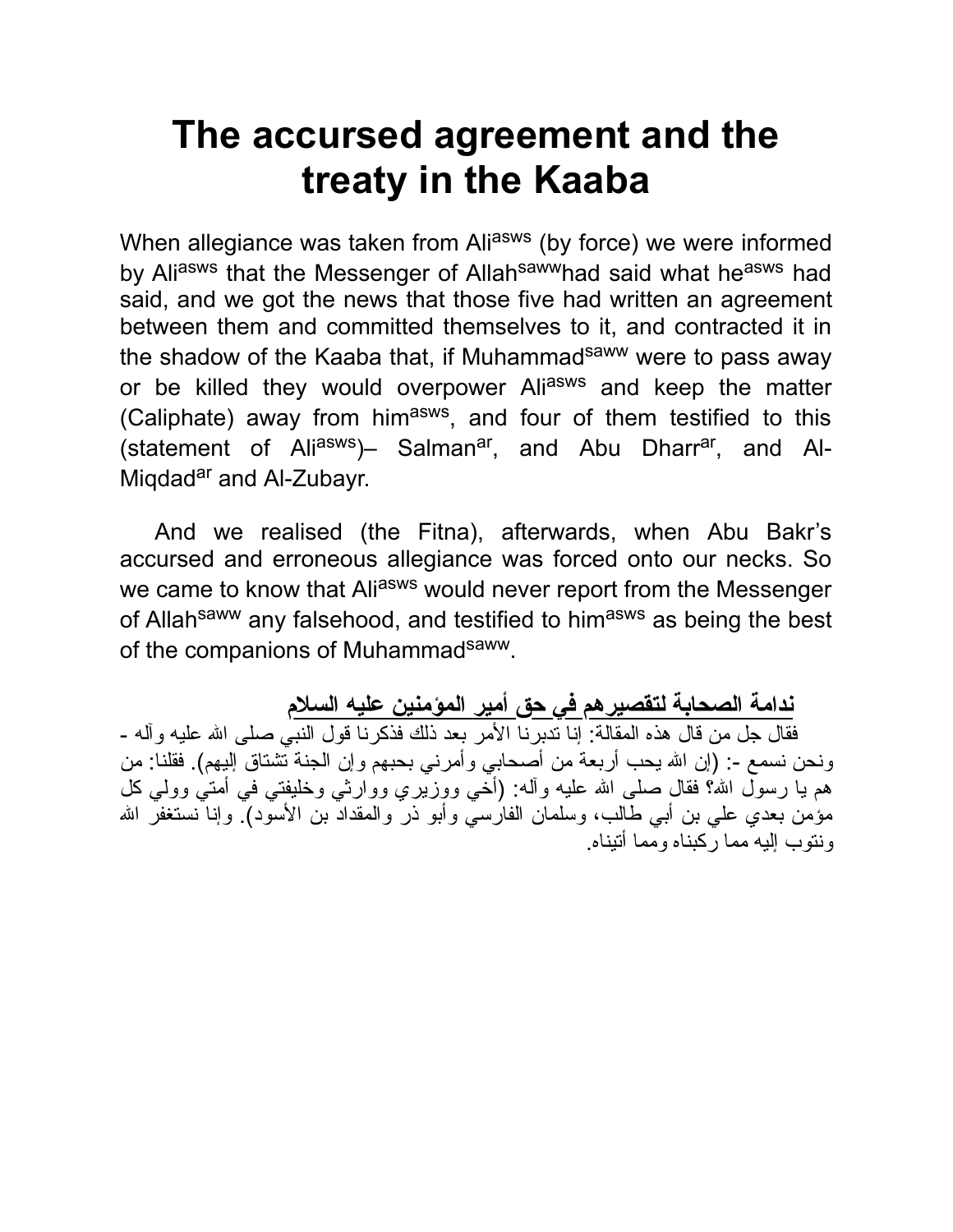# The accursed agreement and the treaty in the Kaaba

When allegiance was taken from Ali[asws] (by force) we were informed by Ali[asws] that the Messenger of Allah[saww]had said what he[asws] had said, and we got the news that those five had written an agreement between them and committed themselves to it, and contracted it in the shadow of the Kaaba that, if Muhammad[saww] were to pass away or be killed they would overpower Ali[asws] and keep the matter (Caliphate) away from him[asws], and four of them testified to this (statement of Ali[asws])– Salman[ar], and Abu Dharr[ar], and Al-Miqdad[ar] and Al-Zubayr.

And we realised (the Fitna), afterwards, when Abu Bakr's accursed and erroneous allegiance was forced onto our necks. So we came to know that Ali[asws] would never report from the Messenger of Allah[saww] any falsehood, and testified to him[asws] as being the best of the companions of Muhammad[saww].

**ندامة الصحابة لتقصيرهم في حق أمير المؤمنين عليه السلام**

فقال جل من قال هذه المقالة: إنا تدبرنا الأمر بعد ذلك فذكرنا قول النبي صلى الله عليه وآله - ونحن نسمع -: (إن الله يحب أربعة من أصحابي وأمرني بحبهم وإن الجنة تشتاق إليهم). فقلنا: من هم يا رسول الله؟ فقال صلى الله عليه وآله: (أخي ووزيري ووارثي وخليفتي في أمتي وولي كل مؤمن بعدي علي بن أبي طالب، وسلمان الفارسي وأبو ذر والمقداد بن الأسود). وإنا نستغفر الله ونتوب إليه مما ركبناه ومما أتيناه.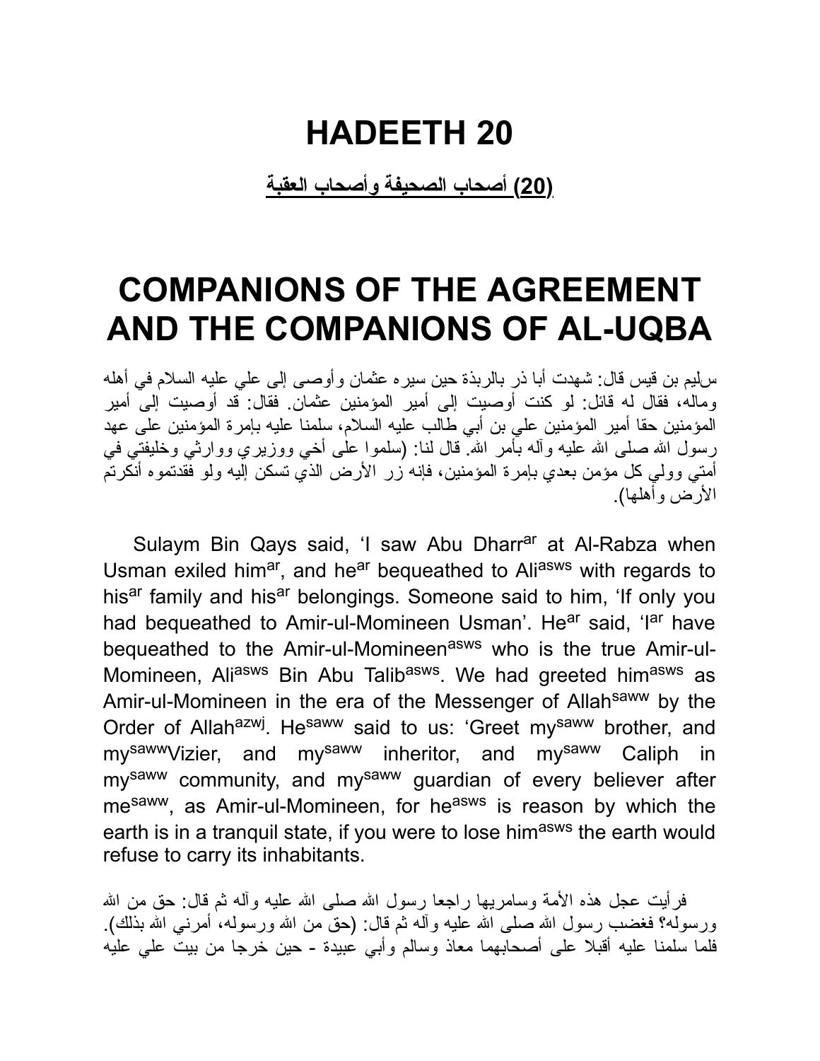# HADEETH 20

**(20) أصحاب الصحيفة وأصحاب العقبة**

# COMPANIONS OF THE AGREEMENT AND THE COMPANIONS OF AL-UQBA

سليم بن قيس قال: شهدت أبا ذر بالربذة حين سيره عثمان وأوصى إلى علي عليه السلام في أهله وماله، فقال له قائل: لو كنت أوصيت إلى أمير المؤمنين عثمان. فقال: قد أوصيت إلى أمير المؤمنين حقا أمير المؤمنين علي بن أبي طالب عليه السلام، سلمنا عليه بإمرة المؤمنين على عهد رسول الله صلى الله عليه وآله بأمر الله. قال لنا: (سلموا على أخي ووزيري ووارثي وخليفتي في أمتي وولي كل مؤمن بعدي بإمرة المؤمنين، فإنه زر الأرض الذي تسكن إليه ولو فقدتموه أنكرتم الأرض وأهلها).

Sulaym Bin Qays said, 'I saw Abu Dharr[ar] at Al-Rabza when Usman exiled him[ar], and he[ar] bequeathed to Ali[asws] with regards to his[ar] family and his[ar] belongings. Someone said to him, 'If only you had bequeathed to Amir-ul-Momineen Usman'. He[ar] said, 'I[ar] have bequeathed to the Amir-ul-Momineen[asws] who is the true Amir-ul-Momineen, Ali[asws] Bin Abu Talib[asws]. We had greeted him[asws] as Amir-ul-Momineen in the era of the Messenger of Allah[saww] by the Order of Allah[azwj]. He[saww] said to us: 'Greet my[saww] brother, and my[saww]Vizier, and my[saww] inheritor, and my[saww] Caliph in my[saww] community, and my[saww] guardian of every believer after me[saww], as Amir-ul-Momineen, for he[asws] is reason by which the earth is in a tranquil state, if you were to lose him[asws] the earth would refuse to carry its inhabitants.

فرأيت عجل هذه الأمة وسامريها راجعا رسول الله صلى الله عليه وآله ثم قال: حق من الله ورسوله؟ فغضب رسول الله صلى الله عليه وآله ثم قال: (حق من الله ورسوله، أمرني الله بذلك). فلما سلمنا عليه أقبلا على أصحابهما معاذ وسالم وأبي عبيدة - حين خرجا من بيت علي عليه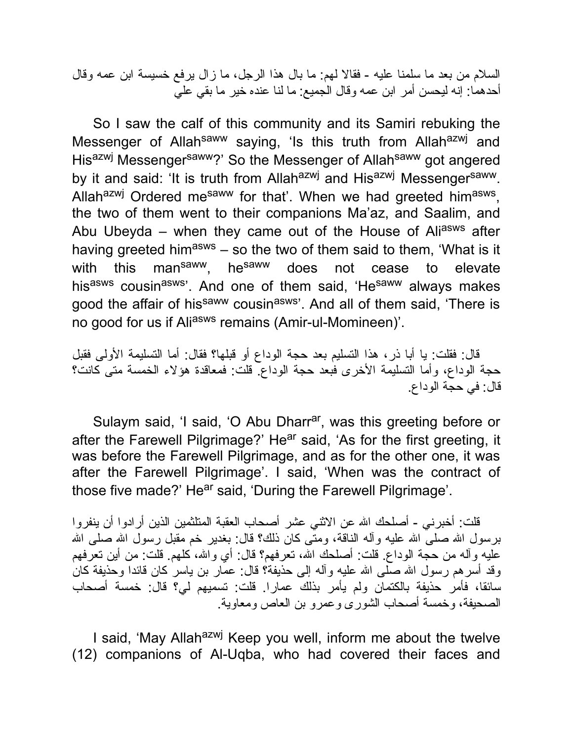السلام من بعد ما سلمنا عليه - فقالا لهم: ما بال هذا الرجل، ما زال يرفع خسيسة ابن عمه وقال أحدهما: إنه ليحسن أمر ابن عمه وقال الجميع: ما لنا عنده خير ما بقي علي

So I saw the calf of this community and its Samiri rebuking the Messenger of Allah[saww] saying, 'Is this truth from Allah[azwj] and His[azwj] Messenger[saww]?' So the Messenger of Allah[saww] got angered by it and said: 'It is truth from Allah[azwj] and His[azwj] Messenger[saww]. Allah[azwj] Ordered me[saww] for that'. When we had greeted him[asws], the two of them went to their companions Ma'az, and Saalim, and Abu Ubeyda – when they came out of the House of Ali[asws] after having greeted him[asws] – so the two of them said to them, 'What is it with this man[saww], he[saww] does not cease to elevate his[asws] cousin[asws]'. And one of them said, 'He[saww] always makes good the affair of his[saww] cousin[asws]'. And all of them said, 'There is no good for us if Ali[asws] remains (Amir-ul-Momineen)'.

قال: فقلت: يا أبا ذر، هذا التسليم بعد حجة الوداع أو قبلها؟ فقال: أما التسليمة الأولى فقبل حجة الوداع، وأما التسليمة الأخرى فبعد حجة الوداع. قلت: فمعاقدة هؤلاء الخمسة متى كانت؟ قال: في حجة الوداع.

Sulaym said, 'I said, 'O Abu Dharr[ar], was this greeting before or after the Farewell Pilgrimage?' He[ar] said, 'As for the first greeting, it was before the Farewell Pilgrimage, and as for the other one, it was after the Farewell Pilgrimage'. I said, 'When was the contract of those five made?' He[ar] said, 'During the Farewell Pilgrimage'.

قلت: أخبرني - أصلحك الله عن الاثني عشر أصحاب العقبة المتلثمين الذين أرادوا أن ينفروا برسول الله صلى الله عليه وآله الناقة، ومتى كان ذلك؟ قال: بغدير خم مقبل رسول الله صلى الله عليه وآله من حجة الوداع. قلت: أصلحك الله، تعرفهم؟ قال: أي والله، كلهم. قلت: من أين تعرفهم وقد أسرهم رسول الله صلى الله عليه وآله إلى حذيفة؟ قال: عمار بن ياسر كان قائدا وحذيفة كان سائقا، فأمر حذيفة بالكتمان ولم يأمر بذلك عمارا. قلت: تسميهم لي؟ قال: خمسة أصحاب الصحيفة، وخمسة أصحاب الشورى وعمرو بن العاص ومعاوية.

I said, 'May Allah[azwj] Keep you well, inform me about the twelve (12) companions of Al-Uqba, who had covered their faces and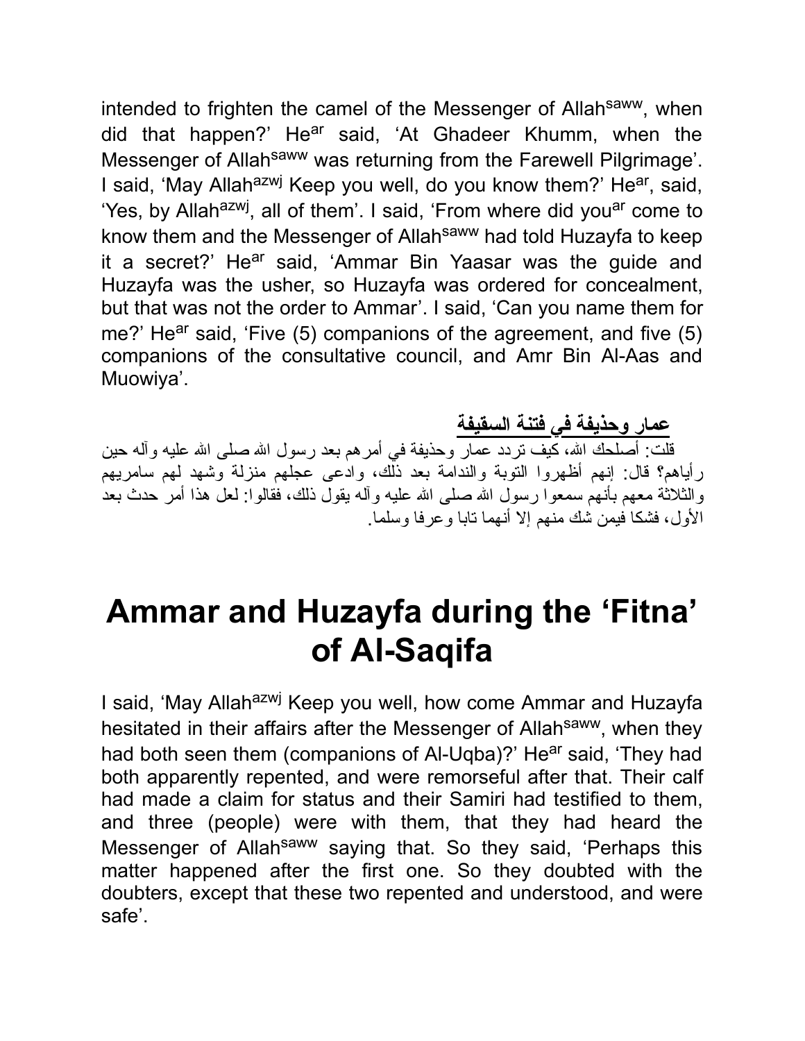intended to frighten the camel of the Messenger of Allah[saww], when did that happen?' He[ar] said, 'At Ghadeer Khumm, when the Messenger of Allah[saww] was returning from the Farewell Pilgrimage'. I said, 'May Allah[azwj] Keep you well, do you know them?' He[ar], said, 'Yes, by Allah[azwj], all of them'. I said, 'From where did you[ar] come to know them and the Messenger of Allah[saww] had told Huzayfa to keep it a secret?' He[ar] said, 'Ammar Bin Yaasar was the guide and Huzayfa was the usher, so Huzayfa was ordered for concealment, but that was not the order to Ammar'. I said, 'Can you name them for me?' He[ar] said, 'Five (5) companions of the agreement, and five (5) companions of the consultative council, and Amr Bin Al-Aas and Muowiya'.

**عمار وحذيفة في فتنة السقيفة**

قلت: أصلحك الله، كيف تردد عمار وحذيفة في أمرهم بعد رسول الله صلى الله عليه وآله حين رأياهم؟ قال: إنهم أظهروا التوبة والندامة بعد ذلك، وادعى عجلهم منزلة وشهد لهم سامريهم والثلاثة معهم بأنهم سمعوا رسول الله صلى الله عليه وآله يقول ذلك، فقالوا: لعل هذا أمر حدث بعد الأول، فشكا فيمن شك منهم إلا أنهما تابا وعرفا وسلما.

# Ammar and Huzayfa during the 'Fitna' of Al-Saqifa

I said, 'May Allah[azwj] Keep you well, how come Ammar and Huzayfa hesitated in their affairs after the Messenger of Allah[saww], when they had both seen them (companions of Al-Uqba)?' He[ar] said, 'They had both apparently repented, and were remorseful after that. Their calf had made a claim for status and their Samiri had testified to them, and three (people) were with them, that they had heard the Messenger of Allah[saww] saying that. So they said, 'Perhaps this matter happened after the first one. So they doubted with the doubters, except that these two repented and understood, and were safe'.